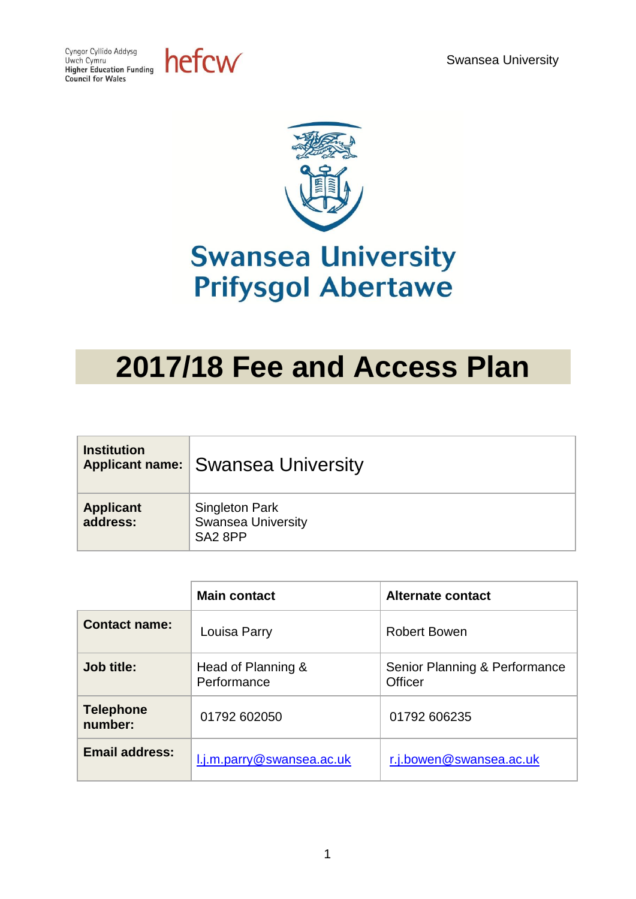Cyngor Cyllido Addysg Uwch Cymru
Higher Education Funding Council for Wales

hefcw

Swansea University

Swansea University
Prifysgol Abertawe

# 2017/18 Fee and Access Plan

| | |
|---|---|
| **Institution Applicant name:** | Swansea University |
| **Applicant address:** | Singleton Park<br>Swansea University<br>SA2 8PP |

| | **Main contact** | **Alternate contact** |
|---|---|---|
| **Contact name:** | Louisa Parry | Robert Bowen |
| **Job title:** | Head of Planning & Performance | Senior Planning & Performance Officer |
| **Telephone number:** | 01792 602050 | 01792 606235 |
| **Email address:** | l.j.m.parry@swansea.ac.uk | r.j.bowen@swansea.ac.uk |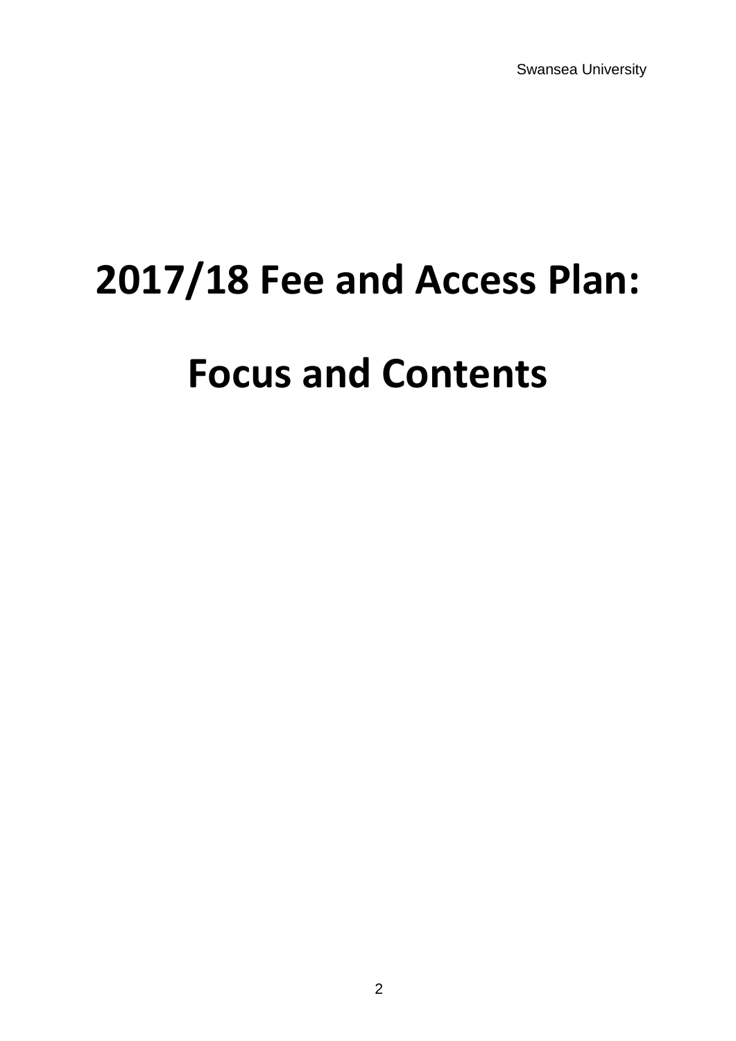# 2017/18 Fee and Access Plan:

# Focus and Contents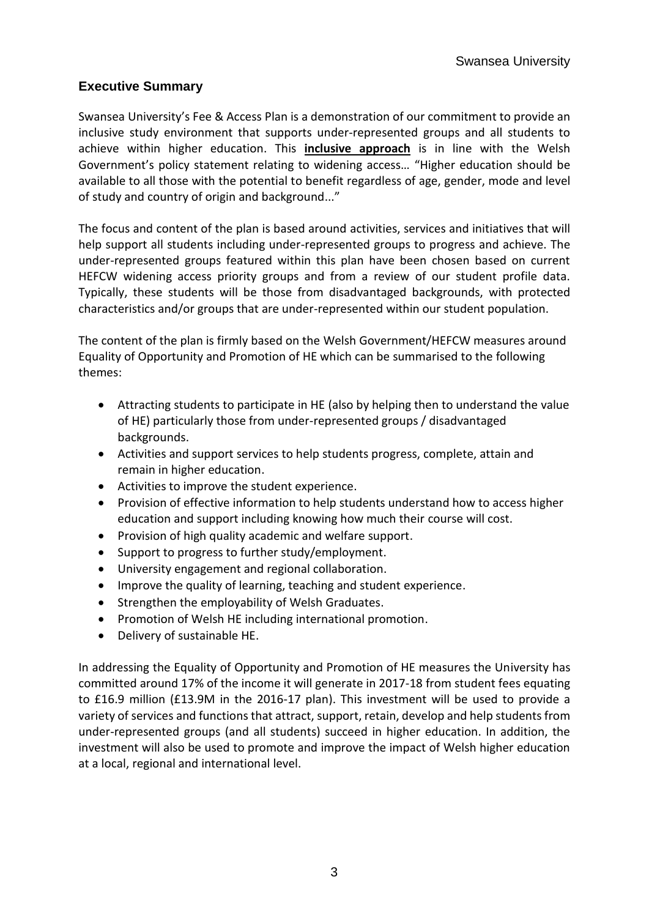## Executive Summary

Swansea University's Fee & Access Plan is a demonstration of our commitment to provide an inclusive study environment that supports under-represented groups and all students to achieve within higher education. This **inclusive approach** is in line with the Welsh Government's policy statement relating to widening access… "Higher education should be available to all those with the potential to benefit regardless of age, gender, mode and level of study and country of origin and background..."

The focus and content of the plan is based around activities, services and initiatives that will help support all students including under-represented groups to progress and achieve. The under-represented groups featured within this plan have been chosen based on current HEFCW widening access priority groups and from a review of our student profile data. Typically, these students will be those from disadvantaged backgrounds, with protected characteristics and/or groups that are under-represented within our student population.

The content of the plan is firmly based on the Welsh Government/HEFCW measures around Equality of Opportunity and Promotion of HE which can be summarised to the following themes:

- Attracting students to participate in HE (also by helping then to understand the value of HE) particularly those from under-represented groups / disadvantaged backgrounds.
- Activities and support services to help students progress, complete, attain and remain in higher education.
- Activities to improve the student experience.
- Provision of effective information to help students understand how to access higher education and support including knowing how much their course will cost.
- Provision of high quality academic and welfare support.
- Support to progress to further study/employment.
- University engagement and regional collaboration.
- Improve the quality of learning, teaching and student experience.
- Strengthen the employability of Welsh Graduates.
- Promotion of Welsh HE including international promotion.
- Delivery of sustainable HE.

In addressing the Equality of Opportunity and Promotion of HE measures the University has committed around 17% of the income it will generate in 2017-18 from student fees equating to £16.9 million (£13.9M in the 2016-17 plan). This investment will be used to provide a variety of services and functions that attract, support, retain, develop and help students from under-represented groups (and all students) succeed in higher education. In addition, the investment will also be used to promote and improve the impact of Welsh higher education at a local, regional and international level.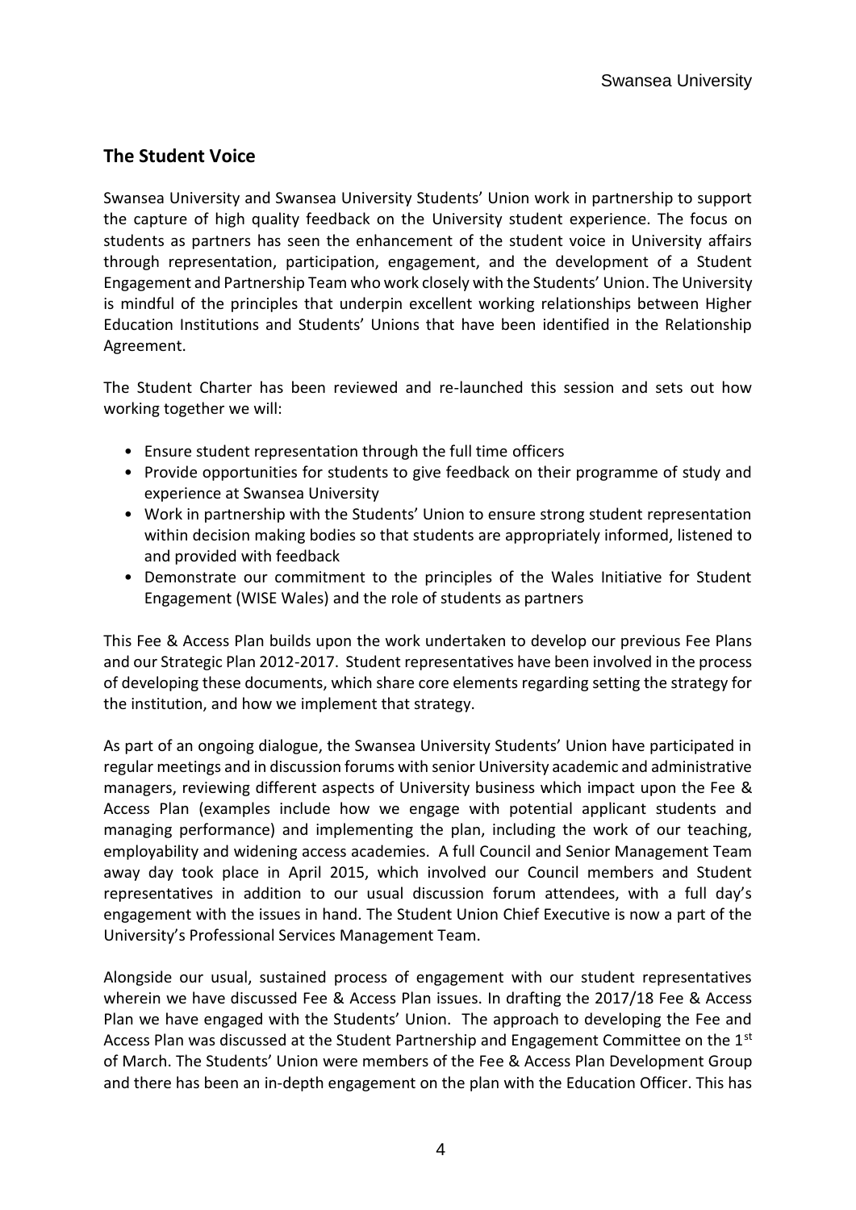## The Student Voice

Swansea University and Swansea University Students' Union work in partnership to support the capture of high quality feedback on the University student experience. The focus on students as partners has seen the enhancement of the student voice in University affairs through representation, participation, engagement, and the development of a Student Engagement and Partnership Team who work closely with the Students' Union. The University is mindful of the principles that underpin excellent working relationships between Higher Education Institutions and Students' Unions that have been identified in the Relationship Agreement.

The Student Charter has been reviewed and re-launched this session and sets out how working together we will:

- Ensure student representation through the full time officers
- Provide opportunities for students to give feedback on their programme of study and experience at Swansea University
- Work in partnership with the Students' Union to ensure strong student representation within decision making bodies so that students are appropriately informed, listened to and provided with feedback
- Demonstrate our commitment to the principles of the Wales Initiative for Student Engagement (WISE Wales) and the role of students as partners

This Fee & Access Plan builds upon the work undertaken to develop our previous Fee Plans and our Strategic Plan 2012-2017. Student representatives have been involved in the process of developing these documents, which share core elements regarding setting the strategy for the institution, and how we implement that strategy.

As part of an ongoing dialogue, the Swansea University Students' Union have participated in regular meetings and in discussion forums with senior University academic and administrative managers, reviewing different aspects of University business which impact upon the Fee & Access Plan (examples include how we engage with potential applicant students and managing performance) and implementing the plan, including the work of our teaching, employability and widening access academies. A full Council and Senior Management Team away day took place in April 2015, which involved our Council members and Student representatives in addition to our usual discussion forum attendees, with a full day's engagement with the issues in hand. The Student Union Chief Executive is now a part of the University's Professional Services Management Team.

Alongside our usual, sustained process of engagement with our student representatives wherein we have discussed Fee & Access Plan issues. In drafting the 2017/18 Fee & Access Plan we have engaged with the Students' Union. The approach to developing the Fee and Access Plan was discussed at the Student Partnership and Engagement Committee on the 1st of March. The Students' Union were members of the Fee & Access Plan Development Group and there has been an in-depth engagement on the plan with the Education Officer. This has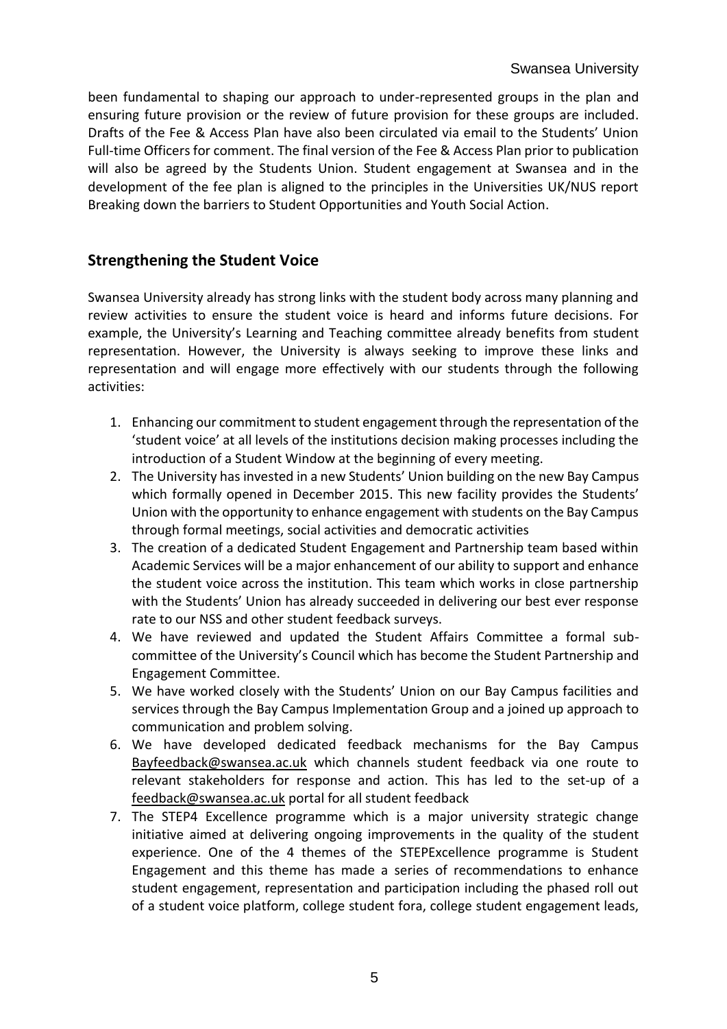been fundamental to shaping our approach to under-represented groups in the plan and ensuring future provision or the review of future provision for these groups are included. Drafts of the Fee & Access Plan have also been circulated via email to the Students' Union Full-time Officers for comment. The final version of the Fee & Access Plan prior to publication will also be agreed by the Students Union. Student engagement at Swansea and in the development of the fee plan is aligned to the principles in the Universities UK/NUS report Breaking down the barriers to Student Opportunities and Youth Social Action.

## Strengthening the Student Voice

Swansea University already has strong links with the student body across many planning and review activities to ensure the student voice is heard and informs future decisions. For example, the University's Learning and Teaching committee already benefits from student representation. However, the University is always seeking to improve these links and representation and will engage more effectively with our students through the following activities:

1. Enhancing our commitment to student engagement through the representation of the 'student voice' at all levels of the institutions decision making processes including the introduction of a Student Window at the beginning of every meeting.
2. The University has invested in a new Students' Union building on the new Bay Campus which formally opened in December 2015. This new facility provides the Students' Union with the opportunity to enhance engagement with students on the Bay Campus through formal meetings, social activities and democratic activities
3. The creation of a dedicated Student Engagement and Partnership team based within Academic Services will be a major enhancement of our ability to support and enhance the student voice across the institution. This team which works in close partnership with the Students' Union has already succeeded in delivering our best ever response rate to our NSS and other student feedback surveys.
4. We have reviewed and updated the Student Affairs Committee a formal sub-committee of the University's Council which has become the Student Partnership and Engagement Committee.
5. We have worked closely with the Students' Union on our Bay Campus facilities and services through the Bay Campus Implementation Group and a joined up approach to communication and problem solving.
6. We have developed dedicated feedback mechanisms for the Bay Campus Bayfeedback@swansea.ac.uk which channels student feedback via one route to relevant stakeholders for response and action. This has led to the set-up of a feedback@swansea.ac.uk portal for all student feedback
7. The STEP4 Excellence programme which is a major university strategic change initiative aimed at delivering ongoing improvements in the quality of the student experience. One of the 4 themes of the STEPExcellence programme is Student Engagement and this theme has made a series of recommendations to enhance student engagement, representation and participation including the phased roll out of a student voice platform, college student fora, college student engagement leads,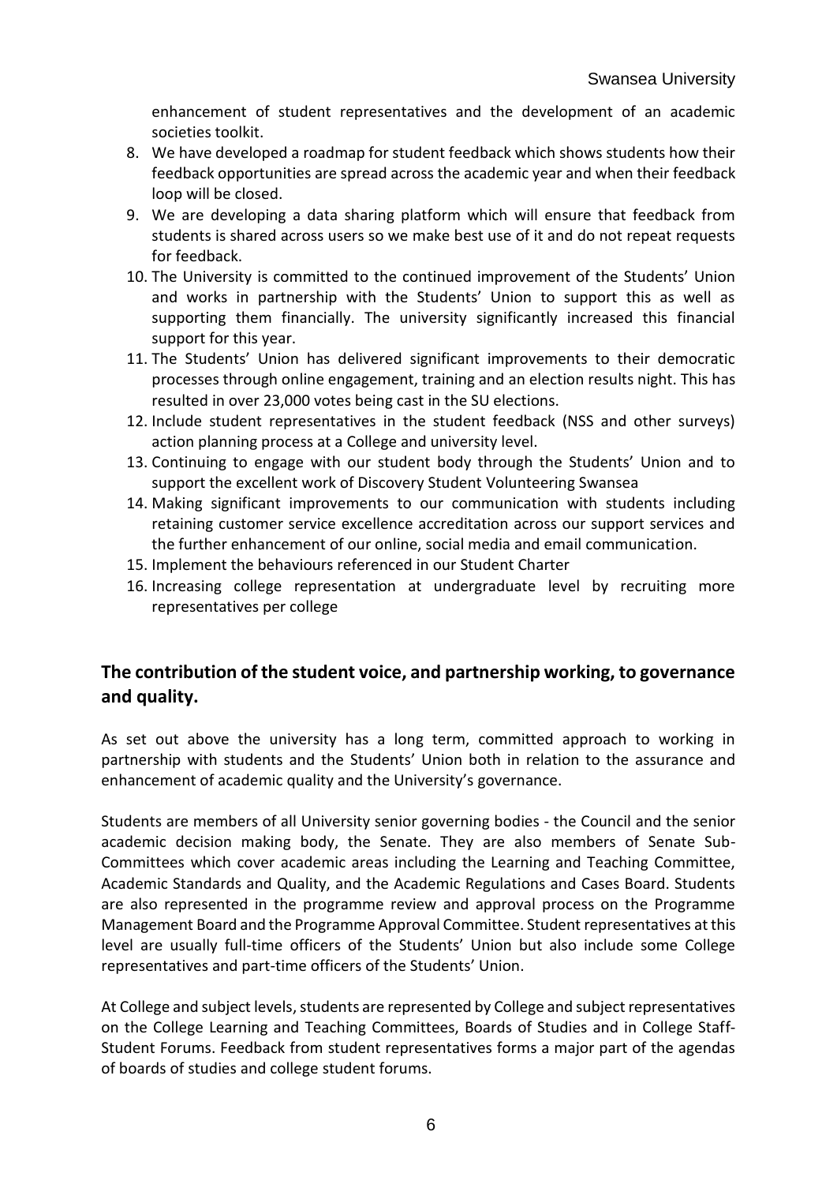enhancement of student representatives and the development of an academic societies toolkit.

8. We have developed a roadmap for student feedback which shows students how their feedback opportunities are spread across the academic year and when their feedback loop will be closed.
9. We are developing a data sharing platform which will ensure that feedback from students is shared across users so we make best use of it and do not repeat requests for feedback.
10. The University is committed to the continued improvement of the Students' Union and works in partnership with the Students' Union to support this as well as supporting them financially. The university significantly increased this financial support for this year.
11. The Students' Union has delivered significant improvements to their democratic processes through online engagement, training and an election results night. This has resulted in over 23,000 votes being cast in the SU elections.
12. Include student representatives in the student feedback (NSS and other surveys) action planning process at a College and university level.
13. Continuing to engage with our student body through the Students' Union and to support the excellent work of Discovery Student Volunteering Swansea
14. Making significant improvements to our communication with students including retaining customer service excellence accreditation across our support services and the further enhancement of our online, social media and email communication.
15. Implement the behaviours referenced in our Student Charter
16. Increasing college representation at undergraduate level by recruiting more representatives per college

## The contribution of the student voice, and partnership working, to governance and quality.

As set out above the university has a long term, committed approach to working in partnership with students and the Students' Union both in relation to the assurance and enhancement of academic quality and the University's governance.

Students are members of all University senior governing bodies - the Council and the senior academic decision making body, the Senate. They are also members of Senate Sub-Committees which cover academic areas including the Learning and Teaching Committee, Academic Standards and Quality, and the Academic Regulations and Cases Board. Students are also represented in the programme review and approval process on the Programme Management Board and the Programme Approval Committee. Student representatives at this level are usually full-time officers of the Students' Union but also include some College representatives and part-time officers of the Students' Union.

At College and subject levels, students are represented by College and subject representatives on the College Learning and Teaching Committees, Boards of Studies and in College Staff-Student Forums. Feedback from student representatives forms a major part of the agendas of boards of studies and college student forums.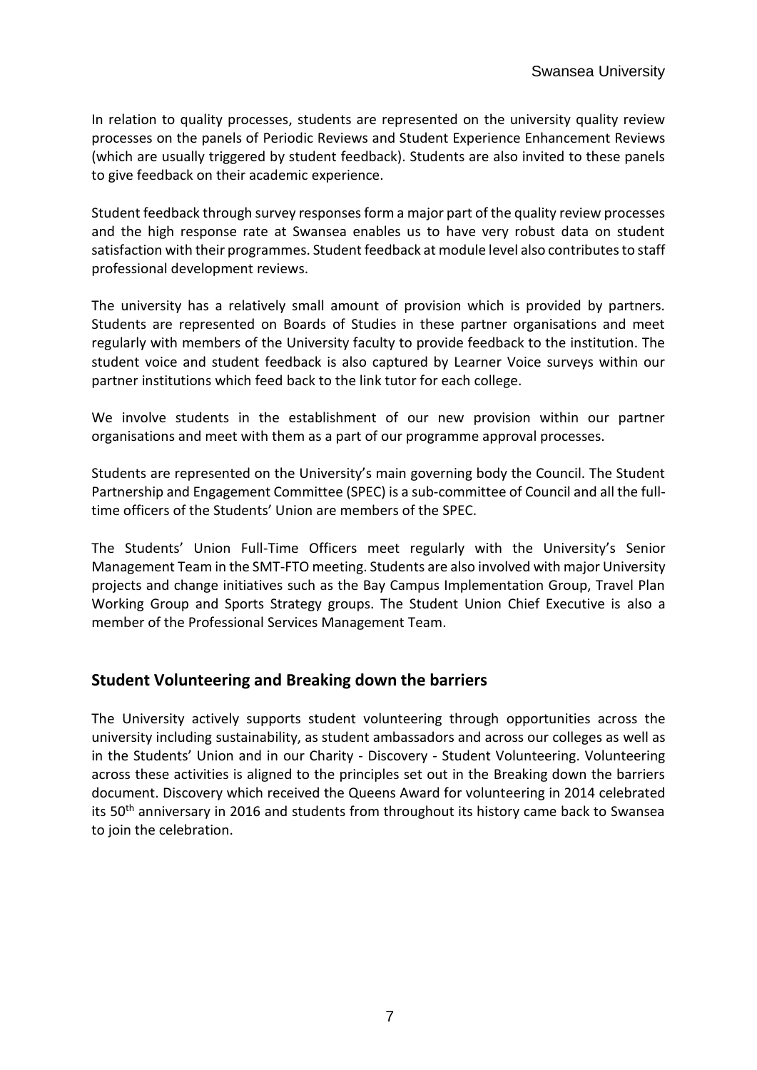In relation to quality processes, students are represented on the university quality review processes on the panels of Periodic Reviews and Student Experience Enhancement Reviews (which are usually triggered by student feedback). Students are also invited to these panels to give feedback on their academic experience.

Student feedback through survey responses form a major part of the quality review processes and the high response rate at Swansea enables us to have very robust data on student satisfaction with their programmes. Student feedback at module level also contributes to staff professional development reviews.

The university has a relatively small amount of provision which is provided by partners. Students are represented on Boards of Studies in these partner organisations and meet regularly with members of the University faculty to provide feedback to the institution. The student voice and student feedback is also captured by Learner Voice surveys within our partner institutions which feed back to the link tutor for each college.

We involve students in the establishment of our new provision within our partner organisations and meet with them as a part of our programme approval processes.

Students are represented on the University's main governing body the Council. The Student Partnership and Engagement Committee (SPEC) is a sub-committee of Council and all the full-time officers of the Students' Union are members of the SPEC.

The Students' Union Full-Time Officers meet regularly with the University's Senior Management Team in the SMT-FTO meeting. Students are also involved with major University projects and change initiatives such as the Bay Campus Implementation Group, Travel Plan Working Group and Sports Strategy groups. The Student Union Chief Executive is also a member of the Professional Services Management Team.

## Student Volunteering and Breaking down the barriers

The University actively supports student volunteering through opportunities across the university including sustainability, as student ambassadors and across our colleges as well as in the Students' Union and in our Charity - Discovery - Student Volunteering. Volunteering across these activities is aligned to the principles set out in the Breaking down the barriers document. Discovery which received the Queens Award for volunteering in 2014 celebrated its 50th anniversary in 2016 and students from throughout its history came back to Swansea to join the celebration.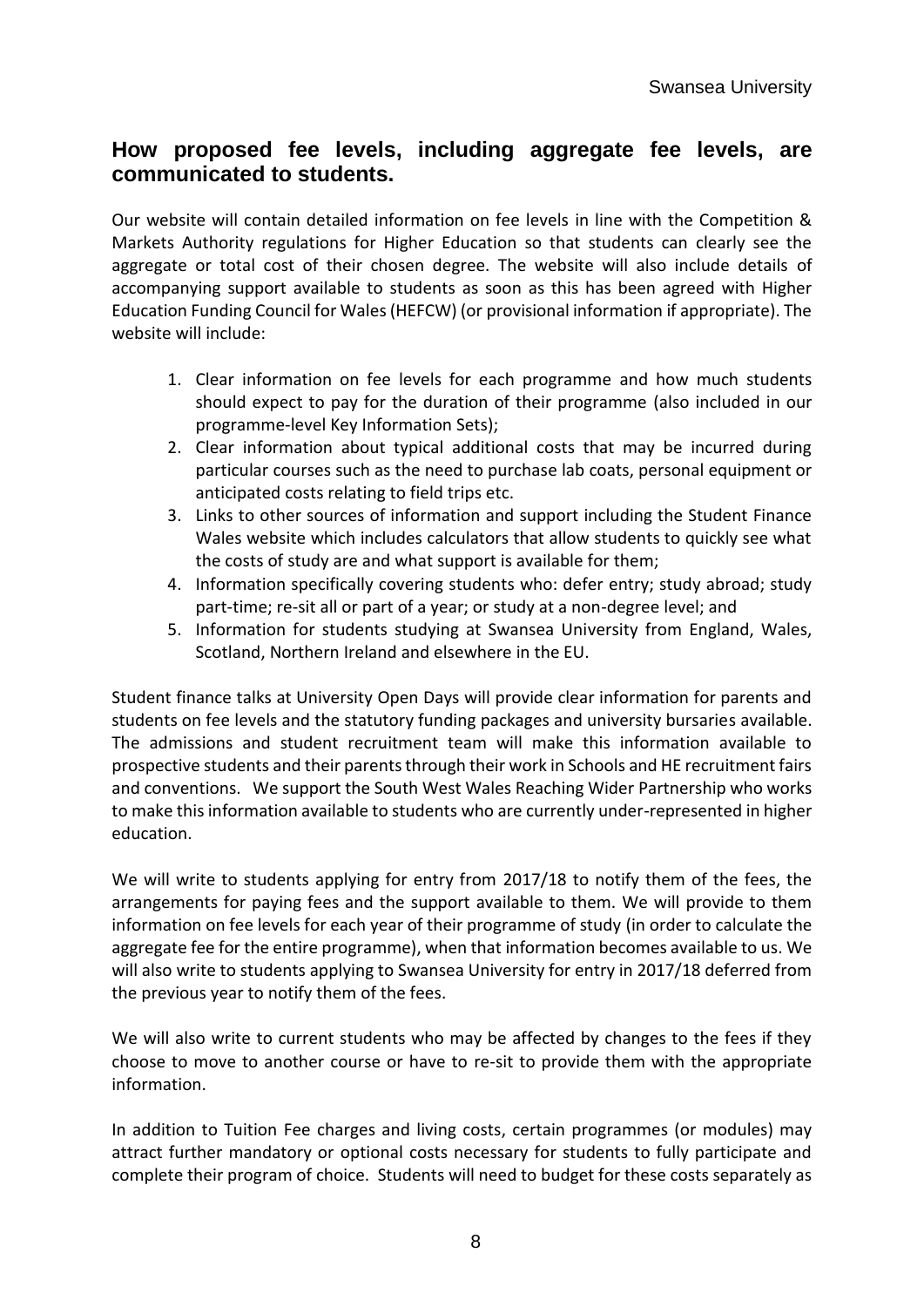## How proposed fee levels, including aggregate fee levels, are communicated to students.

Our website will contain detailed information on fee levels in line with the Competition & Markets Authority regulations for Higher Education so that students can clearly see the aggregate or total cost of their chosen degree. The website will also include details of accompanying support available to students as soon as this has been agreed with Higher Education Funding Council for Wales (HEFCW) (or provisional information if appropriate). The website will include:

1. Clear information on fee levels for each programme and how much students should expect to pay for the duration of their programme (also included in our programme-level Key Information Sets);
2. Clear information about typical additional costs that may be incurred during particular courses such as the need to purchase lab coats, personal equipment or anticipated costs relating to field trips etc.
3. Links to other sources of information and support including the Student Finance Wales website which includes calculators that allow students to quickly see what the costs of study are and what support is available for them;
4. Information specifically covering students who: defer entry; study abroad; study part-time; re-sit all or part of a year; or study at a non-degree level; and
5. Information for students studying at Swansea University from England, Wales, Scotland, Northern Ireland and elsewhere in the EU.

Student finance talks at University Open Days will provide clear information for parents and students on fee levels and the statutory funding packages and university bursaries available. The admissions and student recruitment team will make this information available to prospective students and their parents through their work in Schools and HE recruitment fairs and conventions. We support the South West Wales Reaching Wider Partnership who works to make this information available to students who are currently under-represented in higher education.

We will write to students applying for entry from 2017/18 to notify them of the fees, the arrangements for paying fees and the support available to them. We will provide to them information on fee levels for each year of their programme of study (in order to calculate the aggregate fee for the entire programme), when that information becomes available to us. We will also write to students applying to Swansea University for entry in 2017/18 deferred from the previous year to notify them of the fees.

We will also write to current students who may be affected by changes to the fees if they choose to move to another course or have to re-sit to provide them with the appropriate information.

In addition to Tuition Fee charges and living costs, certain programmes (or modules) may attract further mandatory or optional costs necessary for students to fully participate and complete their program of choice. Students will need to budget for these costs separately as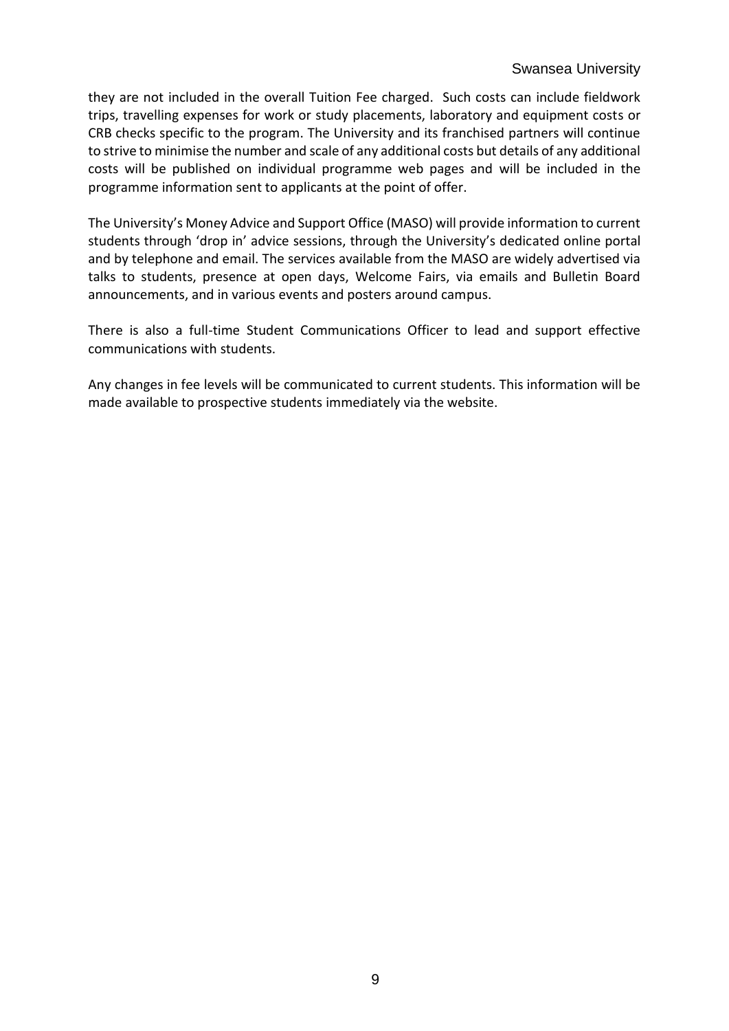they are not included in the overall Tuition Fee charged. Such costs can include fieldwork trips, travelling expenses for work or study placements, laboratory and equipment costs or CRB checks specific to the program. The University and its franchised partners will continue to strive to minimise the number and scale of any additional costs but details of any additional costs will be published on individual programme web pages and will be included in the programme information sent to applicants at the point of offer.

The University's Money Advice and Support Office (MASO) will provide information to current students through 'drop in' advice sessions, through the University's dedicated online portal and by telephone and email. The services available from the MASO are widely advertised via talks to students, presence at open days, Welcome Fairs, via emails and Bulletin Board announcements, and in various events and posters around campus.

There is also a full-time Student Communications Officer to lead and support effective communications with students.

Any changes in fee levels will be communicated to current students. This information will be made available to prospective students immediately via the website.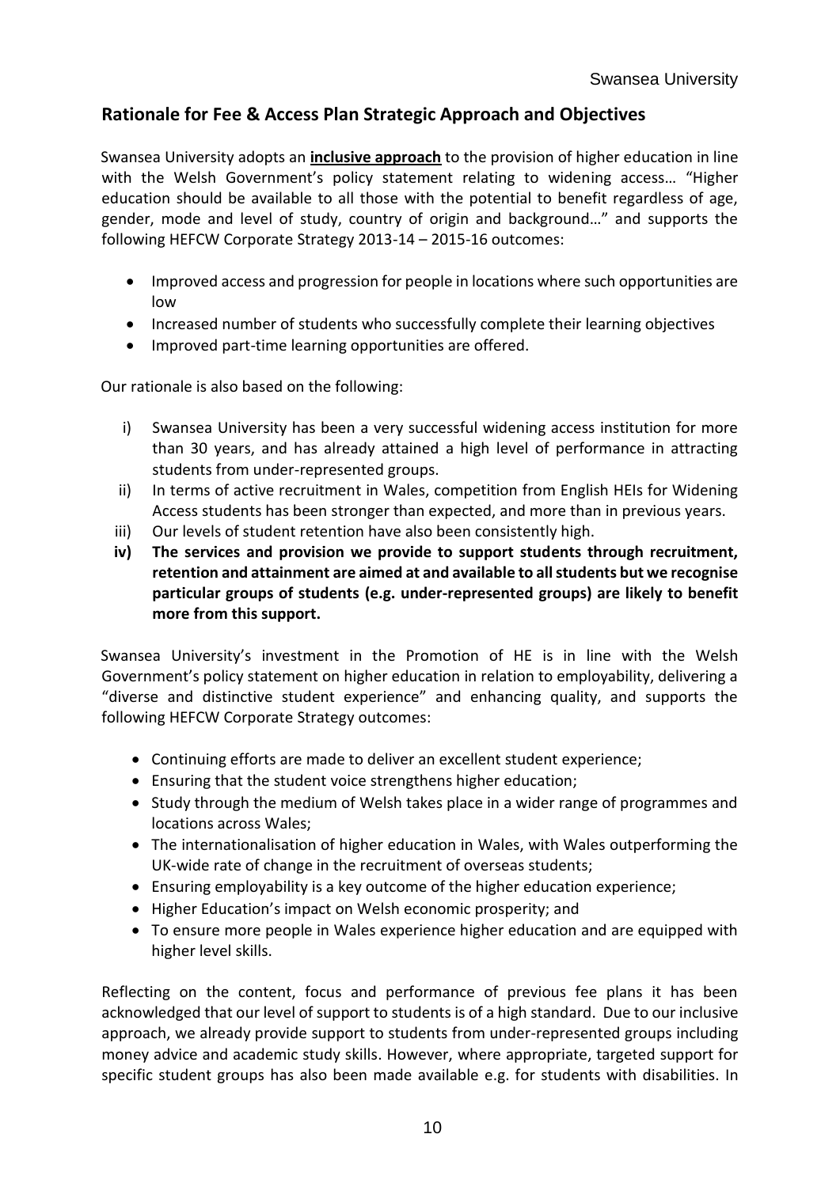## Rationale for Fee & Access Plan Strategic Approach and Objectives

Swansea University adopts an **inclusive approach** to the provision of higher education in line with the Welsh Government's policy statement relating to widening access… "Higher education should be available to all those with the potential to benefit regardless of age, gender, mode and level of study, country of origin and background…" and supports the following HEFCW Corporate Strategy 2013-14 – 2015-16 outcomes:

- Improved access and progression for people in locations where such opportunities are low
- Increased number of students who successfully complete their learning objectives
- Improved part-time learning opportunities are offered.

Our rationale is also based on the following:

i) Swansea University has been a very successful widening access institution for more than 30 years, and has already attained a high level of performance in attracting students from under-represented groups.
ii) In terms of active recruitment in Wales, competition from English HEIs for Widening Access students has been stronger than expected, and more than in previous years.
iii) Our levels of student retention have also been consistently high.
**iv) The services and provision we provide to support students through recruitment, retention and attainment are aimed at and available to all students but we recognise particular groups of students (e.g. under-represented groups) are likely to benefit more from this support.**

Swansea University's investment in the Promotion of HE is in line with the Welsh Government's policy statement on higher education in relation to employability, delivering a "diverse and distinctive student experience" and enhancing quality, and supports the following HEFCW Corporate Strategy outcomes:

- Continuing efforts are made to deliver an excellent student experience;
- Ensuring that the student voice strengthens higher education;
- Study through the medium of Welsh takes place in a wider range of programmes and locations across Wales;
- The internationalisation of higher education in Wales, with Wales outperforming the UK-wide rate of change in the recruitment of overseas students;
- Ensuring employability is a key outcome of the higher education experience;
- Higher Education's impact on Welsh economic prosperity; and
- To ensure more people in Wales experience higher education and are equipped with higher level skills.

Reflecting on the content, focus and performance of previous fee plans it has been acknowledged that our level of support to students is of a high standard. Due to our inclusive approach, we already provide support to students from under-represented groups including money advice and academic study skills. However, where appropriate, targeted support for specific student groups has also been made available e.g. for students with disabilities. In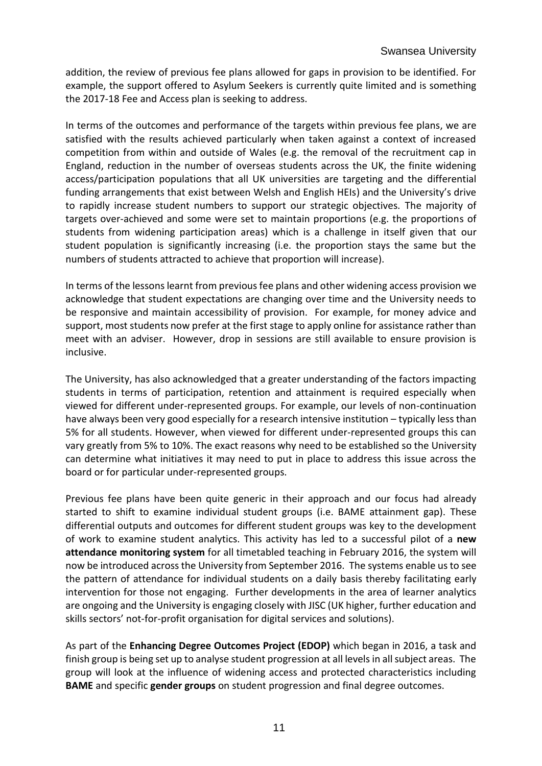addition, the review of previous fee plans allowed for gaps in provision to be identified. For example, the support offered to Asylum Seekers is currently quite limited and is something the 2017-18 Fee and Access plan is seeking to address.

In terms of the outcomes and performance of the targets within previous fee plans, we are satisfied with the results achieved particularly when taken against a context of increased competition from within and outside of Wales (e.g. the removal of the recruitment cap in England, reduction in the number of overseas students across the UK, the finite widening access/participation populations that all UK universities are targeting and the differential funding arrangements that exist between Welsh and English HEIs) and the University's drive to rapidly increase student numbers to support our strategic objectives. The majority of targets over-achieved and some were set to maintain proportions (e.g. the proportions of students from widening participation areas) which is a challenge in itself given that our student population is significantly increasing (i.e. the proportion stays the same but the numbers of students attracted to achieve that proportion will increase).

In terms of the lessons learnt from previous fee plans and other widening access provision we acknowledge that student expectations are changing over time and the University needs to be responsive and maintain accessibility of provision. For example, for money advice and support, most students now prefer at the first stage to apply online for assistance rather than meet with an adviser. However, drop in sessions are still available to ensure provision is inclusive.

The University, has also acknowledged that a greater understanding of the factors impacting students in terms of participation, retention and attainment is required especially when viewed for different under-represented groups. For example, our levels of non-continuation have always been very good especially for a research intensive institution – typically less than 5% for all students. However, when viewed for different under-represented groups this can vary greatly from 5% to 10%. The exact reasons why need to be established so the University can determine what initiatives it may need to put in place to address this issue across the board or for particular under-represented groups.

Previous fee plans have been quite generic in their approach and our focus had already started to shift to examine individual student groups (i.e. BAME attainment gap). These differential outputs and outcomes for different student groups was key to the development of work to examine student analytics. This activity has led to a successful pilot of a **new attendance monitoring system** for all timetabled teaching in February 2016, the system will now be introduced across the University from September 2016. The systems enable us to see the pattern of attendance for individual students on a daily basis thereby facilitating early intervention for those not engaging. Further developments in the area of learner analytics are ongoing and the University is engaging closely with JISC (UK higher, further education and skills sectors' not-for-profit organisation for digital services and solutions).

As part of the **Enhancing Degree Outcomes Project (EDOP)** which began in 2016, a task and finish group is being set up to analyse student progression at all levels in all subject areas. The group will look at the influence of widening access and protected characteristics including **BAME** and specific **gender groups** on student progression and final degree outcomes.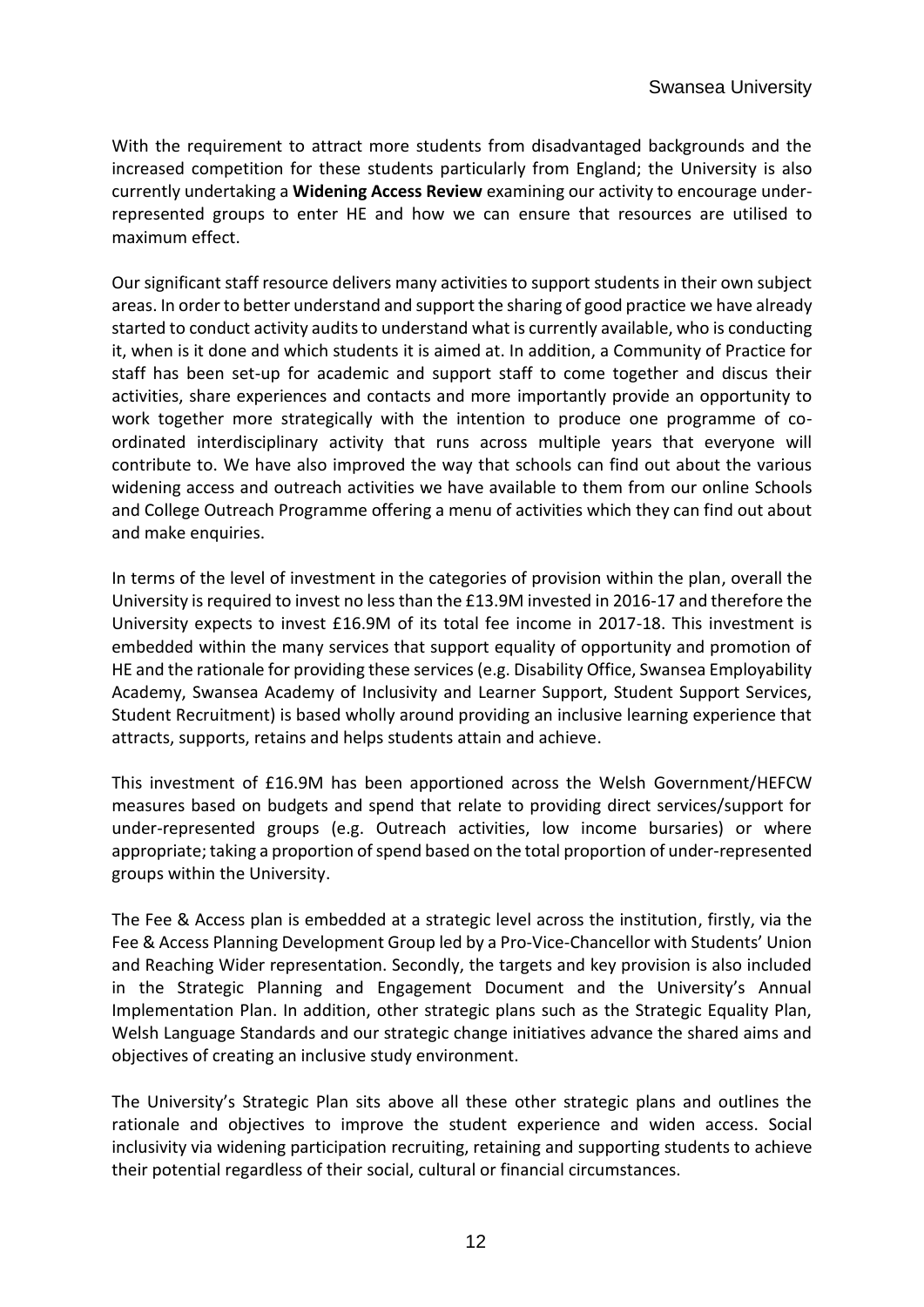With the requirement to attract more students from disadvantaged backgrounds and the increased competition for these students particularly from England; the University is also currently undertaking a **Widening Access Review** examining our activity to encourage under-represented groups to enter HE and how we can ensure that resources are utilised to maximum effect.

Our significant staff resource delivers many activities to support students in their own subject areas. In order to better understand and support the sharing of good practice we have already started to conduct activity audits to understand what is currently available, who is conducting it, when is it done and which students it is aimed at. In addition, a Community of Practice for staff has been set-up for academic and support staff to come together and discus their activities, share experiences and contacts and more importantly provide an opportunity to work together more strategically with the intention to produce one programme of co-ordinated interdisciplinary activity that runs across multiple years that everyone will contribute to. We have also improved the way that schools can find out about the various widening access and outreach activities we have available to them from our online Schools and College Outreach Programme offering a menu of activities which they can find out about and make enquiries.

In terms of the level of investment in the categories of provision within the plan, overall the University is required to invest no less than the £13.9M invested in 2016-17 and therefore the University expects to invest £16.9M of its total fee income in 2017-18. This investment is embedded within the many services that support equality of opportunity and promotion of HE and the rationale for providing these services (e.g. Disability Office, Swansea Employability Academy, Swansea Academy of Inclusivity and Learner Support, Student Support Services, Student Recruitment) is based wholly around providing an inclusive learning experience that attracts, supports, retains and helps students attain and achieve.

This investment of £16.9M has been apportioned across the Welsh Government/HEFCW measures based on budgets and spend that relate to providing direct services/support for under-represented groups (e.g. Outreach activities, low income bursaries) or where appropriate; taking a proportion of spend based on the total proportion of under-represented groups within the University.

The Fee & Access plan is embedded at a strategic level across the institution, firstly, via the Fee & Access Planning Development Group led by a Pro-Vice-Chancellor with Students' Union and Reaching Wider representation. Secondly, the targets and key provision is also included in the Strategic Planning and Engagement Document and the University's Annual Implementation Plan. In addition, other strategic plans such as the Strategic Equality Plan, Welsh Language Standards and our strategic change initiatives advance the shared aims and objectives of creating an inclusive study environment.

The University's Strategic Plan sits above all these other strategic plans and outlines the rationale and objectives to improve the student experience and widen access. Social inclusivity via widening participation recruiting, retaining and supporting students to achieve their potential regardless of their social, cultural or financial circumstances.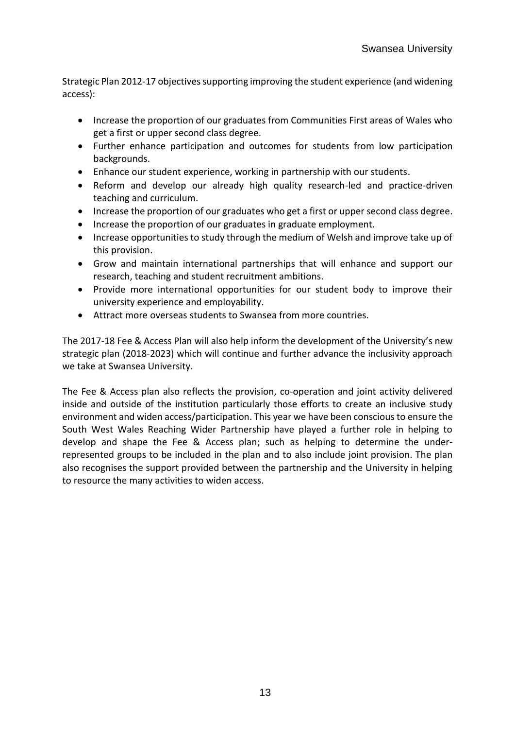Strategic Plan 2012-17 objectives supporting improving the student experience (and widening access):

- Increase the proportion of our graduates from Communities First areas of Wales who get a first or upper second class degree.
- Further enhance participation and outcomes for students from low participation backgrounds.
- Enhance our student experience, working in partnership with our students.
- Reform and develop our already high quality research-led and practice-driven teaching and curriculum.
- Increase the proportion of our graduates who get a first or upper second class degree.
- Increase the proportion of our graduates in graduate employment.
- Increase opportunities to study through the medium of Welsh and improve take up of this provision.
- Grow and maintain international partnerships that will enhance and support our research, teaching and student recruitment ambitions.
- Provide more international opportunities for our student body to improve their university experience and employability.
- Attract more overseas students to Swansea from more countries.

The 2017-18 Fee & Access Plan will also help inform the development of the University's new strategic plan (2018-2023) which will continue and further advance the inclusivity approach we take at Swansea University.

The Fee & Access plan also reflects the provision, co-operation and joint activity delivered inside and outside of the institution particularly those efforts to create an inclusive study environment and widen access/participation. This year we have been conscious to ensure the South West Wales Reaching Wider Partnership have played a further role in helping to develop and shape the Fee & Access plan; such as helping to determine the under-represented groups to be included in the plan and to also include joint provision. The plan also recognises the support provided between the partnership and the University in helping to resource the many activities to widen access.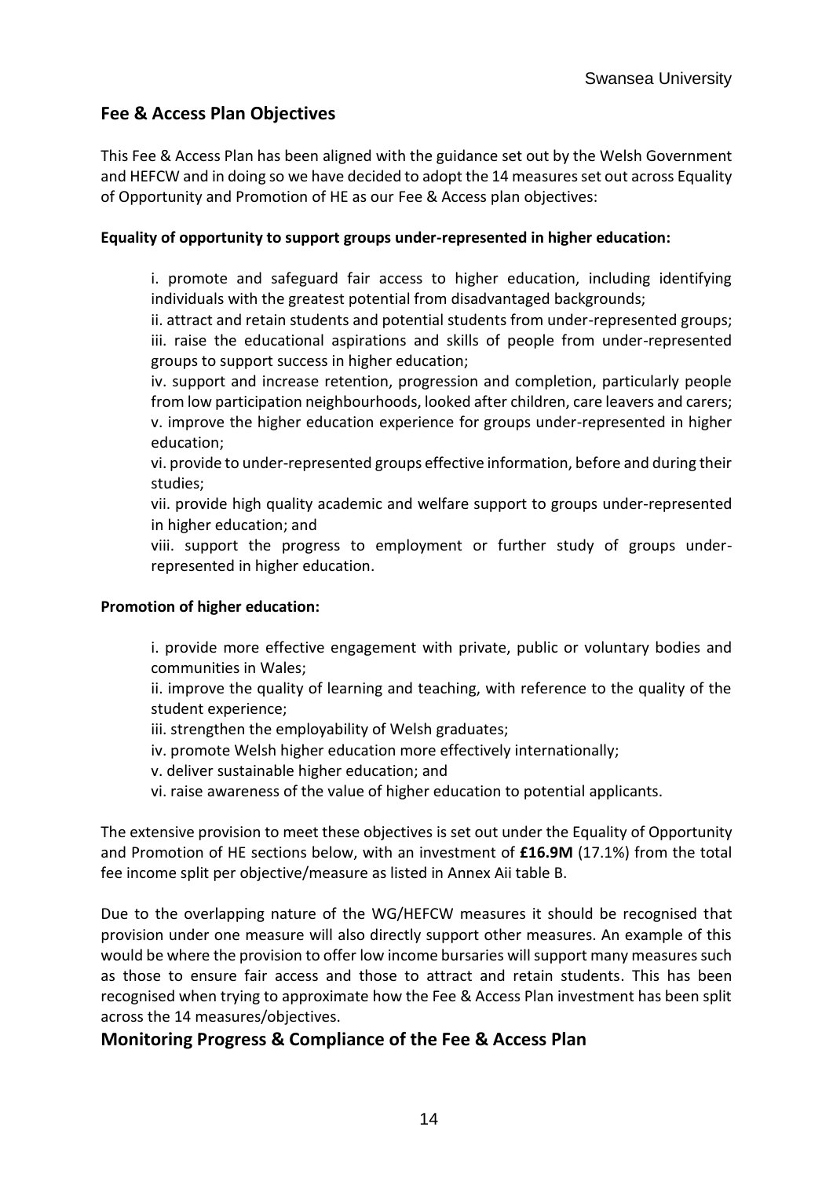## Fee & Access Plan Objectives

This Fee & Access Plan has been aligned with the guidance set out by the Welsh Government and HEFCW and in doing so we have decided to adopt the 14 measures set out across Equality of Opportunity and Promotion of HE as our Fee & Access plan objectives:

**Equality of opportunity to support groups under-represented in higher education:**

i. promote and safeguard fair access to higher education, including identifying individuals with the greatest potential from disadvantaged backgrounds;
ii. attract and retain students and potential students from under-represented groups;
iii. raise the educational aspirations and skills of people from under-represented groups to support success in higher education;
iv. support and increase retention, progression and completion, particularly people from low participation neighbourhoods, looked after children, care leavers and carers;
v. improve the higher education experience for groups under-represented in higher education;
vi. provide to under-represented groups effective information, before and during their studies;
vii. provide high quality academic and welfare support to groups under-represented in higher education; and
viii. support the progress to employment or further study of groups under-represented in higher education.

**Promotion of higher education:**

i. provide more effective engagement with private, public or voluntary bodies and communities in Wales;
ii. improve the quality of learning and teaching, with reference to the quality of the student experience;
iii. strengthen the employability of Welsh graduates;
iv. promote Welsh higher education more effectively internationally;
v. deliver sustainable higher education; and
vi. raise awareness of the value of higher education to potential applicants.

The extensive provision to meet these objectives is set out under the Equality of Opportunity and Promotion of HE sections below, with an investment of **£16.9M** (17.1%) from the total fee income split per objective/measure as listed in Annex Aii table B.

Due to the overlapping nature of the WG/HEFCW measures it should be recognised that provision under one measure will also directly support other measures. An example of this would be where the provision to offer low income bursaries will support many measures such as those to ensure fair access and those to attract and retain students. This has been recognised when trying to approximate how the Fee & Access Plan investment has been split across the 14 measures/objectives.

## Monitoring Progress & Compliance of the Fee & Access Plan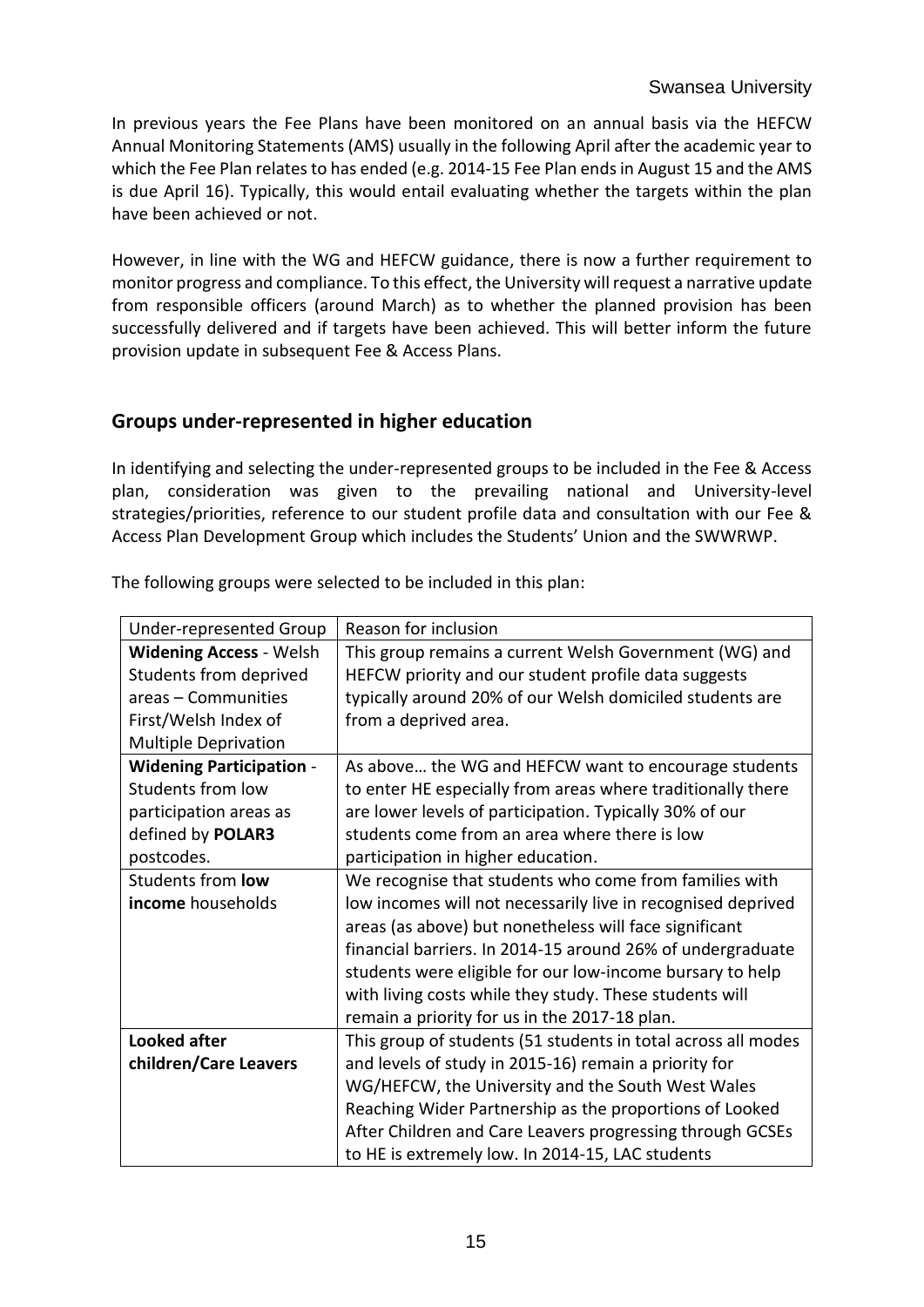In previous years the Fee Plans have been monitored on an annual basis via the HEFCW Annual Monitoring Statements (AMS) usually in the following April after the academic year to which the Fee Plan relates to has ended (e.g. 2014-15 Fee Plan ends in August 15 and the AMS is due April 16). Typically, this would entail evaluating whether the targets within the plan have been achieved or not.

However, in line with the WG and HEFCW guidance, there is now a further requirement to monitor progress and compliance. To this effect, the University will request a narrative update from responsible officers (around March) as to whether the planned provision has been successfully delivered and if targets have been achieved. This will better inform the future provision update in subsequent Fee & Access Plans.

## Groups under-represented in higher education

In identifying and selecting the under-represented groups to be included in the Fee & Access plan, consideration was given to the prevailing national and University-level strategies/priorities, reference to our student profile data and consultation with our Fee & Access Plan Development Group which includes the Students' Union and the SWWRWP.

The following groups were selected to be included in this plan:

| Under-represented Group | Reason for inclusion |
|---|---|
| **Widening Access** - Welsh Students from deprived areas – Communities First/Welsh Index of Multiple Deprivation | This group remains a current Welsh Government (WG) and HEFCW priority and our student profile data suggests typically around 20% of our Welsh domiciled students are from a deprived area. |
| **Widening Participation** - Students from low participation areas as defined by **POLAR3** postcodes. | As above… the WG and HEFCW want to encourage students to enter HE especially from areas where traditionally there are lower levels of participation. Typically 30% of our students come from an area where there is low participation in higher education. |
| Students from **low income** households | We recognise that students who come from families with low incomes will not necessarily live in recognised deprived areas (as above) but nonetheless will face significant financial barriers. In 2014-15 around 26% of undergraduate students were eligible for our low-income bursary to help with living costs while they study. These students will remain a priority for us in the 2017-18 plan. |
| **Looked after children/Care Leavers** | This group of students (51 students in total across all modes and levels of study in 2015-16) remain a priority for WG/HEFCW, the University and the South West Wales Reaching Wider Partnership as the proportions of Looked After Children and Care Leavers progressing through GCSEs to HE is extremely low. In 2014-15, LAC students |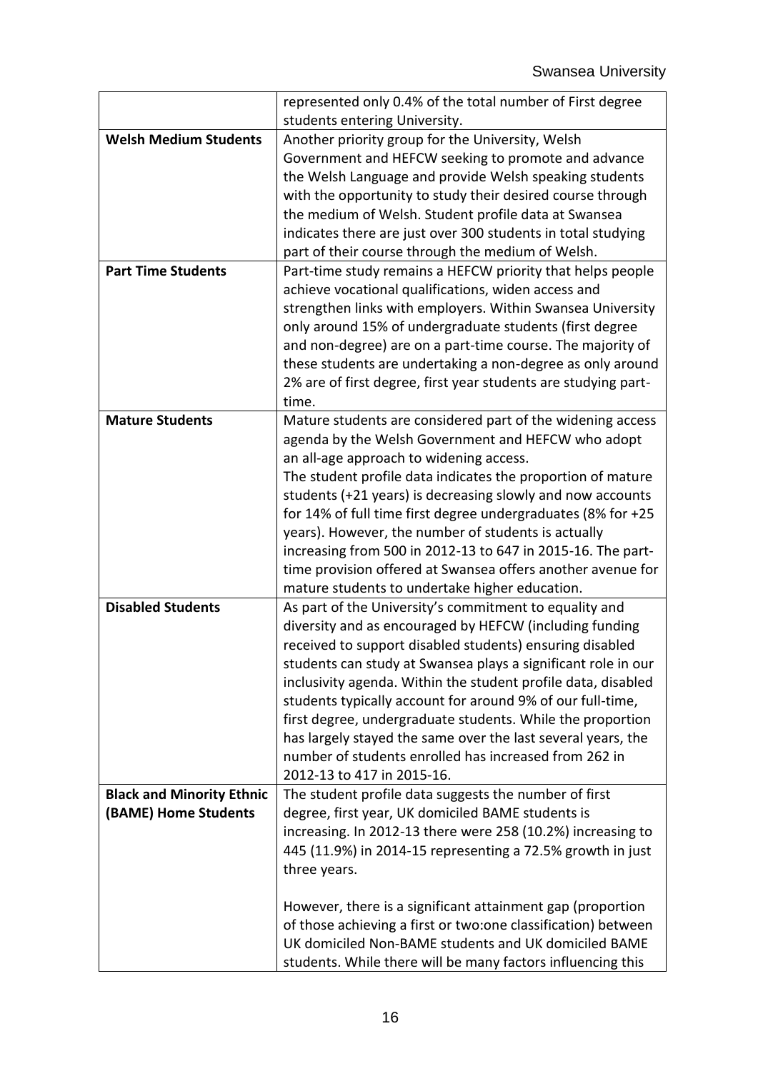| | |
|---|---|
| | represented only 0.4% of the total number of First degree students entering University. |
| **Welsh Medium Students** | Another priority group for the University, Welsh Government and HEFCW seeking to promote and advance the Welsh Language and provide Welsh speaking students with the opportunity to study their desired course through the medium of Welsh. Student profile data at Swansea indicates there are just over 300 students in total studying part of their course through the medium of Welsh. |
| **Part Time Students** | Part-time study remains a HEFCW priority that helps people achieve vocational qualifications, widen access and strengthen links with employers. Within Swansea University only around 15% of undergraduate students (first degree and non-degree) are on a part-time course. The majority of these students are undertaking a non-degree as only around 2% are of first degree, first year students are studying part-time. |
| **Mature Students** | Mature students are considered part of the widening access agenda by the Welsh Government and HEFCW who adopt an all-age approach to widening access.<br>The student profile data indicates the proportion of mature students (+21 years) is decreasing slowly and now accounts for 14% of full time first degree undergraduates (8% for +25 years). However, the number of students is actually increasing from 500 in 2012-13 to 647 in 2015-16. The part-time provision offered at Swansea offers another avenue for mature students to undertake higher education. |
| **Disabled Students** | As part of the University's commitment to equality and diversity and as encouraged by HEFCW (including funding received to support disabled students) ensuring disabled students can study at Swansea plays a significant role in our inclusivity agenda. Within the student profile data, disabled students typically account for around 9% of our full-time, first degree, undergraduate students. While the proportion has largely stayed the same over the last several years, the number of students enrolled has increased from 262 in 2012-13 to 417 in 2015-16. |
| **Black and Minority Ethnic (BAME) Home Students** | The student profile data suggests the number of first degree, first year, UK domiciled BAME students is increasing. In 2012-13 there were 258 (10.2%) increasing to 445 (11.9%) in 2014-15 representing a 72.5% growth in just three years.<br><br>However, there is a significant attainment gap (proportion of those achieving a first or two:one classification) between UK domiciled Non-BAME students and UK domiciled BAME students. While there will be many factors influencing this |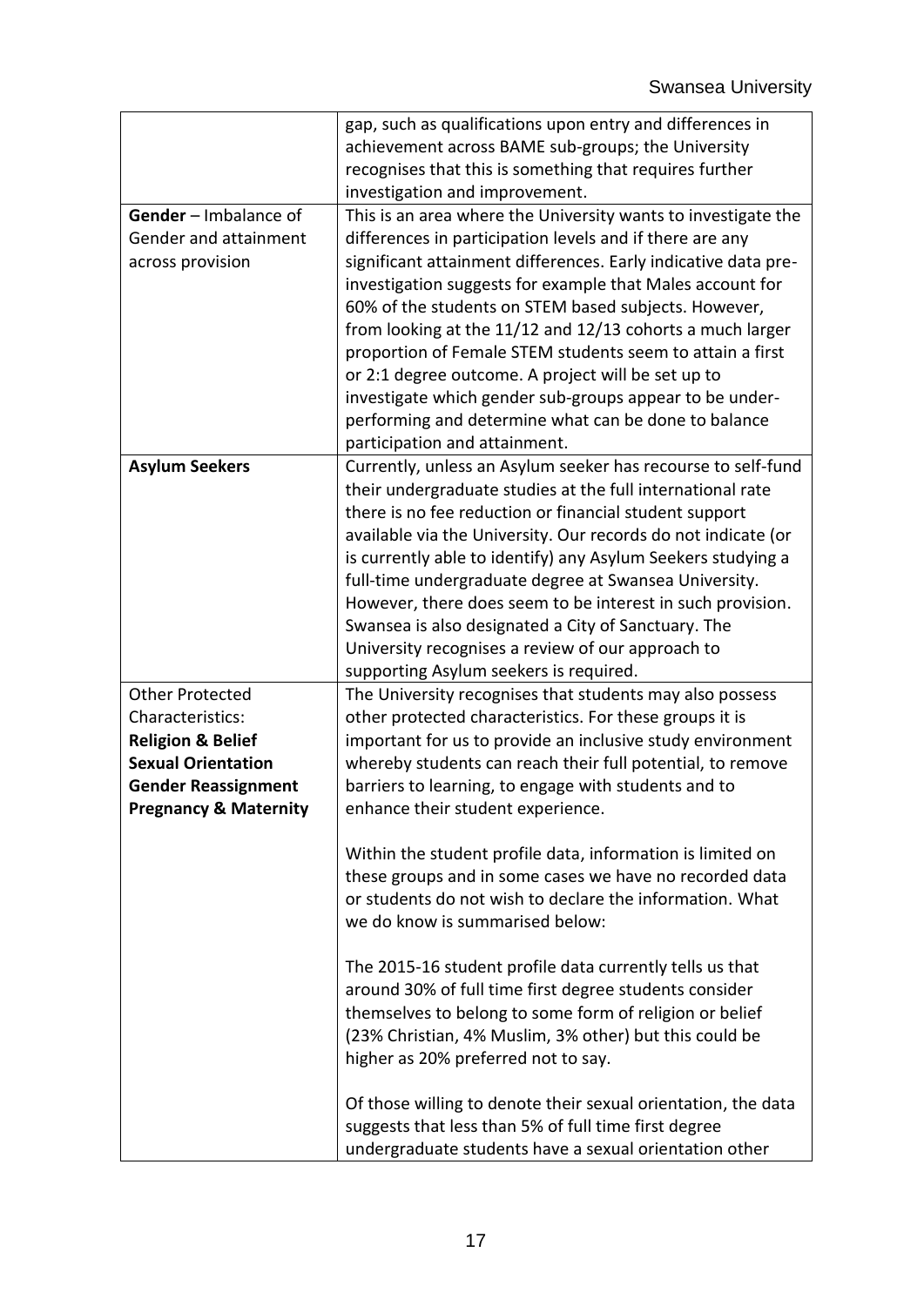| | |
|---|---|
| | gap, such as qualifications upon entry and differences in achievement across BAME sub-groups; the University recognises that this is something that requires further investigation and improvement. |
| **Gender** – Imbalance of Gender and attainment across provision | This is an area where the University wants to investigate the differences in participation levels and if there are any significant attainment differences. Early indicative data pre-investigation suggests for example that Males account for 60% of the students on STEM based subjects. However, from looking at the 11/12 and 12/13 cohorts a much larger proportion of Female STEM students seem to attain a first or 2:1 degree outcome. A project will be set up to investigate which gender sub-groups appear to be under-performing and determine what can be done to balance participation and attainment. |
| **Asylum Seekers** | Currently, unless an Asylum seeker has recourse to self-fund their undergraduate studies at the full international rate there is no fee reduction or financial student support available via the University. Our records do not indicate (or is currently able to identify) any Asylum Seekers studying a full-time undergraduate degree at Swansea University. However, there does seem to be interest in such provision. Swansea is also designated a City of Sanctuary. The University recognises a review of our approach to supporting Asylum seekers is required. |
| Other Protected Characteristics: **Religion & Belief** **Sexual Orientation** **Gender Reassignment** **Pregnancy & Maternity** | The University recognises that students may also possess other protected characteristics. For these groups it is important for us to provide an inclusive study environment whereby students can reach their full potential, to remove barriers to learning, to engage with students and to enhance their student experience.<br><br>Within the student profile data, information is limited on these groups and in some cases we have no recorded data or students do not wish to declare the information. What we do know is summarised below:<br><br>The 2015-16 student profile data currently tells us that around 30% of full time first degree students consider themselves to belong to some form of religion or belief (23% Christian, 4% Muslim, 3% other) but this could be higher as 20% preferred not to say.<br><br>Of those willing to denote their sexual orientation, the data suggests that less than 5% of full time first degree undergraduate students have a sexual orientation other |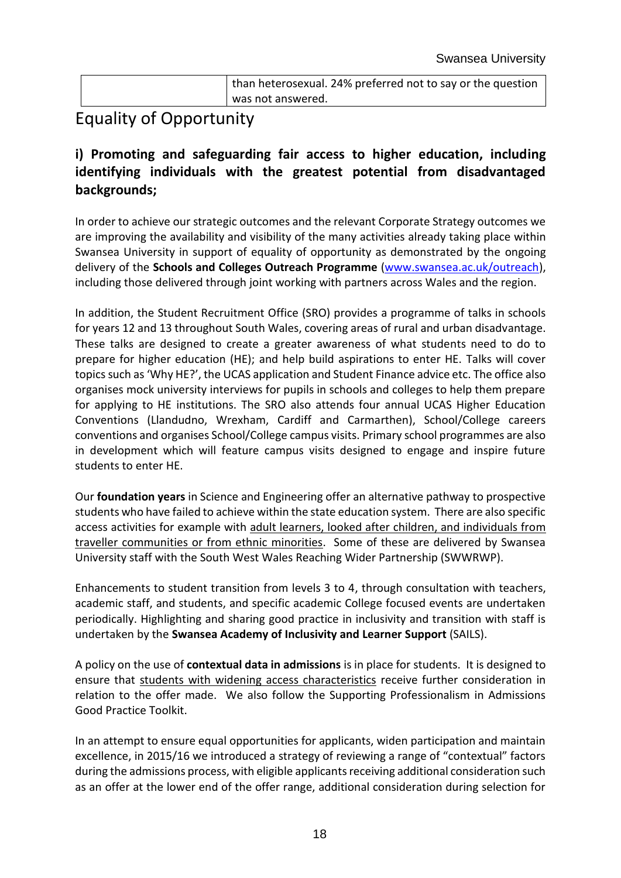| | |
|---|---|
| | than heterosexual. 24% preferred not to say or the question was not answered. |

# Equality of Opportunity

## i) Promoting and safeguarding fair access to higher education, including identifying individuals with the greatest potential from disadvantaged backgrounds;

In order to achieve our strategic outcomes and the relevant Corporate Strategy outcomes we are improving the availability and visibility of the many activities already taking place within Swansea University in support of equality of opportunity as demonstrated by the ongoing delivery of the **Schools and Colleges Outreach Programme** (www.swansea.ac.uk/outreach), including those delivered through joint working with partners across Wales and the region.

In addition, the Student Recruitment Office (SRO) provides a programme of talks in schools for years 12 and 13 throughout South Wales, covering areas of rural and urban disadvantage. These talks are designed to create a greater awareness of what students need to do to prepare for higher education (HE); and help build aspirations to enter HE. Talks will cover topics such as 'Why HE?', the UCAS application and Student Finance advice etc. The office also organises mock university interviews for pupils in schools and colleges to help them prepare for applying to HE institutions. The SRO also attends four annual UCAS Higher Education Conventions (Llandudno, Wrexham, Cardiff and Carmarthen), School/College careers conventions and organises School/College campus visits. Primary school programmes are also in development which will feature campus visits designed to engage and inspire future students to enter HE.

Our **foundation years** in Science and Engineering offer an alternative pathway to prospective students who have failed to achieve within the state education system. There are also specific access activities for example with adult learners, looked after children, and individuals from traveller communities or from ethnic minorities. Some of these are delivered by Swansea University staff with the South West Wales Reaching Wider Partnership (SWWRWP).

Enhancements to student transition from levels 3 to 4, through consultation with teachers, academic staff, and students, and specific academic College focused events are undertaken periodically. Highlighting and sharing good practice in inclusivity and transition with staff is undertaken by the **Swansea Academy of Inclusivity and Learner Support** (SAILS).

A policy on the use of **contextual data in admissions** is in place for students. It is designed to ensure that students with widening access characteristics receive further consideration in relation to the offer made. We also follow the Supporting Professionalism in Admissions Good Practice Toolkit.

In an attempt to ensure equal opportunities for applicants, widen participation and maintain excellence, in 2015/16 we introduced a strategy of reviewing a range of "contextual" factors during the admissions process, with eligible applicants receiving additional consideration such as an offer at the lower end of the offer range, additional consideration during selection for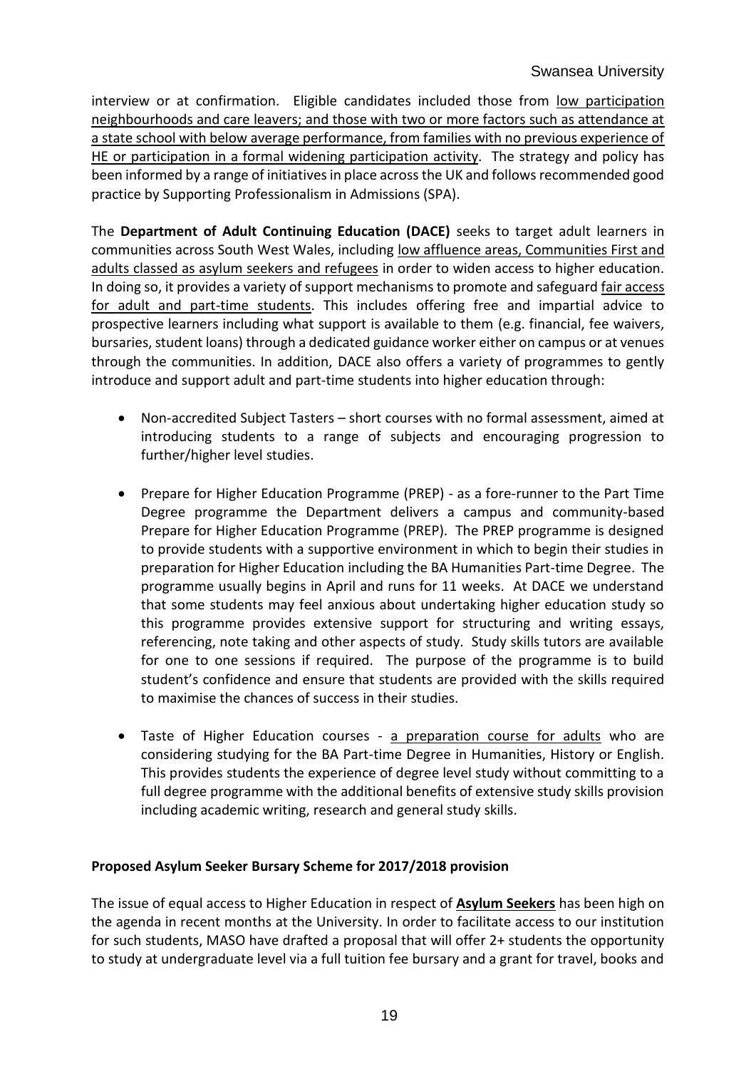interview or at confirmation. Eligible candidates included those from low participation neighbourhoods and care leavers; and those with two or more factors such as attendance at a state school with below average performance, from families with no previous experience of HE or participation in a formal widening participation activity. The strategy and policy has been informed by a range of initiatives in place across the UK and follows recommended good practice by Supporting Professionalism in Admissions (SPA).

The **Department of Adult Continuing Education (DACE)** seeks to target adult learners in communities across South West Wales, including low affluence areas, Communities First and adults classed as asylum seekers and refugees in order to widen access to higher education. In doing so, it provides a variety of support mechanisms to promote and safeguard fair access for adult and part-time students. This includes offering free and impartial advice to prospective learners including what support is available to them (e.g. financial, fee waivers, bursaries, student loans) through a dedicated guidance worker either on campus or at venues through the communities. In addition, DACE also offers a variety of programmes to gently introduce and support adult and part-time students into higher education through:

- Non-accredited Subject Tasters – short courses with no formal assessment, aimed at introducing students to a range of subjects and encouraging progression to further/higher level studies.
- Prepare for Higher Education Programme (PREP) - as a fore-runner to the Part Time Degree programme the Department delivers a campus and community-based Prepare for Higher Education Programme (PREP). The PREP programme is designed to provide students with a supportive environment in which to begin their studies in preparation for Higher Education including the BA Humanities Part-time Degree. The programme usually begins in April and runs for 11 weeks. At DACE we understand that some students may feel anxious about undertaking higher education study so this programme provides extensive support for structuring and writing essays, referencing, note taking and other aspects of study. Study skills tutors are available for one to one sessions if required. The purpose of the programme is to build student's confidence and ensure that students are provided with the skills required to maximise the chances of success in their studies.
- Taste of Higher Education courses - a preparation course for adults who are considering studying for the BA Part-time Degree in Humanities, History or English. This provides students the experience of degree level study without committing to a full degree programme with the additional benefits of extensive study skills provision including academic writing, research and general study skills.

**Proposed Asylum Seeker Bursary Scheme for 2017/2018 provision**

The issue of equal access to Higher Education in respect of **Asylum Seekers** has been high on the agenda in recent months at the University. In order to facilitate access to our institution for such students, MASO have drafted a proposal that will offer 2+ students the opportunity to study at undergraduate level via a full tuition fee bursary and a grant for travel, books and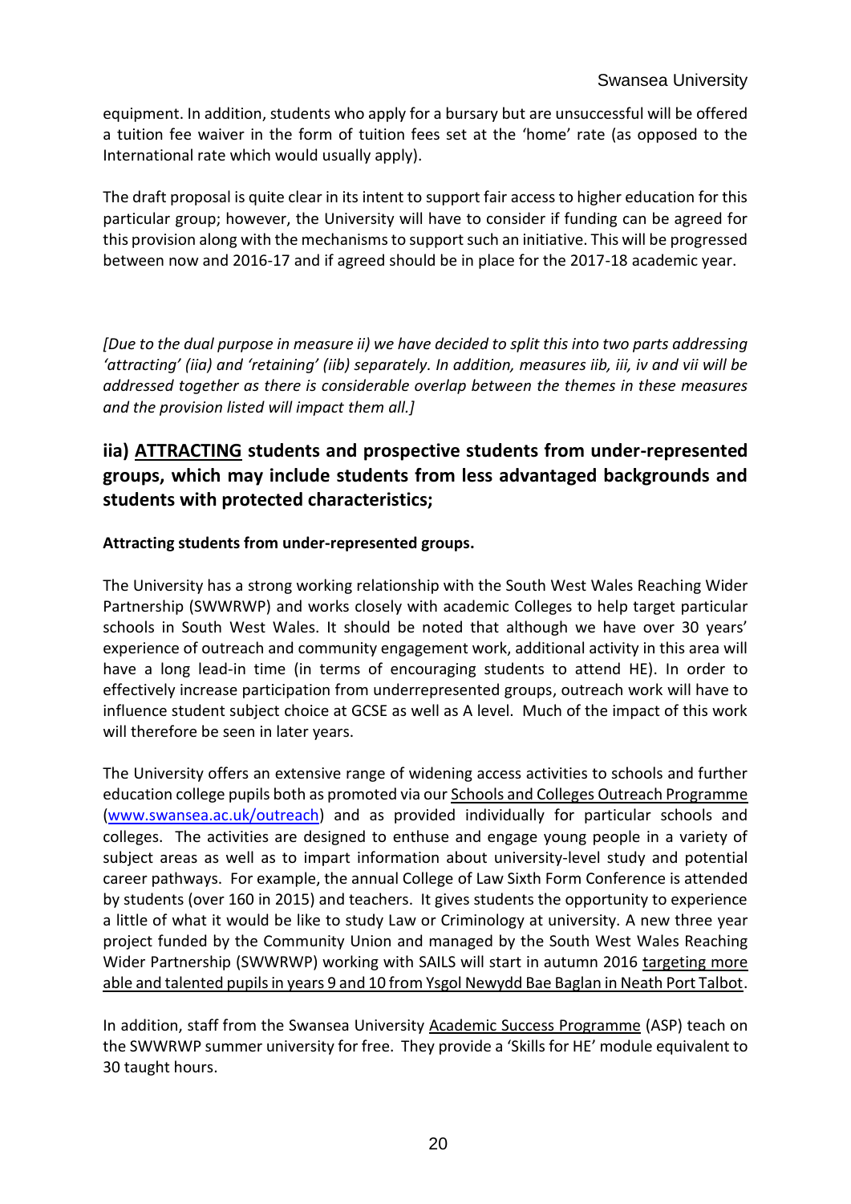equipment. In addition, students who apply for a bursary but are unsuccessful will be offered a tuition fee waiver in the form of tuition fees set at the 'home' rate (as opposed to the International rate which would usually apply).

The draft proposal is quite clear in its intent to support fair access to higher education for this particular group; however, the University will have to consider if funding can be agreed for this provision along with the mechanisms to support such an initiative. This will be progressed between now and 2016-17 and if agreed should be in place for the 2017-18 academic year.

*[Due to the dual purpose in measure ii) we have decided to split this into two parts addressing 'attracting' (iia) and 'retaining' (iib) separately. In addition, measures iib, iii, iv and vii will be addressed together as there is considerable overlap between the themes in these measures and the provision listed will impact them all.]*

## iia) ATTRACTING students and prospective students from under-represented groups, which may include students from less advantaged backgrounds and students with protected characteristics;

**Attracting students from under-represented groups.**

The University has a strong working relationship with the South West Wales Reaching Wider Partnership (SWWRWP) and works closely with academic Colleges to help target particular schools in South West Wales. It should be noted that although we have over 30 years' experience of outreach and community engagement work, additional activity in this area will have a long lead-in time (in terms of encouraging students to attend HE). In order to effectively increase participation from underrepresented groups, outreach work will have to influence student subject choice at GCSE as well as A level. Much of the impact of this work will therefore be seen in later years.

The University offers an extensive range of widening access activities to schools and further education college pupils both as promoted via our Schools and Colleges Outreach Programme (www.swansea.ac.uk/outreach) and as provided individually for particular schools and colleges. The activities are designed to enthuse and engage young people in a variety of subject areas as well as to impart information about university-level study and potential career pathways. For example, the annual College of Law Sixth Form Conference is attended by students (over 160 in 2015) and teachers. It gives students the opportunity to experience a little of what it would be like to study Law or Criminology at university. A new three year project funded by the Community Union and managed by the South West Wales Reaching Wider Partnership (SWWRWP) working with SAILS will start in autumn 2016 targeting more able and talented pupils in years 9 and 10 from Ysgol Newydd Bae Baglan in Neath Port Talbot.

In addition, staff from the Swansea University Academic Success Programme (ASP) teach on the SWWRWP summer university for free. They provide a 'Skills for HE' module equivalent to 30 taught hours.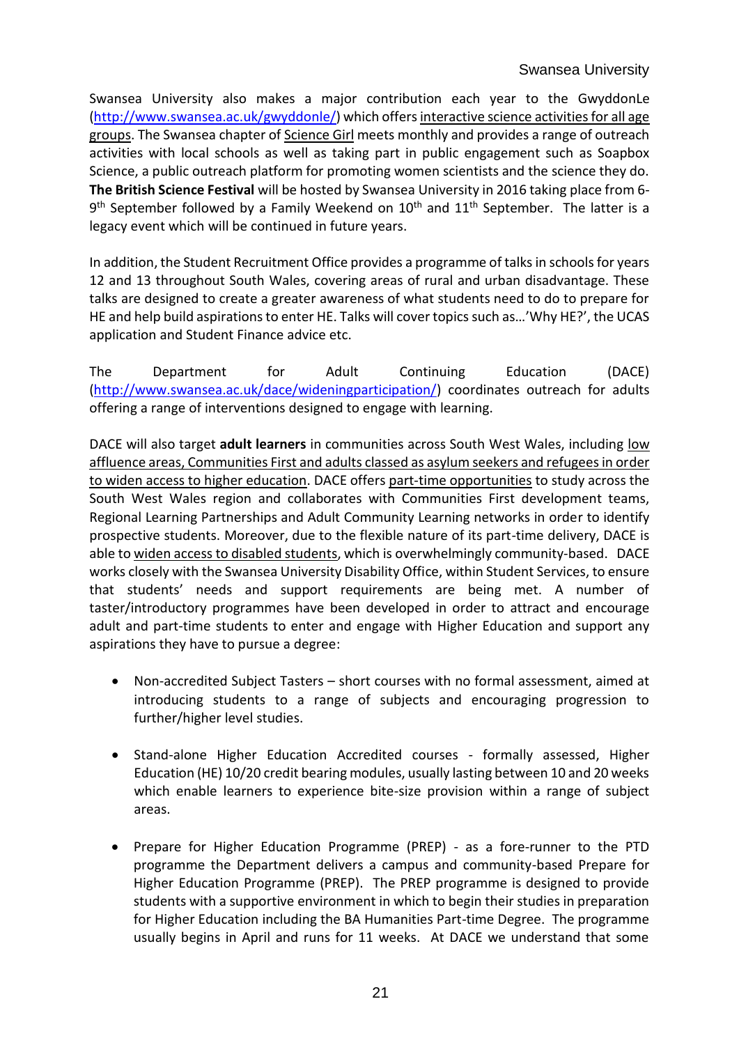Swansea University also makes a major contribution each year to the GwyddonLe (http://www.swansea.ac.uk/gwyddonle/) which offers interactive science activities for all age groups. The Swansea chapter of Science Girl meets monthly and provides a range of outreach activities with local schools as well as taking part in public engagement such as Soapbox Science, a public outreach platform for promoting women scientists and the science they do. **The British Science Festival** will be hosted by Swansea University in 2016 taking place from 6-9th September followed by a Family Weekend on 10th and 11th September. The latter is a legacy event which will be continued in future years.

In addition, the Student Recruitment Office provides a programme of talks in schools for years 12 and 13 throughout South Wales, covering areas of rural and urban disadvantage. These talks are designed to create a greater awareness of what students need to do to prepare for HE and help build aspirations to enter HE. Talks will cover topics such as…'Why HE?', the UCAS application and Student Finance advice etc.

The Department for Adult Continuing Education (DACE) (http://www.swansea.ac.uk/dace/wideningparticipation/) coordinates outreach for adults offering a range of interventions designed to engage with learning.

DACE will also target **adult learners** in communities across South West Wales, including low affluence areas, Communities First and adults classed as asylum seekers and refugees in order to widen access to higher education. DACE offers part-time opportunities to study across the South West Wales region and collaborates with Communities First development teams, Regional Learning Partnerships and Adult Community Learning networks in order to identify prospective students. Moreover, due to the flexible nature of its part-time delivery, DACE is able to widen access to disabled students, which is overwhelmingly community-based. DACE works closely with the Swansea University Disability Office, within Student Services, to ensure that students' needs and support requirements are being met. A number of taster/introductory programmes have been developed in order to attract and encourage adult and part-time students to enter and engage with Higher Education and support any aspirations they have to pursue a degree:

- Non-accredited Subject Tasters – short courses with no formal assessment, aimed at introducing students to a range of subjects and encouraging progression to further/higher level studies.

- Stand-alone Higher Education Accredited courses - formally assessed, Higher Education (HE) 10/20 credit bearing modules, usually lasting between 10 and 20 weeks which enable learners to experience bite-size provision within a range of subject areas.

- Prepare for Higher Education Programme (PREP) - as a fore-runner to the PTD programme the Department delivers a campus and community-based Prepare for Higher Education Programme (PREP). The PREP programme is designed to provide students with a supportive environment in which to begin their studies in preparation for Higher Education including the BA Humanities Part-time Degree. The programme usually begins in April and runs for 11 weeks. At DACE we understand that some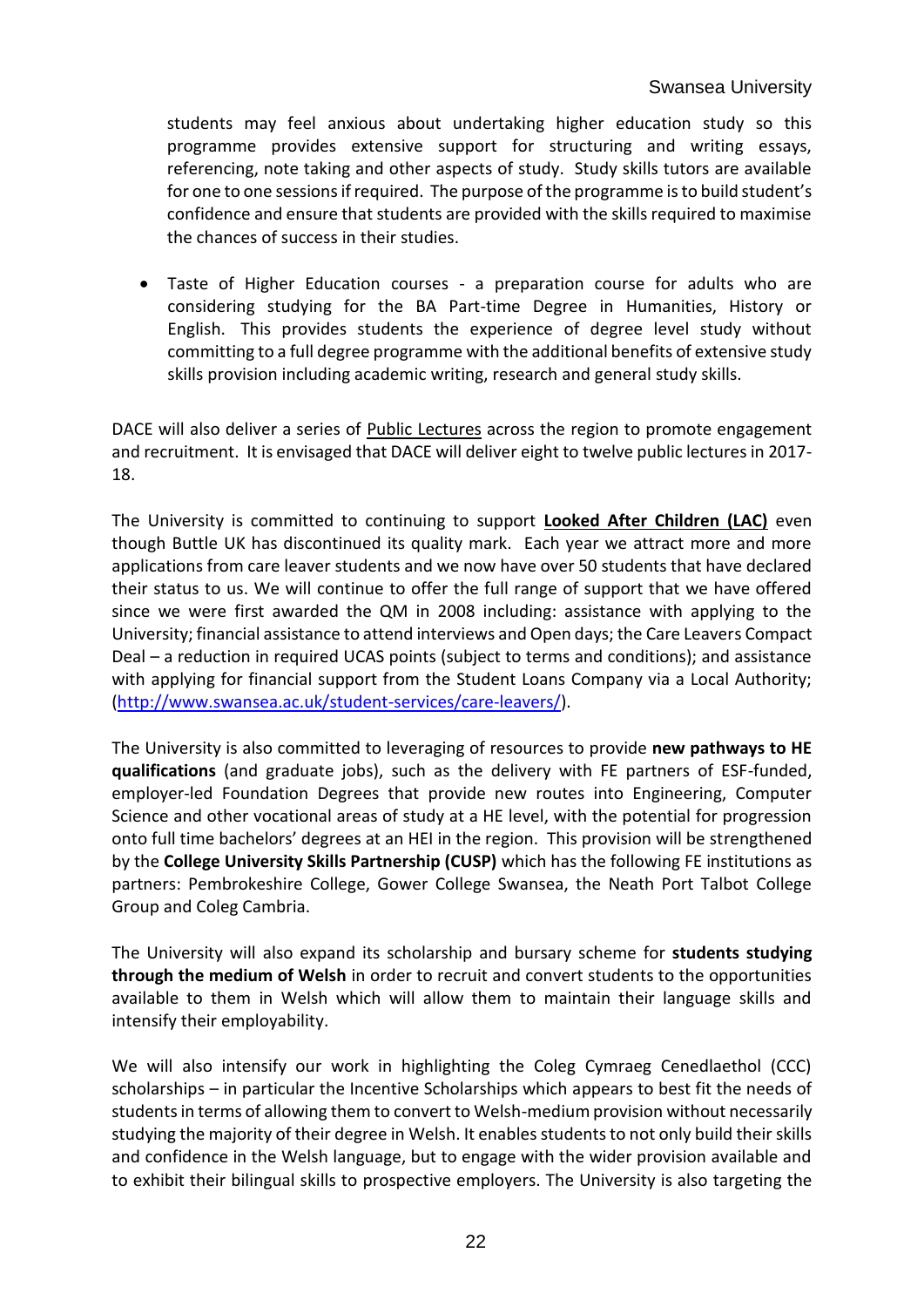students may feel anxious about undertaking higher education study so this programme provides extensive support for structuring and writing essays, referencing, note taking and other aspects of study. Study skills tutors are available for one to one sessions if required. The purpose of the programme is to build student's confidence and ensure that students are provided with the skills required to maximise the chances of success in their studies.

- Taste of Higher Education courses - a preparation course for adults who are considering studying for the BA Part-time Degree in Humanities, History or English. This provides students the experience of degree level study without committing to a full degree programme with the additional benefits of extensive study skills provision including academic writing, research and general study skills.

DACE will also deliver a series of Public Lectures across the region to promote engagement and recruitment. It is envisaged that DACE will deliver eight to twelve public lectures in 2017-18.

The University is committed to continuing to support **Looked After Children (LAC)** even though Buttle UK has discontinued its quality mark. Each year we attract more and more applications from care leaver students and we now have over 50 students that have declared their status to us. We will continue to offer the full range of support that we have offered since we were first awarded the QM in 2008 including: assistance with applying to the University; financial assistance to attend interviews and Open days; the Care Leavers Compact Deal – a reduction in required UCAS points (subject to terms and conditions); and assistance with applying for financial support from the Student Loans Company via a Local Authority; (http://www.swansea.ac.uk/student-services/care-leavers/).

The University is also committed to leveraging of resources to provide **new pathways to HE qualifications** (and graduate jobs), such as the delivery with FE partners of ESF-funded, employer-led Foundation Degrees that provide new routes into Engineering, Computer Science and other vocational areas of study at a HE level, with the potential for progression onto full time bachelors' degrees at an HEI in the region. This provision will be strengthened by the **College University Skills Partnership (CUSP)** which has the following FE institutions as partners: Pembrokeshire College, Gower College Swansea, the Neath Port Talbot College Group and Coleg Cambria.

The University will also expand its scholarship and bursary scheme for **students studying through the medium of Welsh** in order to recruit and convert students to the opportunities available to them in Welsh which will allow them to maintain their language skills and intensify their employability.

We will also intensify our work in highlighting the Coleg Cymraeg Cenedlaethol (CCC) scholarships – in particular the Incentive Scholarships which appears to best fit the needs of students in terms of allowing them to convert to Welsh-medium provision without necessarily studying the majority of their degree in Welsh. It enables students to not only build their skills and confidence in the Welsh language, but to engage with the wider provision available and to exhibit their bilingual skills to prospective employers. The University is also targeting the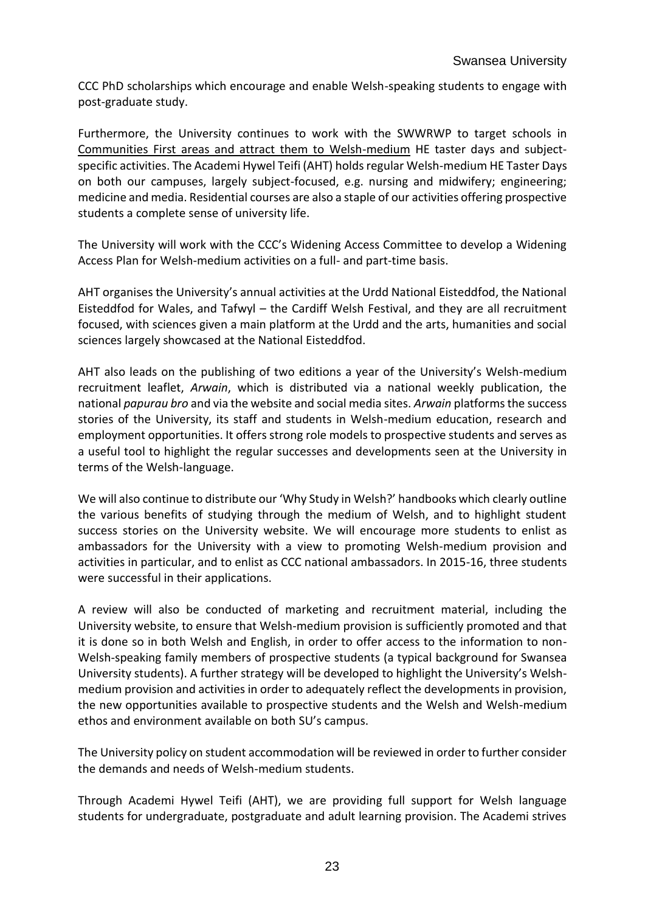CCC PhD scholarships which encourage and enable Welsh-speaking students to engage with post-graduate study.

Furthermore, the University continues to work with the SWWRWP to target schools in Communities First areas and attract them to Welsh-medium HE taster days and subject-specific activities. The Academi Hywel Teifi (AHT) holds regular Welsh-medium HE Taster Days on both our campuses, largely subject-focused, e.g. nursing and midwifery; engineering; medicine and media. Residential courses are also a staple of our activities offering prospective students a complete sense of university life.

The University will work with the CCC's Widening Access Committee to develop a Widening Access Plan for Welsh-medium activities on a full- and part-time basis.

AHT organises the University's annual activities at the Urdd National Eisteddfod, the National Eisteddfod for Wales, and Tafwyl – the Cardiff Welsh Festival, and they are all recruitment focused, with sciences given a main platform at the Urdd and the arts, humanities and social sciences largely showcased at the National Eisteddfod.

AHT also leads on the publishing of two editions a year of the University's Welsh-medium recruitment leaflet, *Arwain*, which is distributed via a national weekly publication, the national *papurau bro* and via the website and social media sites. *Arwain* platforms the success stories of the University, its staff and students in Welsh-medium education, research and employment opportunities. It offers strong role models to prospective students and serves as a useful tool to highlight the regular successes and developments seen at the University in terms of the Welsh-language.

We will also continue to distribute our 'Why Study in Welsh?' handbooks which clearly outline the various benefits of studying through the medium of Welsh, and to highlight student success stories on the University website. We will encourage more students to enlist as ambassadors for the University with a view to promoting Welsh-medium provision and activities in particular, and to enlist as CCC national ambassadors. In 2015-16, three students were successful in their applications.

A review will also be conducted of marketing and recruitment material, including the University website, to ensure that Welsh-medium provision is sufficiently promoted and that it is done so in both Welsh and English, in order to offer access to the information to non-Welsh-speaking family members of prospective students (a typical background for Swansea University students). A further strategy will be developed to highlight the University's Welsh-medium provision and activities in order to adequately reflect the developments in provision, the new opportunities available to prospective students and the Welsh and Welsh-medium ethos and environment available on both SU's campus.

The University policy on student accommodation will be reviewed in order to further consider the demands and needs of Welsh-medium students.

Through Academi Hywel Teifi (AHT), we are providing full support for Welsh language students for undergraduate, postgraduate and adult learning provision. The Academi strives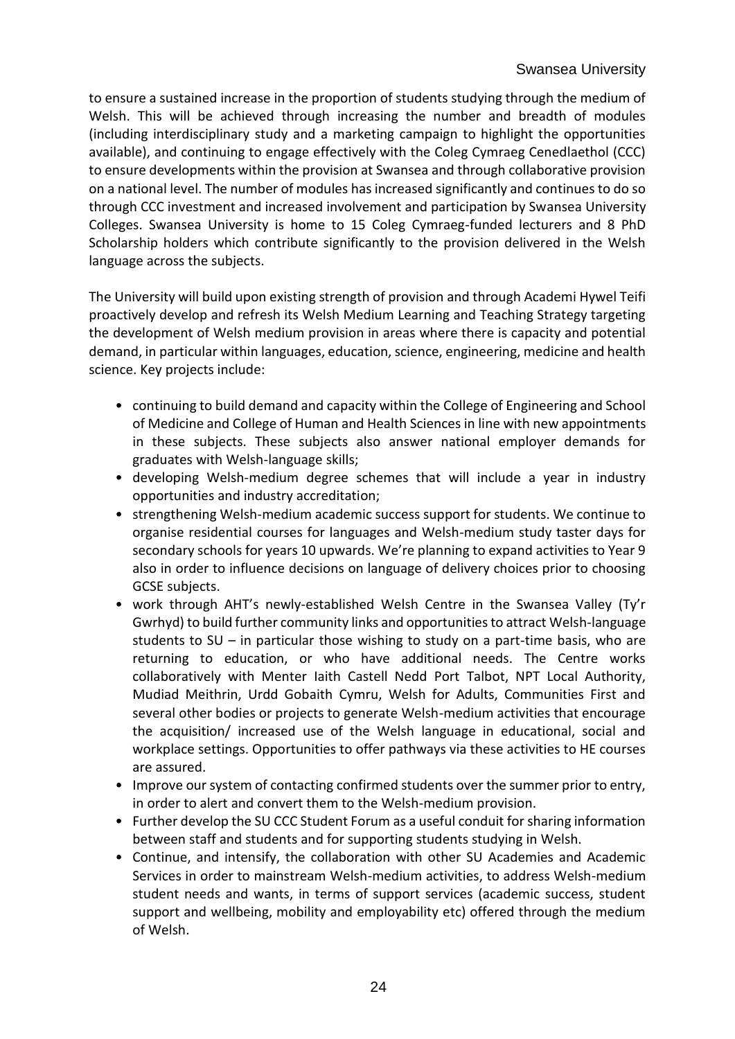to ensure a sustained increase in the proportion of students studying through the medium of Welsh. This will be achieved through increasing the number and breadth of modules (including interdisciplinary study and a marketing campaign to highlight the opportunities available), and continuing to engage effectively with the Coleg Cymraeg Cenedlaethol (CCC) to ensure developments within the provision at Swansea and through collaborative provision on a national level. The number of modules has increased significantly and continues to do so through CCC investment and increased involvement and participation by Swansea University Colleges. Swansea University is home to 15 Coleg Cymraeg-funded lecturers and 8 PhD Scholarship holders which contribute significantly to the provision delivered in the Welsh language across the subjects.

The University will build upon existing strength of provision and through Academi Hywel Teifi proactively develop and refresh its Welsh Medium Learning and Teaching Strategy targeting the development of Welsh medium provision in areas where there is capacity and potential demand, in particular within languages, education, science, engineering, medicine and health science. Key projects include:

- continuing to build demand and capacity within the College of Engineering and School of Medicine and College of Human and Health Sciences in line with new appointments in these subjects. These subjects also answer national employer demands for graduates with Welsh-language skills;
- developing Welsh-medium degree schemes that will include a year in industry opportunities and industry accreditation;
- strengthening Welsh-medium academic success support for students. We continue to organise residential courses for languages and Welsh-medium study taster days for secondary schools for years 10 upwards. We're planning to expand activities to Year 9 also in order to influence decisions on language of delivery choices prior to choosing GCSE subjects.
- work through AHT's newly-established Welsh Centre in the Swansea Valley (Ty'r Gwrhyd) to build further community links and opportunities to attract Welsh-language students to SU – in particular those wishing to study on a part-time basis, who are returning to education, or who have additional needs. The Centre works collaboratively with Menter Iaith Castell Nedd Port Talbot, NPT Local Authority, Mudiad Meithrin, Urdd Gobaith Cymru, Welsh for Adults, Communities First and several other bodies or projects to generate Welsh-medium activities that encourage the acquisition/ increased use of the Welsh language in educational, social and workplace settings. Opportunities to offer pathways via these activities to HE courses are assured.
- Improve our system of contacting confirmed students over the summer prior to entry, in order to alert and convert them to the Welsh-medium provision.
- Further develop the SU CCC Student Forum as a useful conduit for sharing information between staff and students and for supporting students studying in Welsh.
- Continue, and intensify, the collaboration with other SU Academies and Academic Services in order to mainstream Welsh-medium activities, to address Welsh-medium student needs and wants, in terms of support services (academic success, student support and wellbeing, mobility and employability etc) offered through the medium of Welsh.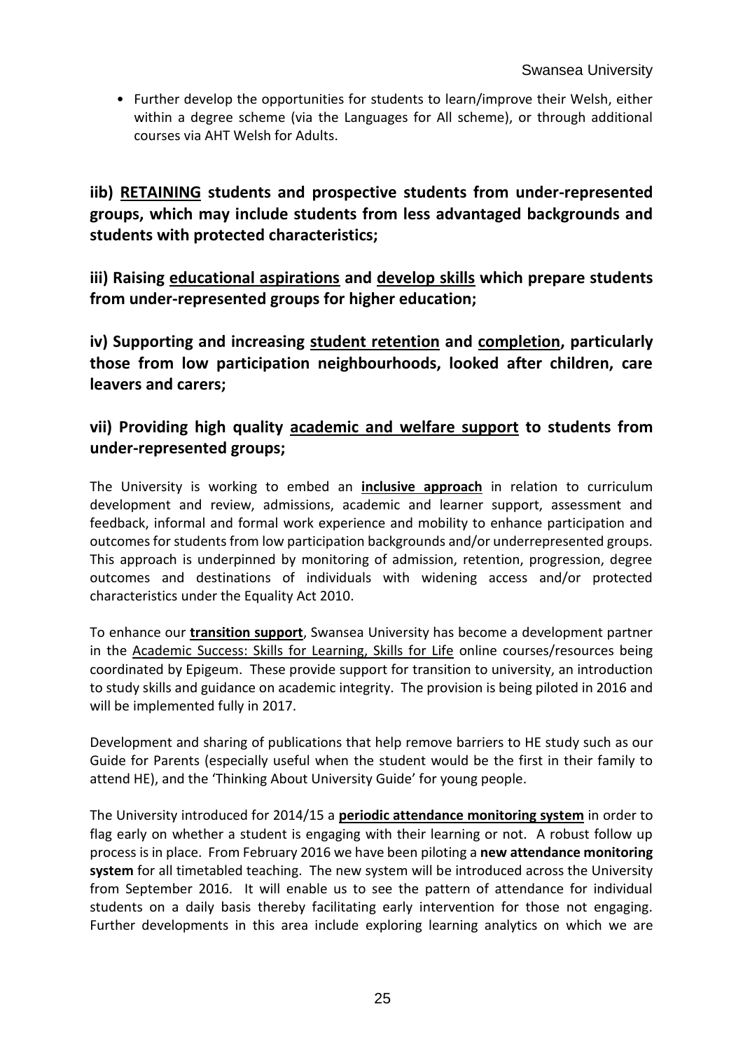- Further develop the opportunities for students to learn/improve their Welsh, either within a degree scheme (via the Languages for All scheme), or through additional courses via AHT Welsh for Adults.

### iib) <u>RETAINING</u> students and prospective students from under-represented groups, which may include students from less advantaged backgrounds and students with protected characteristics;

### iii) Raising <u>educational aspirations</u> and <u>develop skills</u> which prepare students from under-represented groups for higher education;

### iv) Supporting and increasing <u>student retention</u> and <u>completion</u>, particularly those from low participation neighbourhoods, looked after children, care leavers and carers;

### vii) Providing high quality <u>academic and welfare support</u> to students from under-represented groups;

The University is working to embed an **<u>inclusive approach</u>** in relation to curriculum development and review, admissions, academic and learner support, assessment and feedback, informal and formal work experience and mobility to enhance participation and outcomes for students from low participation backgrounds and/or underrepresented groups. This approach is underpinned by monitoring of admission, retention, progression, degree outcomes and destinations of individuals with widening access and/or protected characteristics under the Equality Act 2010.

To enhance our **<u>transition support</u>**, Swansea University has become a development partner in the <u>Academic Success: Skills for Learning, Skills for Life</u> online courses/resources being coordinated by Epigeum. These provide support for transition to university, an introduction to study skills and guidance on academic integrity. The provision is being piloted in 2016 and will be implemented fully in 2017.

Development and sharing of publications that help remove barriers to HE study such as our Guide for Parents (especially useful when the student would be the first in their family to attend HE), and the 'Thinking About University Guide' for young people.

The University introduced for 2014/15 a **<u>periodic attendance monitoring system</u>** in order to flag early on whether a student is engaging with their learning or not. A robust follow up process is in place. From February 2016 we have been piloting a **new attendance monitoring system** for all timetabled teaching. The new system will be introduced across the University from September 2016. It will enable us to see the pattern of attendance for individual students on a daily basis thereby facilitating early intervention for those not engaging. Further developments in this area include exploring learning analytics on which we are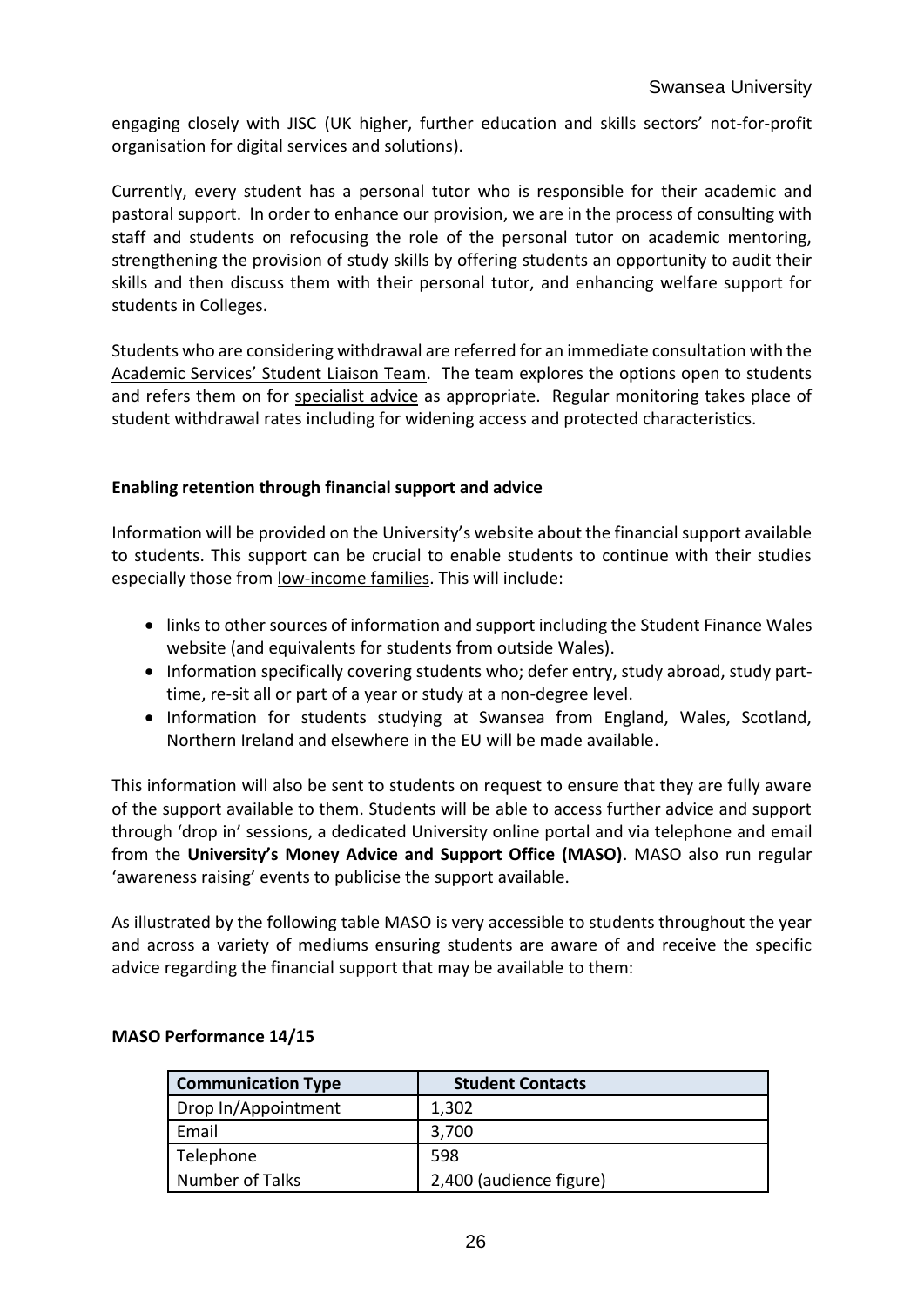engaging closely with JISC (UK higher, further education and skills sectors' not-for-profit organisation for digital services and solutions).

Currently, every student has a personal tutor who is responsible for their academic and pastoral support. In order to enhance our provision, we are in the process of consulting with staff and students on refocusing the role of the personal tutor on academic mentoring, strengthening the provision of study skills by offering students an opportunity to audit their skills and then discuss them with their personal tutor, and enhancing welfare support for students in Colleges.

Students who are considering withdrawal are referred for an immediate consultation with the Academic Services' Student Liaison Team. The team explores the options open to students and refers them on for specialist advice as appropriate. Regular monitoring takes place of student withdrawal rates including for widening access and protected characteristics.

**Enabling retention through financial support and advice**

Information will be provided on the University's website about the financial support available to students. This support can be crucial to enable students to continue with their studies especially those from low-income families. This will include:

- links to other sources of information and support including the Student Finance Wales website (and equivalents for students from outside Wales).
- Information specifically covering students who; defer entry, study abroad, study part-time, re-sit all or part of a year or study at a non-degree level.
- Information for students studying at Swansea from England, Wales, Scotland, Northern Ireland and elsewhere in the EU will be made available.

This information will also be sent to students on request to ensure that they are fully aware of the support available to them. Students will be able to access further advice and support through 'drop in' sessions, a dedicated University online portal and via telephone and email from the **University's Money Advice and Support Office (MASO)**. MASO also run regular 'awareness raising' events to publicise the support available.

As illustrated by the following table MASO is very accessible to students throughout the year and across a variety of mediums ensuring students are aware of and receive the specific advice regarding the financial support that may be available to them:

**MASO Performance 14/15**

| Communication Type | Student Contacts |
|---|---|
| Drop In/Appointment | 1,302 |
| Email | 3,700 |
| Telephone | 598 |
| Number of Talks | 2,400 (audience figure) |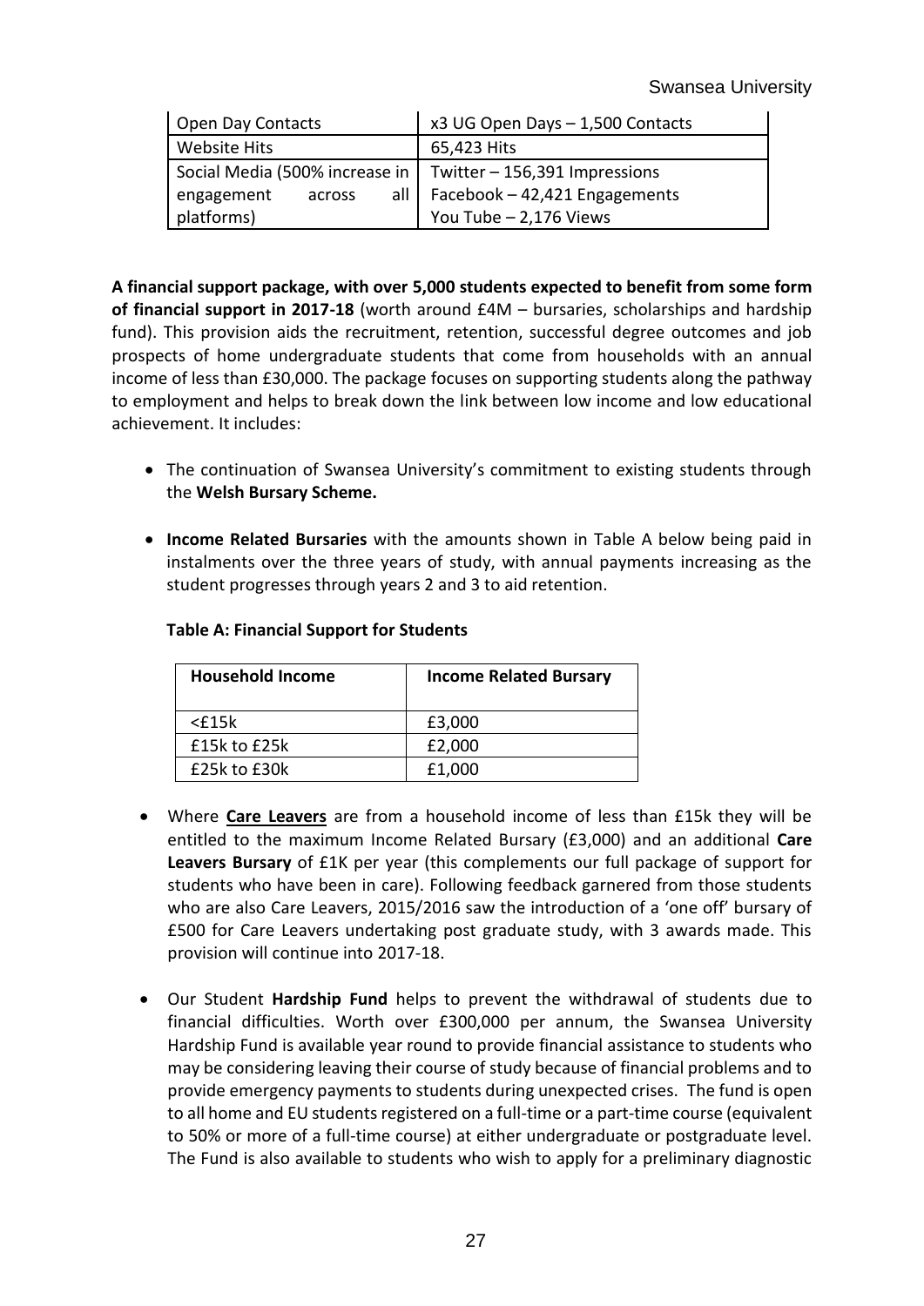| | |
|---|---|
| Open Day Contacts | x3 UG Open Days – 1,500 Contacts |
| Website Hits | 65,423 Hits |
| Social Media (500% increase in engagement across all platforms) | Twitter – 156,391 Impressions<br>Facebook – 42,421 Engagements<br>You Tube – 2,176 Views |

**A financial support package, with over 5,000 students expected to benefit from some form of financial support in 2017-18** (worth around £4M – bursaries, scholarships and hardship fund). This provision aids the recruitment, retention, successful degree outcomes and job prospects of home undergraduate students that come from households with an annual income of less than £30,000. The package focuses on supporting students along the pathway to employment and helps to break down the link between low income and low educational achievement. It includes:

- The continuation of Swansea University's commitment to existing students through the **Welsh Bursary Scheme.**

- **Income Related Bursaries** with the amounts shown in Table A below being paid in instalments over the three years of study, with annual payments increasing as the student progresses through years 2 and 3 to aid retention.

**Table A: Financial Support for Students**

| Household Income | Income Related Bursary |
|---|---|
| <£15k | £3,000 |
| £15k to £25k | £2,000 |
| £25k to £30k | £1,000 |

- Where **Care Leavers** are from a household income of less than £15k they will be entitled to the maximum Income Related Bursary (£3,000) and an additional **Care Leavers Bursary** of £1K per year (this complements our full package of support for students who have been in care). Following feedback garnered from those students who are also Care Leavers, 2015/2016 saw the introduction of a 'one off' bursary of £500 for Care Leavers undertaking post graduate study, with 3 awards made. This provision will continue into 2017-18.

- Our Student **Hardship Fund** helps to prevent the withdrawal of students due to financial difficulties. Worth over £300,000 per annum, the Swansea University Hardship Fund is available year round to provide financial assistance to students who may be considering leaving their course of study because of financial problems and to provide emergency payments to students during unexpected crises. The fund is open to all home and EU students registered on a full-time or a part-time course (equivalent to 50% or more of a full-time course) at either undergraduate or postgraduate level. The Fund is also available to students who wish to apply for a preliminary diagnostic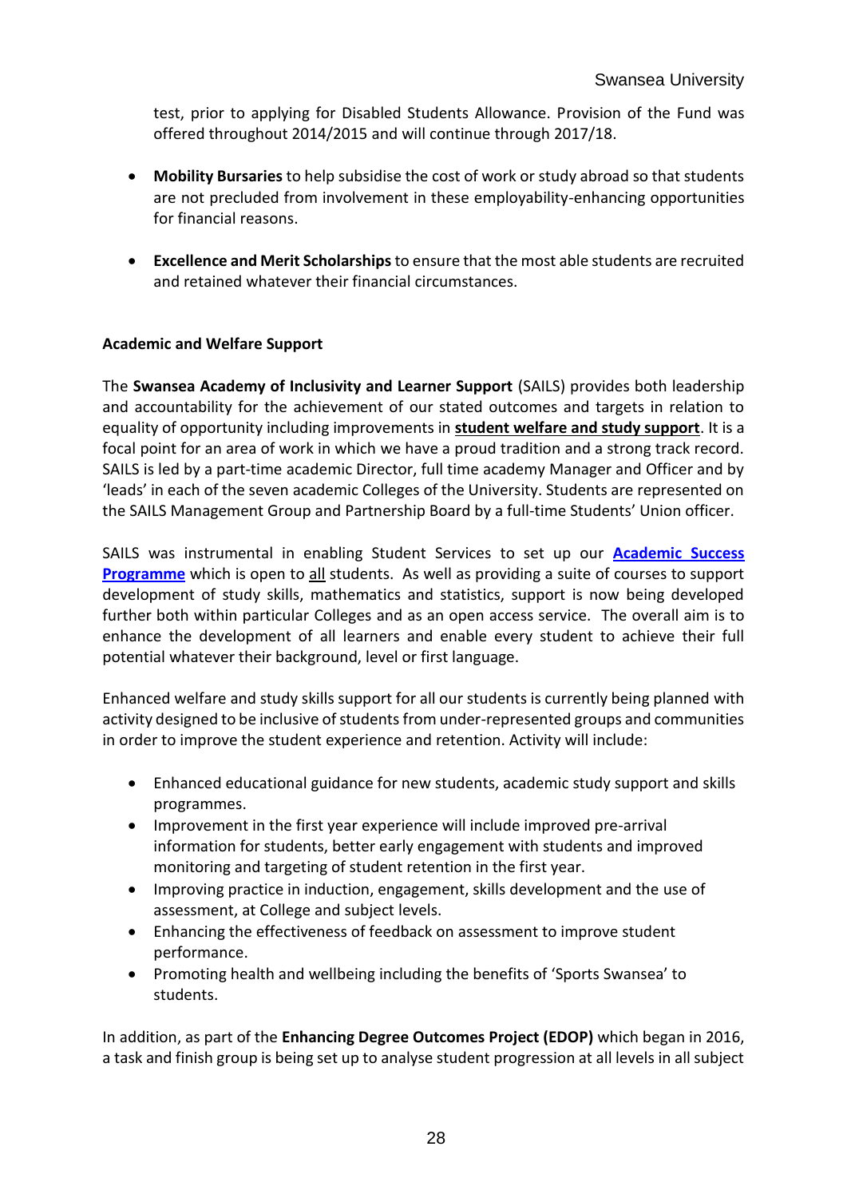test, prior to applying for Disabled Students Allowance. Provision of the Fund was offered throughout 2014/2015 and will continue through 2017/18.

- **Mobility Bursaries** to help subsidise the cost of work or study abroad so that students are not precluded from involvement in these employability-enhancing opportunities for financial reasons.

- **Excellence and Merit Scholarships** to ensure that the most able students are recruited and retained whatever their financial circumstances.

**Academic and Welfare Support**

The **Swansea Academy of Inclusivity and Learner Support** (SAILS) provides both leadership and accountability for the achievement of our stated outcomes and targets in relation to equality of opportunity including improvements in **student welfare and study support**. It is a focal point for an area of work in which we have a proud tradition and a strong track record. SAILS is led by a part-time academic Director, full time academy Manager and Officer and by 'leads' in each of the seven academic Colleges of the University. Students are represented on the SAILS Management Group and Partnership Board by a full-time Students' Union officer.

SAILS was instrumental in enabling Student Services to set up our **Academic Success Programme** which is open to all students. As well as providing a suite of courses to support development of study skills, mathematics and statistics, support is now being developed further both within particular Colleges and as an open access service. The overall aim is to enhance the development of all learners and enable every student to achieve their full potential whatever their background, level or first language.

Enhanced welfare and study skills support for all our students is currently being planned with activity designed to be inclusive of students from under-represented groups and communities in order to improve the student experience and retention. Activity will include:

- Enhanced educational guidance for new students, academic study support and skills programmes.
- Improvement in the first year experience will include improved pre-arrival information for students, better early engagement with students and improved monitoring and targeting of student retention in the first year.
- Improving practice in induction, engagement, skills development and the use of assessment, at College and subject levels.
- Enhancing the effectiveness of feedback on assessment to improve student performance.
- Promoting health and wellbeing including the benefits of 'Sports Swansea' to students.

In addition, as part of the **Enhancing Degree Outcomes Project (EDOP)** which began in 2016, a task and finish group is being set up to analyse student progression at all levels in all subject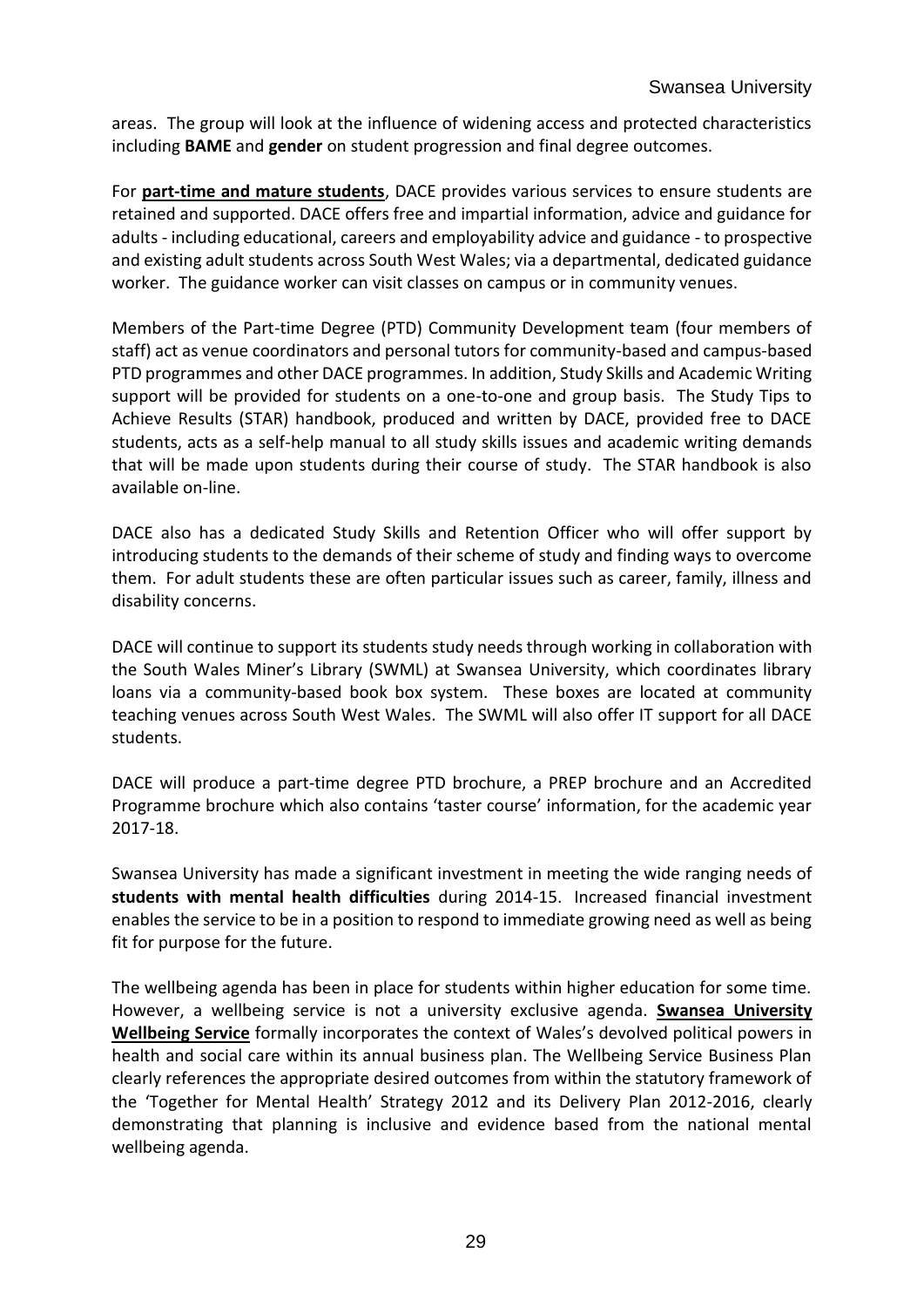areas. The group will look at the influence of widening access and protected characteristics including **BAME** and **gender** on student progression and final degree outcomes.

For **part-time and mature students**, DACE provides various services to ensure students are retained and supported. DACE offers free and impartial information, advice and guidance for adults - including educational, careers and employability advice and guidance - to prospective and existing adult students across South West Wales; via a departmental, dedicated guidance worker. The guidance worker can visit classes on campus or in community venues.

Members of the Part-time Degree (PTD) Community Development team (four members of staff) act as venue coordinators and personal tutors for community-based and campus-based PTD programmes and other DACE programmes. In addition, Study Skills and Academic Writing support will be provided for students on a one-to-one and group basis. The Study Tips to Achieve Results (STAR) handbook, produced and written by DACE, provided free to DACE students, acts as a self-help manual to all study skills issues and academic writing demands that will be made upon students during their course of study. The STAR handbook is also available on-line.

DACE also has a dedicated Study Skills and Retention Officer who will offer support by introducing students to the demands of their scheme of study and finding ways to overcome them. For adult students these are often particular issues such as career, family, illness and disability concerns.

DACE will continue to support its students study needs through working in collaboration with the South Wales Miner's Library (SWML) at Swansea University, which coordinates library loans via a community-based book box system. These boxes are located at community teaching venues across South West Wales. The SWML will also offer IT support for all DACE students.

DACE will produce a part-time degree PTD brochure, a PREP brochure and an Accredited Programme brochure which also contains 'taster course' information, for the academic year 2017-18.

Swansea University has made a significant investment in meeting the wide ranging needs of **students with mental health difficulties** during 2014-15. Increased financial investment enables the service to be in a position to respond to immediate growing need as well as being fit for purpose for the future.

The wellbeing agenda has been in place for students within higher education for some time. However, a wellbeing service is not a university exclusive agenda. **Swansea University Wellbeing Service** formally incorporates the context of Wales's devolved political powers in health and social care within its annual business plan. The Wellbeing Service Business Plan clearly references the appropriate desired outcomes from within the statutory framework of the 'Together for Mental Health' Strategy 2012 and its Delivery Plan 2012-2016, clearly demonstrating that planning is inclusive and evidence based from the national mental wellbeing agenda.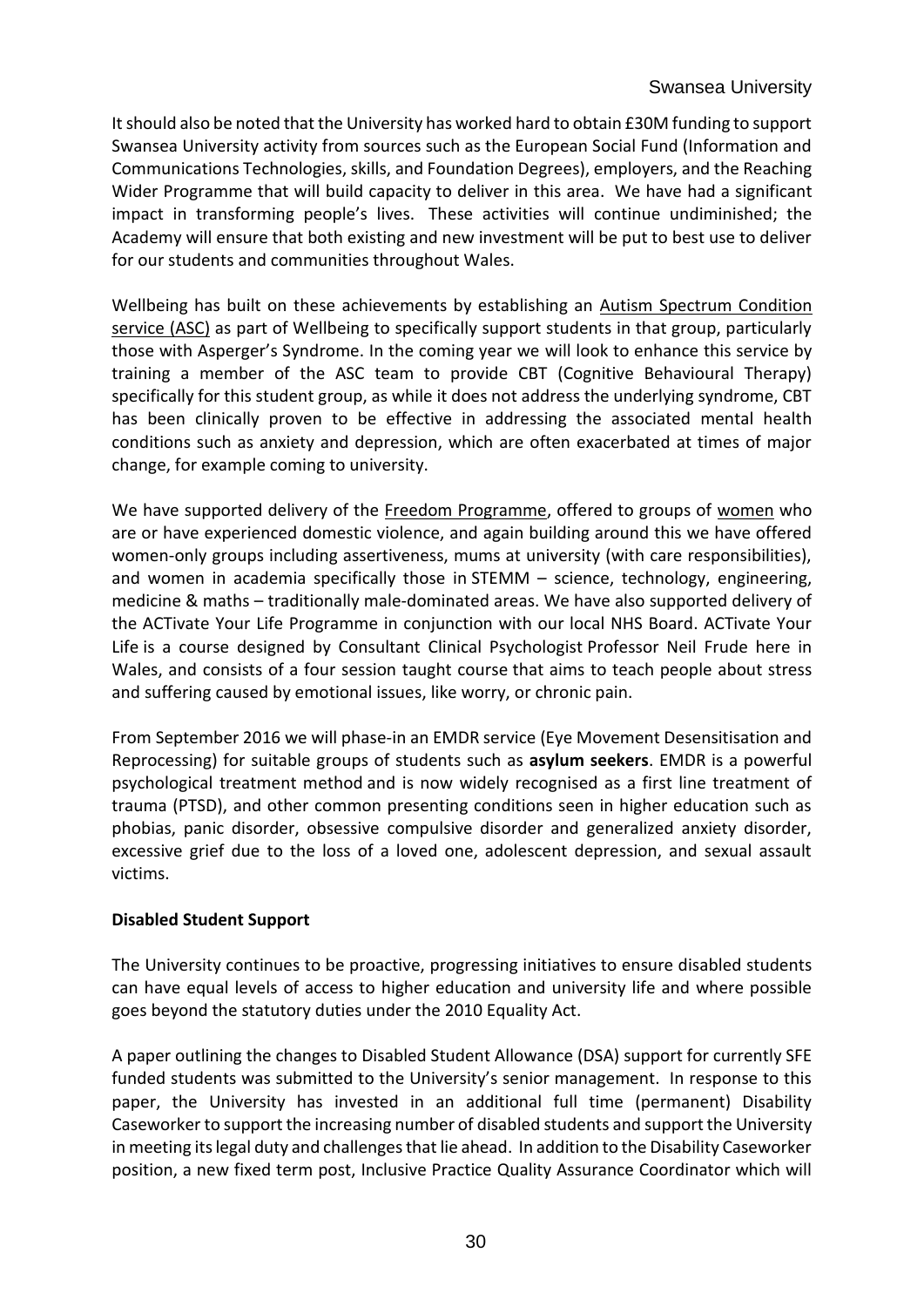It should also be noted that the University has worked hard to obtain £30M funding to support Swansea University activity from sources such as the European Social Fund (Information and Communications Technologies, skills, and Foundation Degrees), employers, and the Reaching Wider Programme that will build capacity to deliver in this area. We have had a significant impact in transforming people's lives. These activities will continue undiminished; the Academy will ensure that both existing and new investment will be put to best use to deliver for our students and communities throughout Wales.

Wellbeing has built on these achievements by establishing an Autism Spectrum Condition service (ASC) as part of Wellbeing to specifically support students in that group, particularly those with Asperger's Syndrome. In the coming year we will look to enhance this service by training a member of the ASC team to provide CBT (Cognitive Behavioural Therapy) specifically for this student group, as while it does not address the underlying syndrome, CBT has been clinically proven to be effective in addressing the associated mental health conditions such as anxiety and depression, which are often exacerbated at times of major change, for example coming to university.

We have supported delivery of the Freedom Programme, offered to groups of women who are or have experienced domestic violence, and again building around this we have offered women-only groups including assertiveness, mums at university (with care responsibilities), and women in academia specifically those in STEMM – science, technology, engineering, medicine & maths – traditionally male-dominated areas. We have also supported delivery of the ACTivate Your Life Programme in conjunction with our local NHS Board. ACTivate Your Life is a course designed by Consultant Clinical Psychologist Professor Neil Frude here in Wales, and consists of a four session taught course that aims to teach people about stress and suffering caused by emotional issues, like worry, or chronic pain.

From September 2016 we will phase-in an EMDR service (Eye Movement Desensitisation and Reprocessing) for suitable groups of students such as **asylum seekers**. EMDR is a powerful psychological treatment method and is now widely recognised as a first line treatment of trauma (PTSD), and other common presenting conditions seen in higher education such as phobias, panic disorder, obsessive compulsive disorder and generalized anxiety disorder, excessive grief due to the loss of a loved one, adolescent depression, and sexual assault victims.

**Disabled Student Support**

The University continues to be proactive, progressing initiatives to ensure disabled students can have equal levels of access to higher education and university life and where possible goes beyond the statutory duties under the 2010 Equality Act.

A paper outlining the changes to Disabled Student Allowance (DSA) support for currently SFE funded students was submitted to the University's senior management. In response to this paper, the University has invested in an additional full time (permanent) Disability Caseworker to support the increasing number of disabled students and support the University in meeting its legal duty and challenges that lie ahead. In addition to the Disability Caseworker position, a new fixed term post, Inclusive Practice Quality Assurance Coordinator which will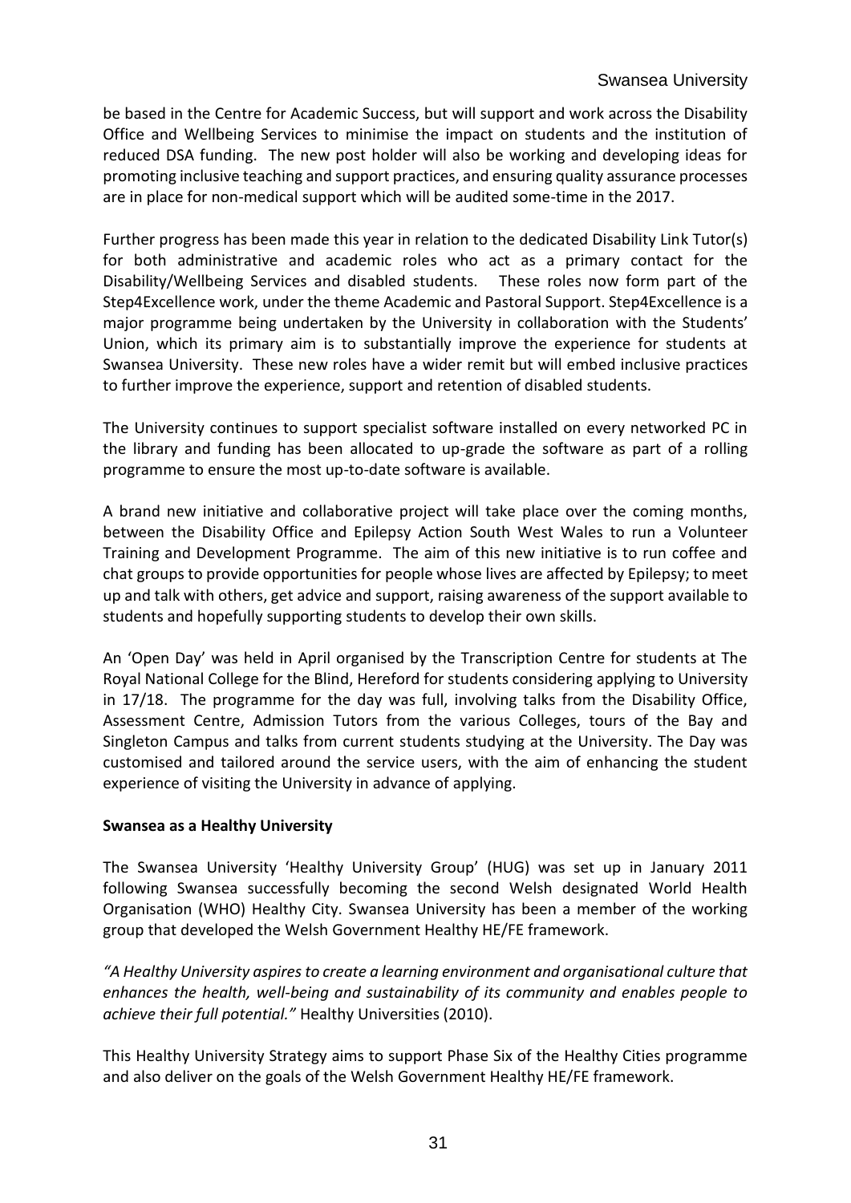be based in the Centre for Academic Success, but will support and work across the Disability Office and Wellbeing Services to minimise the impact on students and the institution of reduced DSA funding. The new post holder will also be working and developing ideas for promoting inclusive teaching and support practices, and ensuring quality assurance processes are in place for non-medical support which will be audited some-time in the 2017.

Further progress has been made this year in relation to the dedicated Disability Link Tutor(s) for both administrative and academic roles who act as a primary contact for the Disability/Wellbeing Services and disabled students. These roles now form part of the Step4Excellence work, under the theme Academic and Pastoral Support. Step4Excellence is a major programme being undertaken by the University in collaboration with the Students' Union, which its primary aim is to substantially improve the experience for students at Swansea University. These new roles have a wider remit but will embed inclusive practices to further improve the experience, support and retention of disabled students.

The University continues to support specialist software installed on every networked PC in the library and funding has been allocated to up-grade the software as part of a rolling programme to ensure the most up-to-date software is available.

A brand new initiative and collaborative project will take place over the coming months, between the Disability Office and Epilepsy Action South West Wales to run a Volunteer Training and Development Programme. The aim of this new initiative is to run coffee and chat groups to provide opportunities for people whose lives are affected by Epilepsy; to meet up and talk with others, get advice and support, raising awareness of the support available to students and hopefully supporting students to develop their own skills.

An 'Open Day' was held in April organised by the Transcription Centre for students at The Royal National College for the Blind, Hereford for students considering applying to University in 17/18. The programme for the day was full, involving talks from the Disability Office, Assessment Centre, Admission Tutors from the various Colleges, tours of the Bay and Singleton Campus and talks from current students studying at the University. The Day was customised and tailored around the service users, with the aim of enhancing the student experience of visiting the University in advance of applying.

**Swansea as a Healthy University**

The Swansea University 'Healthy University Group' (HUG) was set up in January 2011 following Swansea successfully becoming the second Welsh designated World Health Organisation (WHO) Healthy City. Swansea University has been a member of the working group that developed the Welsh Government Healthy HE/FE framework.

*"A Healthy University aspires to create a learning environment and organisational culture that enhances the health, well-being and sustainability of its community and enables people to achieve their full potential."* Healthy Universities (2010).

This Healthy University Strategy aims to support Phase Six of the Healthy Cities programme and also deliver on the goals of the Welsh Government Healthy HE/FE framework.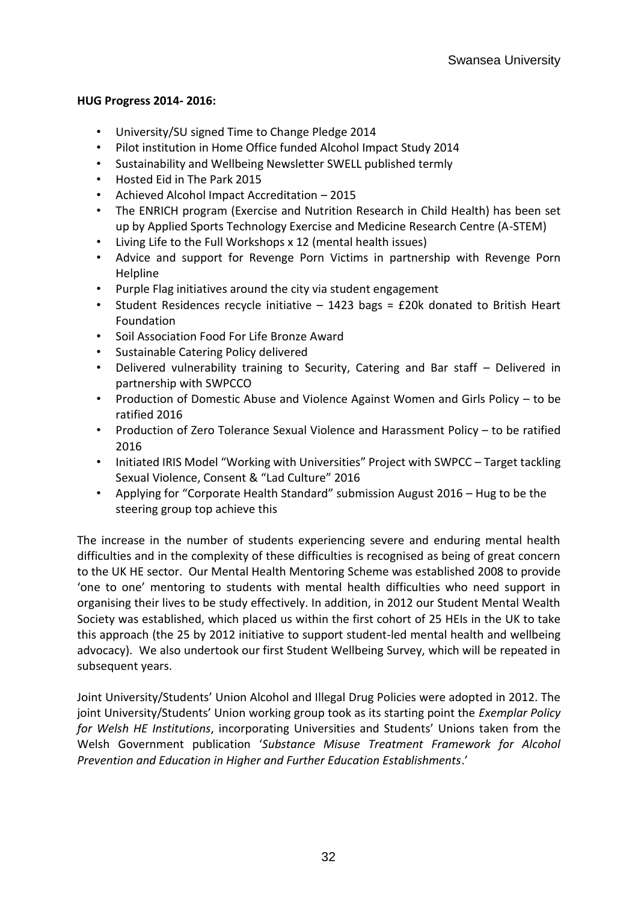**HUG Progress 2014- 2016:**

- University/SU signed Time to Change Pledge 2014
- Pilot institution in Home Office funded Alcohol Impact Study 2014
- Sustainability and Wellbeing Newsletter SWELL published termly
- Hosted Eid in The Park 2015
- Achieved Alcohol Impact Accreditation – 2015
- The ENRICH program (Exercise and Nutrition Research in Child Health) has been set up by Applied Sports Technology Exercise and Medicine Research Centre (A-STEM)
- Living Life to the Full Workshops x 12 (mental health issues)
- Advice and support for Revenge Porn Victims in partnership with Revenge Porn Helpline
- Purple Flag initiatives around the city via student engagement
- Student Residences recycle initiative – 1423 bags = £20k donated to British Heart Foundation
- Soil Association Food For Life Bronze Award
- Sustainable Catering Policy delivered
- Delivered vulnerability training to Security, Catering and Bar staff – Delivered in partnership with SWPCCO
- Production of Domestic Abuse and Violence Against Women and Girls Policy – to be ratified 2016
- Production of Zero Tolerance Sexual Violence and Harassment Policy – to be ratified 2016
- Initiated IRIS Model "Working with Universities" Project with SWPCC – Target tackling Sexual Violence, Consent & "Lad Culture" 2016
- Applying for "Corporate Health Standard" submission August 2016 – Hug to be the steering group top achieve this

The increase in the number of students experiencing severe and enduring mental health difficulties and in the complexity of these difficulties is recognised as being of great concern to the UK HE sector. Our Mental Health Mentoring Scheme was established 2008 to provide 'one to one' mentoring to students with mental health difficulties who need support in organising their lives to be study effectively. In addition, in 2012 our Student Mental Wealth Society was established, which placed us within the first cohort of 25 HEIs in the UK to take this approach (the 25 by 2012 initiative to support student-led mental health and wellbeing advocacy). We also undertook our first Student Wellbeing Survey, which will be repeated in subsequent years.

Joint University/Students' Union Alcohol and Illegal Drug Policies were adopted in 2012. The joint University/Students' Union working group took as its starting point the *Exemplar Policy for Welsh HE Institutions*, incorporating Universities and Students' Unions taken from the Welsh Government publication '*Substance Misuse Treatment Framework for Alcohol Prevention and Education in Higher and Further Education Establishments*.'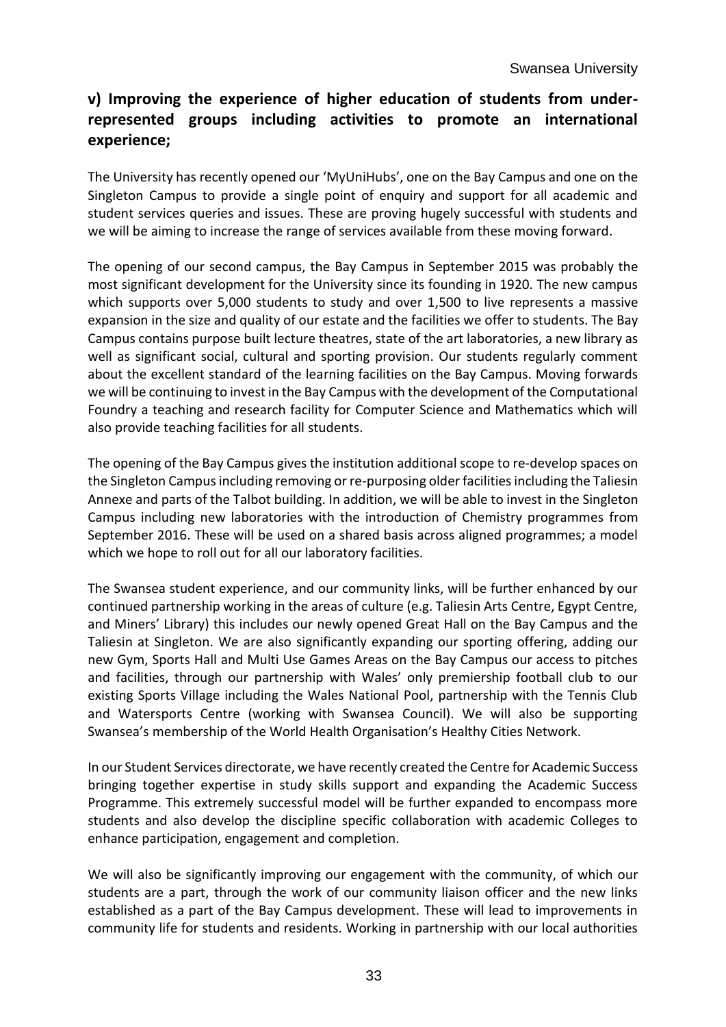## v) Improving the experience of higher education of students from under-represented groups including activities to promote an international experience;

The University has recently opened our 'MyUniHubs', one on the Bay Campus and one on the Singleton Campus to provide a single point of enquiry and support for all academic and student services queries and issues. These are proving hugely successful with students and we will be aiming to increase the range of services available from these moving forward.

The opening of our second campus, the Bay Campus in September 2015 was probably the most significant development for the University since its founding in 1920. The new campus which supports over 5,000 students to study and over 1,500 to live represents a massive expansion in the size and quality of our estate and the facilities we offer to students. The Bay Campus contains purpose built lecture theatres, state of the art laboratories, a new library as well as significant social, cultural and sporting provision. Our students regularly comment about the excellent standard of the learning facilities on the Bay Campus. Moving forwards we will be continuing to invest in the Bay Campus with the development of the Computational Foundry a teaching and research facility for Computer Science and Mathematics which will also provide teaching facilities for all students.

The opening of the Bay Campus gives the institution additional scope to re-develop spaces on the Singleton Campus including removing or re-purposing older facilities including the Taliesin Annexe and parts of the Talbot building. In addition, we will be able to invest in the Singleton Campus including new laboratories with the introduction of Chemistry programmes from September 2016. These will be used on a shared basis across aligned programmes; a model which we hope to roll out for all our laboratory facilities.

The Swansea student experience, and our community links, will be further enhanced by our continued partnership working in the areas of culture (e.g. Taliesin Arts Centre, Egypt Centre, and Miners' Library) this includes our newly opened Great Hall on the Bay Campus and the Taliesin at Singleton. We are also significantly expanding our sporting offering, adding our new Gym, Sports Hall and Multi Use Games Areas on the Bay Campus our access to pitches and facilities, through our partnership with Wales' only premiership football club to our existing Sports Village including the Wales National Pool, partnership with the Tennis Club and Watersports Centre (working with Swansea Council). We will also be supporting Swansea's membership of the World Health Organisation's Healthy Cities Network.

In our Student Services directorate, we have recently created the Centre for Academic Success bringing together expertise in study skills support and expanding the Academic Success Programme. This extremely successful model will be further expanded to encompass more students and also develop the discipline specific collaboration with academic Colleges to enhance participation, engagement and completion.

We will also be significantly improving our engagement with the community, of which our students are a part, through the work of our community liaison officer and the new links established as a part of the Bay Campus development. These will lead to improvements in community life for students and residents. Working in partnership with our local authorities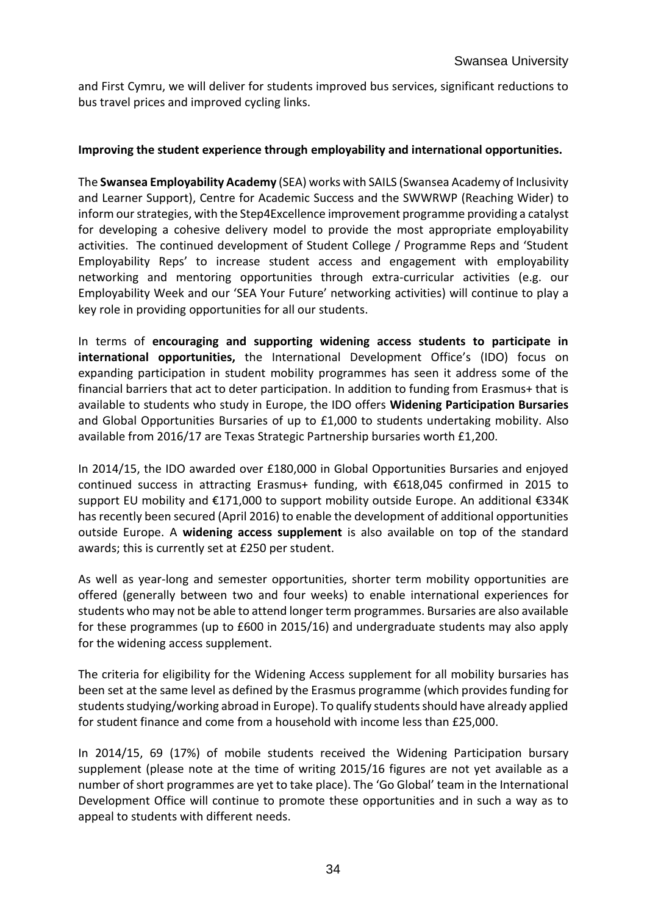and First Cymru, we will deliver for students improved bus services, significant reductions to bus travel prices and improved cycling links.

**Improving the student experience through employability and international opportunities.**

The **Swansea Employability Academy** (SEA) works with SAILS (Swansea Academy of Inclusivity and Learner Support), Centre for Academic Success and the SWWRWP (Reaching Wider) to inform our strategies, with the Step4Excellence improvement programme providing a catalyst for developing a cohesive delivery model to provide the most appropriate employability activities. The continued development of Student College / Programme Reps and 'Student Employability Reps' to increase student access and engagement with employability networking and mentoring opportunities through extra-curricular activities (e.g. our Employability Week and our 'SEA Your Future' networking activities) will continue to play a key role in providing opportunities for all our students.

In terms of **encouraging and supporting widening access students to participate in international opportunities,** the International Development Office's (IDO) focus on expanding participation in student mobility programmes has seen it address some of the financial barriers that act to deter participation. In addition to funding from Erasmus+ that is available to students who study in Europe, the IDO offers **Widening Participation Bursaries** and Global Opportunities Bursaries of up to £1,000 to students undertaking mobility. Also available from 2016/17 are Texas Strategic Partnership bursaries worth £1,200.

In 2014/15, the IDO awarded over £180,000 in Global Opportunities Bursaries and enjoyed continued success in attracting Erasmus+ funding, with €618,045 confirmed in 2015 to support EU mobility and €171,000 to support mobility outside Europe. An additional €334K has recently been secured (April 2016) to enable the development of additional opportunities outside Europe. A **widening access supplement** is also available on top of the standard awards; this is currently set at £250 per student.

As well as year-long and semester opportunities, shorter term mobility opportunities are offered (generally between two and four weeks) to enable international experiences for students who may not be able to attend longer term programmes. Bursaries are also available for these programmes (up to £600 in 2015/16) and undergraduate students may also apply for the widening access supplement.

The criteria for eligibility for the Widening Access supplement for all mobility bursaries has been set at the same level as defined by the Erasmus programme (which provides funding for students studying/working abroad in Europe). To qualify students should have already applied for student finance and come from a household with income less than £25,000.

In 2014/15, 69 (17%) of mobile students received the Widening Participation bursary supplement (please note at the time of writing 2015/16 figures are not yet available as a number of short programmes are yet to take place). The 'Go Global' team in the International Development Office will continue to promote these opportunities and in such a way as to appeal to students with different needs.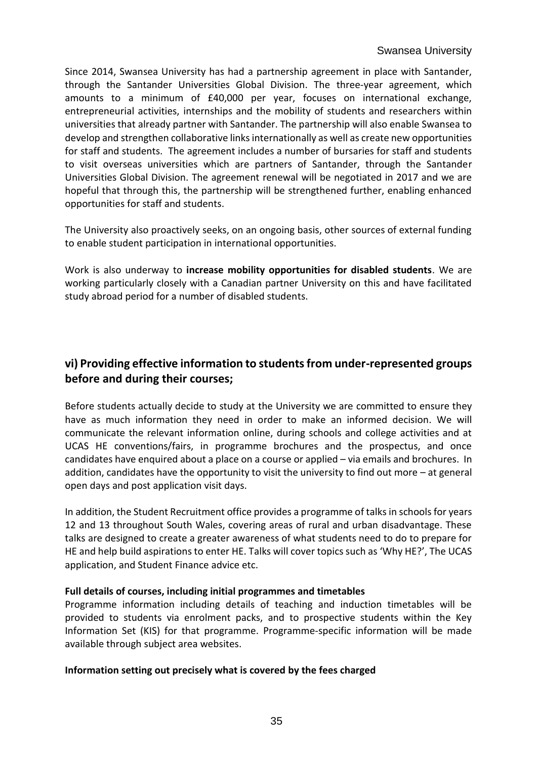Since 2014, Swansea University has had a partnership agreement in place with Santander, through the Santander Universities Global Division. The three-year agreement, which amounts to a minimum of £40,000 per year, focuses on international exchange, entrepreneurial activities, internships and the mobility of students and researchers within universities that already partner with Santander. The partnership will also enable Swansea to develop and strengthen collaborative links internationally as well as create new opportunities for staff and students. The agreement includes a number of bursaries for staff and students to visit overseas universities which are partners of Santander, through the Santander Universities Global Division. The agreement renewal will be negotiated in 2017 and we are hopeful that through this, the partnership will be strengthened further, enabling enhanced opportunities for staff and students.

The University also proactively seeks, on an ongoing basis, other sources of external funding to enable student participation in international opportunities.

Work is also underway to **increase mobility opportunities for disabled students**. We are working particularly closely with a Canadian partner University on this and have facilitated study abroad period for a number of disabled students.

## vi) Providing effective information to students from under-represented groups before and during their courses;

Before students actually decide to study at the University we are committed to ensure they have as much information they need in order to make an informed decision. We will communicate the relevant information online, during schools and college activities and at UCAS HE conventions/fairs, in programme brochures and the prospectus, and once candidates have enquired about a place on a course or applied – via emails and brochures. In addition, candidates have the opportunity to visit the university to find out more – at general open days and post application visit days.

In addition, the Student Recruitment office provides a programme of talks in schools for years 12 and 13 throughout South Wales, covering areas of rural and urban disadvantage. These talks are designed to create a greater awareness of what students need to do to prepare for HE and help build aspirations to enter HE. Talks will cover topics such as 'Why HE?', The UCAS application, and Student Finance advice etc.

**Full details of courses, including initial programmes and timetables**

Programme information including details of teaching and induction timetables will be provided to students via enrolment packs, and to prospective students within the Key Information Set (KIS) for that programme. Programme-specific information will be made available through subject area websites.

**Information setting out precisely what is covered by the fees charged**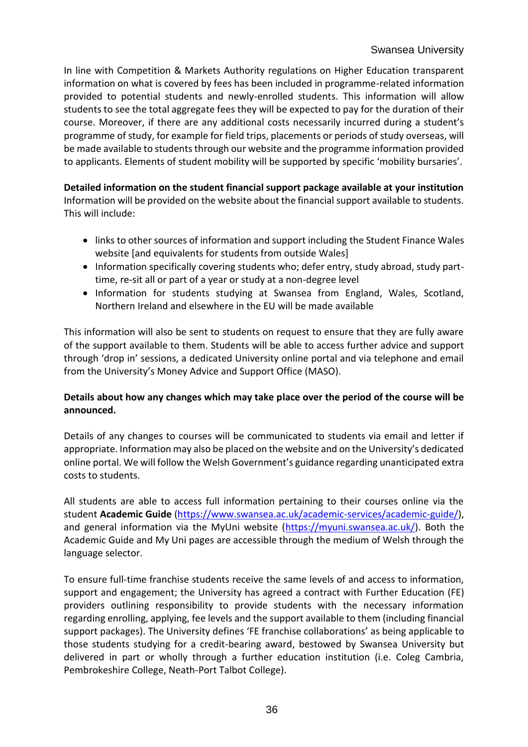In line with Competition & Markets Authority regulations on Higher Education transparent information on what is covered by fees has been included in programme-related information provided to potential students and newly-enrolled students. This information will allow students to see the total aggregate fees they will be expected to pay for the duration of their course. Moreover, if there are any additional costs necessarily incurred during a student's programme of study, for example for field trips, placements or periods of study overseas, will be made available to students through our website and the programme information provided to applicants. Elements of student mobility will be supported by specific 'mobility bursaries'.

**Detailed information on the student financial support package available at your institution**
Information will be provided on the website about the financial support available to students. This will include:

- links to other sources of information and support including the Student Finance Wales website [and equivalents for students from outside Wales]
- Information specifically covering students who; defer entry, study abroad, study part-time, re-sit all or part of a year or study at a non-degree level
- Information for students studying at Swansea from England, Wales, Scotland, Northern Ireland and elsewhere in the EU will be made available

This information will also be sent to students on request to ensure that they are fully aware of the support available to them. Students will be able to access further advice and support through 'drop in' sessions, a dedicated University online portal and via telephone and email from the University's Money Advice and Support Office (MASO).

**Details about how any changes which may take place over the period of the course will be announced.**

Details of any changes to courses will be communicated to students via email and letter if appropriate. Information may also be placed on the website and on the University's dedicated online portal. We will follow the Welsh Government's guidance regarding unanticipated extra costs to students.

All students are able to access full information pertaining to their courses online via the student **Academic Guide** (https://www.swansea.ac.uk/academic-services/academic-guide/), and general information via the MyUni website (https://myuni.swansea.ac.uk/). Both the Academic Guide and My Uni pages are accessible through the medium of Welsh through the language selector.

To ensure full-time franchise students receive the same levels of and access to information, support and engagement; the University has agreed a contract with Further Education (FE) providers outlining responsibility to provide students with the necessary information regarding enrolling, applying, fee levels and the support available to them (including financial support packages). The University defines 'FE franchise collaborations' as being applicable to those students studying for a credit-bearing award, bestowed by Swansea University but delivered in part or wholly through a further education institution (i.e. Coleg Cambria, Pembrokeshire College, Neath-Port Talbot College).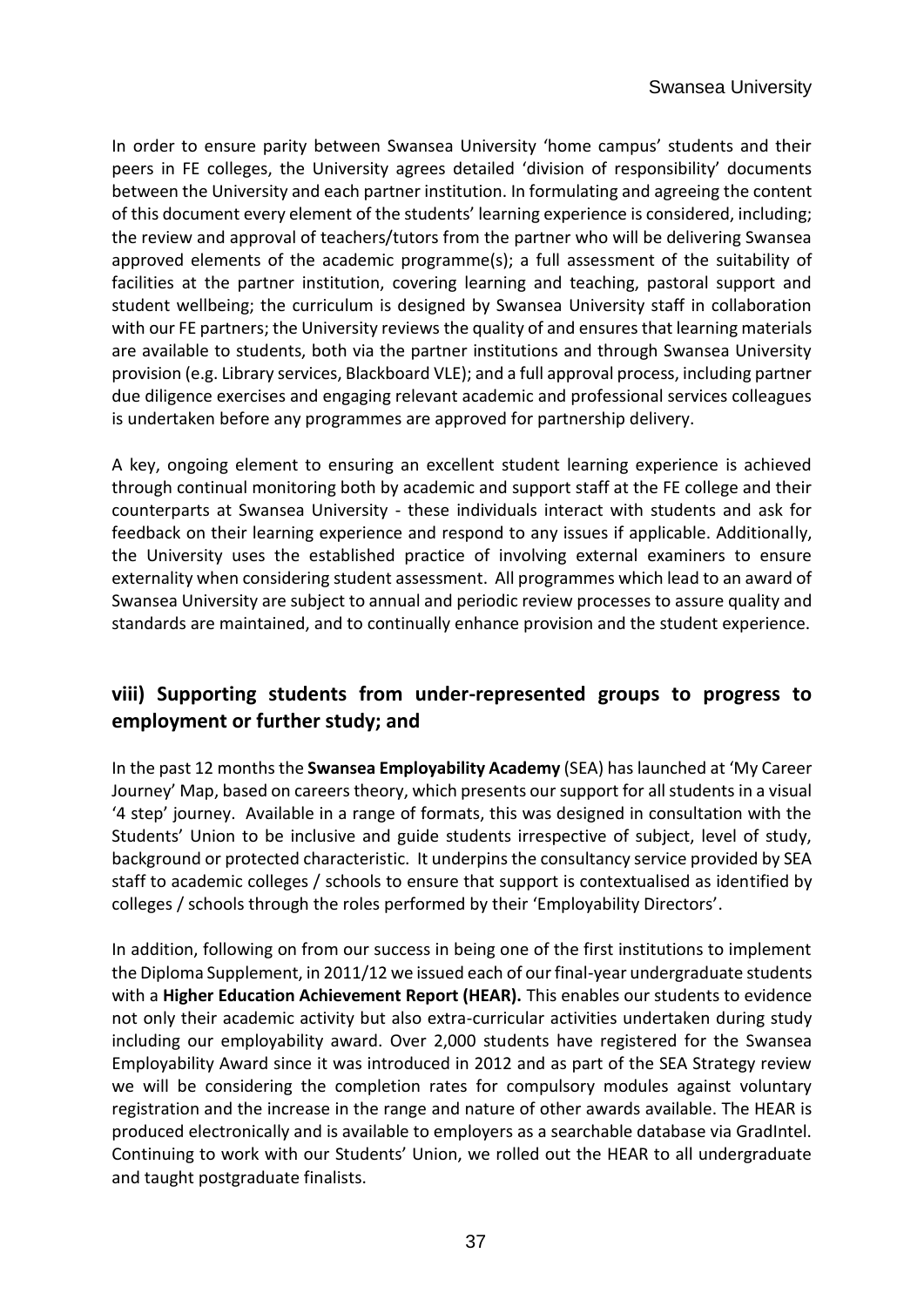In order to ensure parity between Swansea University 'home campus' students and their peers in FE colleges, the University agrees detailed 'division of responsibility' documents between the University and each partner institution. In formulating and agreeing the content of this document every element of the students' learning experience is considered, including; the review and approval of teachers/tutors from the partner who will be delivering Swansea approved elements of the academic programme(s); a full assessment of the suitability of facilities at the partner institution, covering learning and teaching, pastoral support and student wellbeing; the curriculum is designed by Swansea University staff in collaboration with our FE partners; the University reviews the quality of and ensures that learning materials are available to students, both via the partner institutions and through Swansea University provision (e.g. Library services, Blackboard VLE); and a full approval process, including partner due diligence exercises and engaging relevant academic and professional services colleagues is undertaken before any programmes are approved for partnership delivery.

A key, ongoing element to ensuring an excellent student learning experience is achieved through continual monitoring both by academic and support staff at the FE college and their counterparts at Swansea University - these individuals interact with students and ask for feedback on their learning experience and respond to any issues if applicable. Additionally, the University uses the established practice of involving external examiners to ensure externality when considering student assessment. All programmes which lead to an award of Swansea University are subject to annual and periodic review processes to assure quality and standards are maintained, and to continually enhance provision and the student experience.

## viii) Supporting students from under-represented groups to progress to employment or further study; and

In the past 12 months the **Swansea Employability Academy** (SEA) has launched at 'My Career Journey' Map, based on careers theory, which presents our support for all students in a visual '4 step' journey. Available in a range of formats, this was designed in consultation with the Students' Union to be inclusive and guide students irrespective of subject, level of study, background or protected characteristic. It underpins the consultancy service provided by SEA staff to academic colleges / schools to ensure that support is contextualised as identified by colleges / schools through the roles performed by their 'Employability Directors'.

In addition, following on from our success in being one of the first institutions to implement the Diploma Supplement, in 2011/12 we issued each of our final-year undergraduate students with a **Higher Education Achievement Report (HEAR).** This enables our students to evidence not only their academic activity but also extra-curricular activities undertaken during study including our employability award. Over 2,000 students have registered for the Swansea Employability Award since it was introduced in 2012 and as part of the SEA Strategy review we will be considering the completion rates for compulsory modules against voluntary registration and the increase in the range and nature of other awards available. The HEAR is produced electronically and is available to employers as a searchable database via GradIntel. Continuing to work with our Students' Union, we rolled out the HEAR to all undergraduate and taught postgraduate finalists.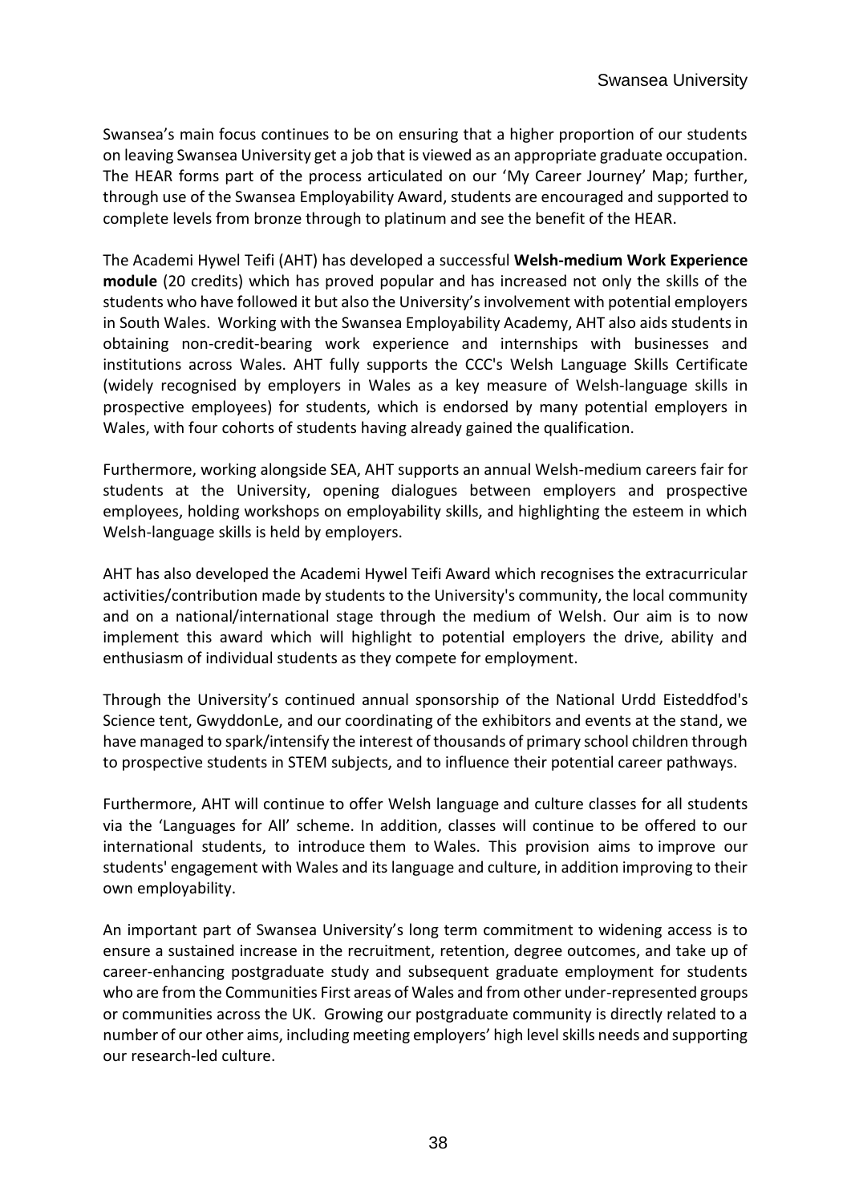Swansea's main focus continues to be on ensuring that a higher proportion of our students on leaving Swansea University get a job that is viewed as an appropriate graduate occupation. The HEAR forms part of the process articulated on our 'My Career Journey' Map; further, through use of the Swansea Employability Award, students are encouraged and supported to complete levels from bronze through to platinum and see the benefit of the HEAR.

The Academi Hywel Teifi (AHT) has developed a successful **Welsh-medium Work Experience module** (20 credits) which has proved popular and has increased not only the skills of the students who have followed it but also the University's involvement with potential employers in South Wales. Working with the Swansea Employability Academy, AHT also aids students in obtaining non-credit-bearing work experience and internships with businesses and institutions across Wales. AHT fully supports the CCC's Welsh Language Skills Certificate (widely recognised by employers in Wales as a key measure of Welsh-language skills in prospective employees) for students, which is endorsed by many potential employers in Wales, with four cohorts of students having already gained the qualification.

Furthermore, working alongside SEA, AHT supports an annual Welsh-medium careers fair for students at the University, opening dialogues between employers and prospective employees, holding workshops on employability skills, and highlighting the esteem in which Welsh-language skills is held by employers.

AHT has also developed the Academi Hywel Teifi Award which recognises the extracurricular activities/contribution made by students to the University's community, the local community and on a national/international stage through the medium of Welsh. Our aim is to now implement this award which will highlight to potential employers the drive, ability and enthusiasm of individual students as they compete for employment.

Through the University's continued annual sponsorship of the National Urdd Eisteddfod's Science tent, GwyddonLe, and our coordinating of the exhibitors and events at the stand, we have managed to spark/intensify the interest of thousands of primary school children through to prospective students in STEM subjects, and to influence their potential career pathways.

Furthermore, AHT will continue to offer Welsh language and culture classes for all students via the 'Languages for All' scheme. In addition, classes will continue to be offered to our international students, to introduce them to Wales. This provision aims to improve our students' engagement with Wales and its language and culture, in addition improving to their own employability.

An important part of Swansea University's long term commitment to widening access is to ensure a sustained increase in the recruitment, retention, degree outcomes, and take up of career-enhancing postgraduate study and subsequent graduate employment for students who are from the Communities First areas of Wales and from other under-represented groups or communities across the UK. Growing our postgraduate community is directly related to a number of our other aims, including meeting employers' high level skills needs and supporting our research-led culture.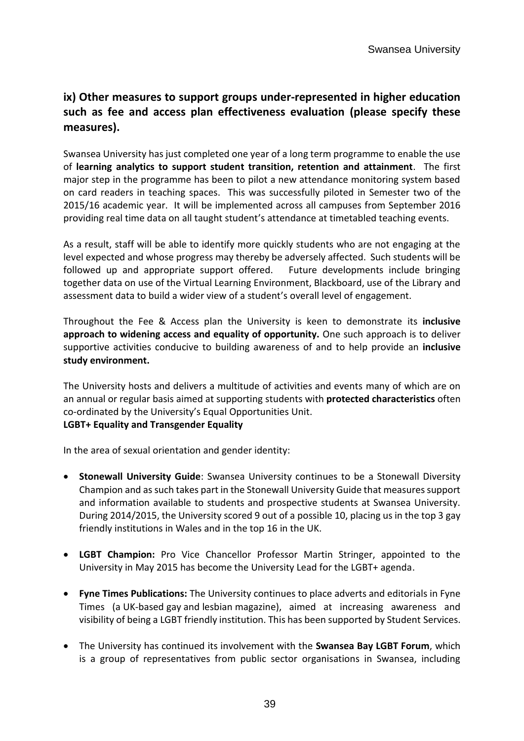## ix) Other measures to support groups under-represented in higher education such as fee and access plan effectiveness evaluation (please specify these measures).

Swansea University has just completed one year of a long term programme to enable the use of **learning analytics to support student transition, retention and attainment**. The first major step in the programme has been to pilot a new attendance monitoring system based on card readers in teaching spaces. This was successfully piloted in Semester two of the 2015/16 academic year. It will be implemented across all campuses from September 2016 providing real time data on all taught student's attendance at timetabled teaching events.

As a result, staff will be able to identify more quickly students who are not engaging at the level expected and whose progress may thereby be adversely affected. Such students will be followed up and appropriate support offered. Future developments include bringing together data on use of the Virtual Learning Environment, Blackboard, use of the Library and assessment data to build a wider view of a student's overall level of engagement.

Throughout the Fee & Access plan the University is keen to demonstrate its **inclusive approach to widening access and equality of opportunity.** One such approach is to deliver supportive activities conducive to building awareness of and to help provide an **inclusive study environment.**

The University hosts and delivers a multitude of activities and events many of which are on an annual or regular basis aimed at supporting students with **protected characteristics** often co-ordinated by the University's Equal Opportunities Unit.

**LGBT+ Equality and Transgender Equality**

In the area of sexual orientation and gender identity:

- **Stonewall University Guide**: Swansea University continues to be a Stonewall Diversity Champion and as such takes part in the Stonewall University Guide that measures support and information available to students and prospective students at Swansea University. During 2014/2015, the University scored 9 out of a possible 10, placing us in the top 3 gay friendly institutions in Wales and in the top 16 in the UK.
- **LGBT Champion:** Pro Vice Chancellor Professor Martin Stringer, appointed to the University in May 2015 has become the University Lead for the LGBT+ agenda.
- **Fyne Times Publications:** The University continues to place adverts and editorials in Fyne Times (a UK-based gay and lesbian magazine), aimed at increasing awareness and visibility of being a LGBT friendly institution. This has been supported by Student Services.
- The University has continued its involvement with the **Swansea Bay LGBT Forum**, which is a group of representatives from public sector organisations in Swansea, including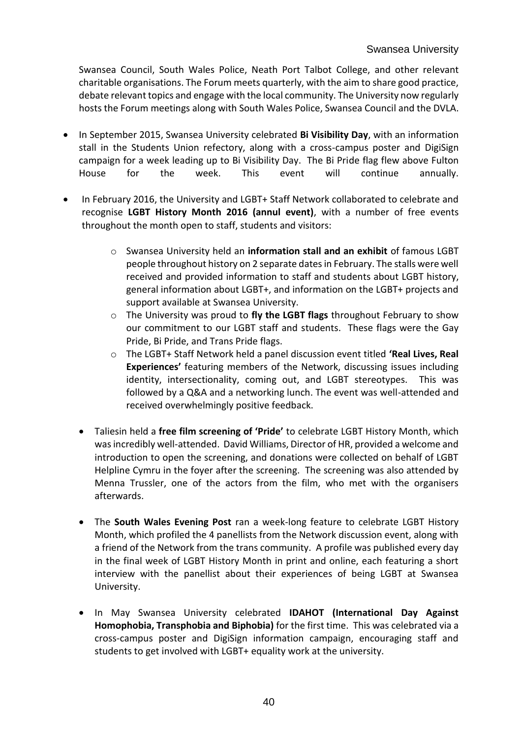Swansea Council, South Wales Police, Neath Port Talbot College, and other relevant charitable organisations. The Forum meets quarterly, with the aim to share good practice, debate relevant topics and engage with the local community. The University now regularly hosts the Forum meetings along with South Wales Police, Swansea Council and the DVLA.

- In September 2015, Swansea University celebrated **Bi Visibility Day**, with an information stall in the Students Union refectory, along with a cross-campus poster and DigiSign campaign for a week leading up to Bi Visibility Day. The Bi Pride flag flew above Fulton House for the week. This event will continue annually.
- In February 2016, the University and LGBT+ Staff Network collaborated to celebrate and recognise **LGBT History Month 2016 (annul event)**, with a number of free events throughout the month open to staff, students and visitors:
    - Swansea University held an **information stall and an exhibit** of famous LGBT people throughout history on 2 separate dates in February. The stalls were well received and provided information to staff and students about LGBT history, general information about LGBT+, and information on the LGBT+ projects and support available at Swansea University.
    - The University was proud to **fly the LGBT flags** throughout February to show our commitment to our LGBT staff and students. These flags were the Gay Pride, Bi Pride, and Trans Pride flags.
    - The LGBT+ Staff Network held a panel discussion event titled **'Real Lives, Real Experiences'** featuring members of the Network, discussing issues including identity, intersectionality, coming out, and LGBT stereotypes. This was followed by a Q&A and a networking lunch. The event was well-attended and received overwhelmingly positive feedback.
- Taliesin held a **free film screening of 'Pride'** to celebrate LGBT History Month, which was incredibly well-attended. David Williams, Director of HR, provided a welcome and introduction to open the screening, and donations were collected on behalf of LGBT Helpline Cymru in the foyer after the screening. The screening was also attended by Menna Trussler, one of the actors from the film, who met with the organisers afterwards.
- The **South Wales Evening Post** ran a week-long feature to celebrate LGBT History Month, which profiled the 4 panellists from the Network discussion event, along with a friend of the Network from the trans community. A profile was published every day in the final week of LGBT History Month in print and online, each featuring a short interview with the panellist about their experiences of being LGBT at Swansea University.
- In May Swansea University celebrated **IDAHOT (International Day Against Homophobia, Transphobia and Biphobia)** for the first time. This was celebrated via a cross-campus poster and DigiSign information campaign, encouraging staff and students to get involved with LGBT+ equality work at the university.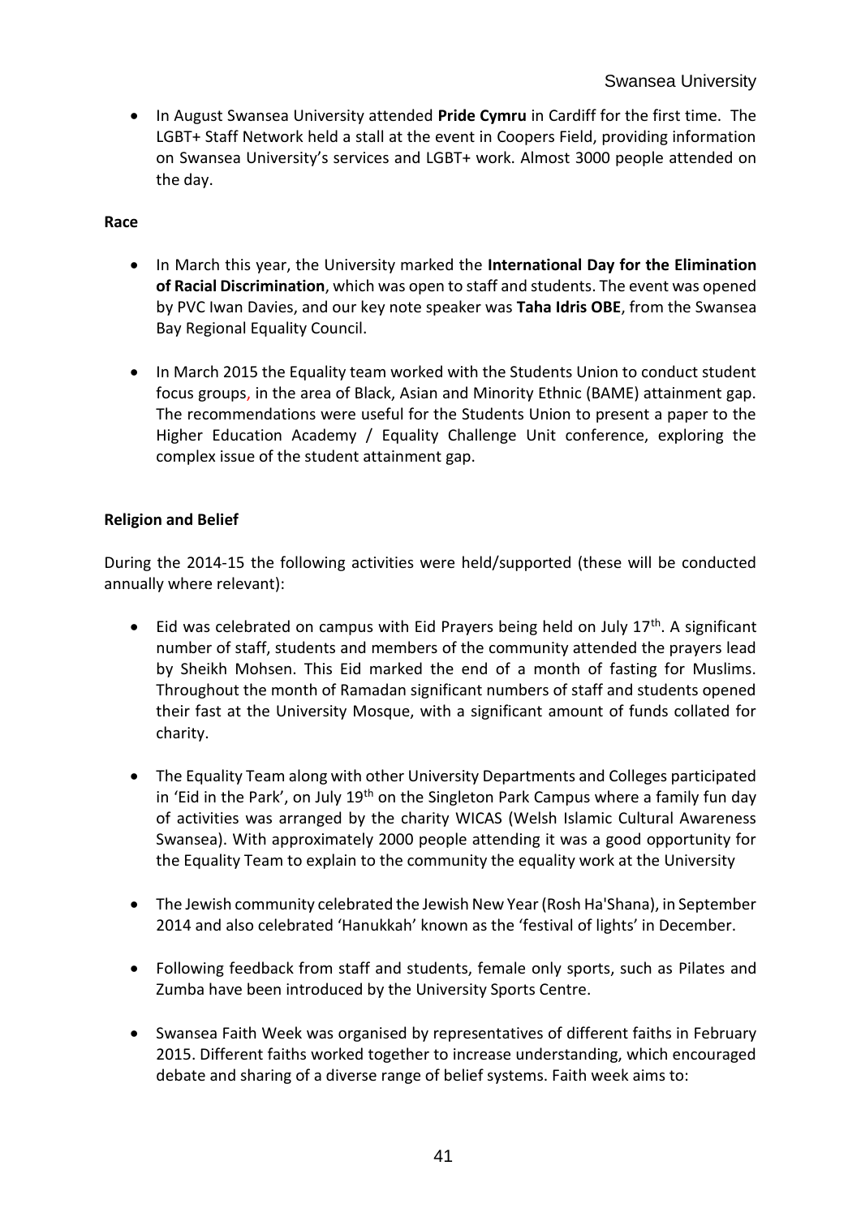- In August Swansea University attended **Pride Cymru** in Cardiff for the first time. The LGBT+ Staff Network held a stall at the event in Coopers Field, providing information on Swansea University's services and LGBT+ work. Almost 3000 people attended on the day.

**Race**

- In March this year, the University marked the **International Day for the Elimination of Racial Discrimination**, which was open to staff and students. The event was opened by PVC Iwan Davies, and our key note speaker was **Taha Idris OBE**, from the Swansea Bay Regional Equality Council.

- In March 2015 the Equality team worked with the Students Union to conduct student focus groups, in the area of Black, Asian and Minority Ethnic (BAME) attainment gap. The recommendations were useful for the Students Union to present a paper to the Higher Education Academy / Equality Challenge Unit conference, exploring the complex issue of the student attainment gap.

**Religion and Belief**

During the 2014-15 the following activities were held/supported (these will be conducted annually where relevant):

- Eid was celebrated on campus with Eid Prayers being held on July 17th. A significant number of staff, students and members of the community attended the prayers lead by Sheikh Mohsen. This Eid marked the end of a month of fasting for Muslims. Throughout the month of Ramadan significant numbers of staff and students opened their fast at the University Mosque, with a significant amount of funds collated for charity.

- The Equality Team along with other University Departments and Colleges participated in 'Eid in the Park', on July 19th on the Singleton Park Campus where a family fun day of activities was arranged by the charity WICAS (Welsh Islamic Cultural Awareness Swansea). With approximately 2000 people attending it was a good opportunity for the Equality Team to explain to the community the equality work at the University

- The Jewish community celebrated the Jewish New Year (Rosh Ha'Shana), in September 2014 and also celebrated 'Hanukkah' known as the 'festival of lights' in December.

- Following feedback from staff and students, female only sports, such as Pilates and Zumba have been introduced by the University Sports Centre.

- Swansea Faith Week was organised by representatives of different faiths in February 2015. Different faiths worked together to increase understanding, which encouraged debate and sharing of a diverse range of belief systems. Faith week aims to: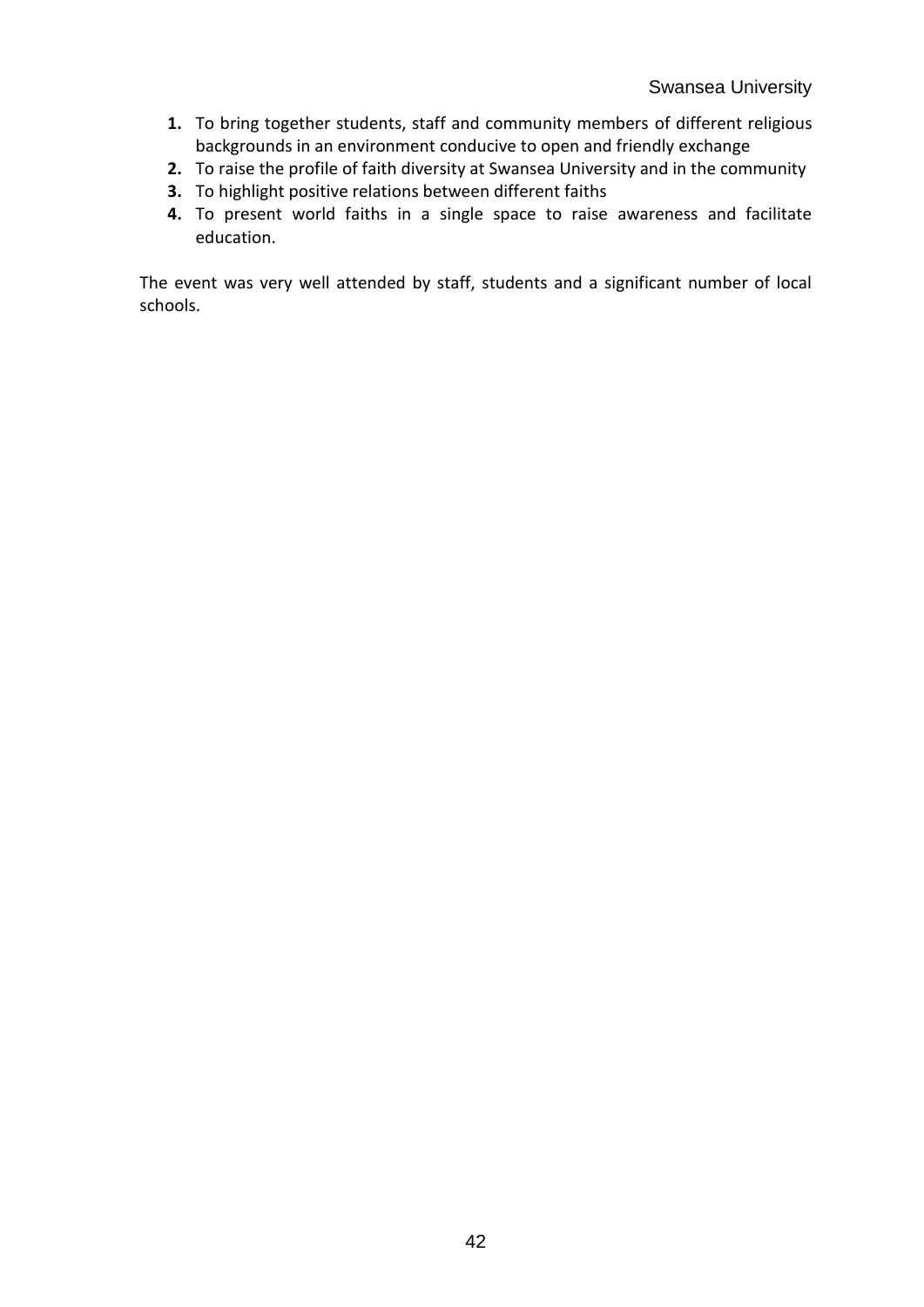1. To bring together students, staff and community members of different religious backgrounds in an environment conducive to open and friendly exchange
2. To raise the profile of faith diversity at Swansea University and in the community
3. To highlight positive relations between different faiths
4. To present world faiths in a single space to raise awareness and facilitate education.

The event was very well attended by staff, students and a significant number of local schools.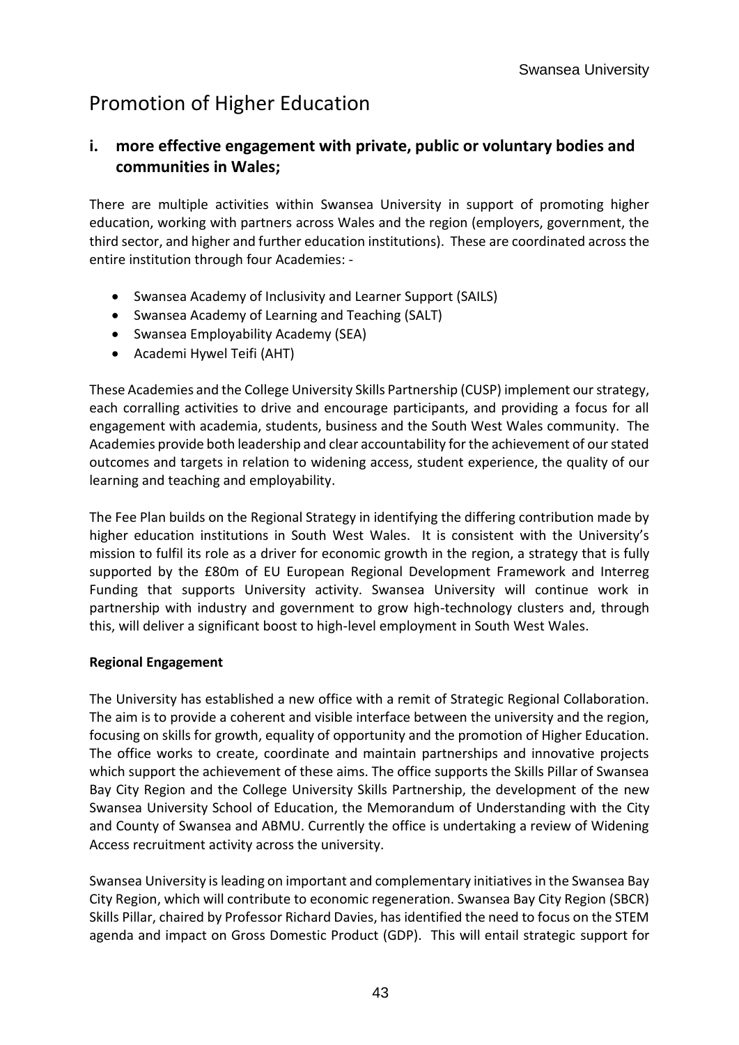# Promotion of Higher Education

## i. more effective engagement with private, public or voluntary bodies and communities in Wales;

There are multiple activities within Swansea University in support of promoting higher education, working with partners across Wales and the region (employers, government, the third sector, and higher and further education institutions). These are coordinated across the entire institution through four Academies: -

- Swansea Academy of Inclusivity and Learner Support (SAILS)
- Swansea Academy of Learning and Teaching (SALT)
- Swansea Employability Academy (SEA)
- Academi Hywel Teifi (AHT)

These Academies and the College University Skills Partnership (CUSP) implement our strategy, each corralling activities to drive and encourage participants, and providing a focus for all engagement with academia, students, business and the South West Wales community. The Academies provide both leadership and clear accountability for the achievement of our stated outcomes and targets in relation to widening access, student experience, the quality of our learning and teaching and employability.

The Fee Plan builds on the Regional Strategy in identifying the differing contribution made by higher education institutions in South West Wales. It is consistent with the University's mission to fulfil its role as a driver for economic growth in the region, a strategy that is fully supported by the £80m of EU European Regional Development Framework and Interreg Funding that supports University activity. Swansea University will continue work in partnership with industry and government to grow high-technology clusters and, through this, will deliver a significant boost to high-level employment in South West Wales.

**Regional Engagement**

The University has established a new office with a remit of Strategic Regional Collaboration. The aim is to provide a coherent and visible interface between the university and the region, focusing on skills for growth, equality of opportunity and the promotion of Higher Education. The office works to create, coordinate and maintain partnerships and innovative projects which support the achievement of these aims. The office supports the Skills Pillar of Swansea Bay City Region and the College University Skills Partnership, the development of the new Swansea University School of Education, the Memorandum of Understanding with the City and County of Swansea and ABMU. Currently the office is undertaking a review of Widening Access recruitment activity across the university.

Swansea University is leading on important and complementary initiatives in the Swansea Bay City Region, which will contribute to economic regeneration. Swansea Bay City Region (SBCR) Skills Pillar, chaired by Professor Richard Davies, has identified the need to focus on the STEM agenda and impact on Gross Domestic Product (GDP). This will entail strategic support for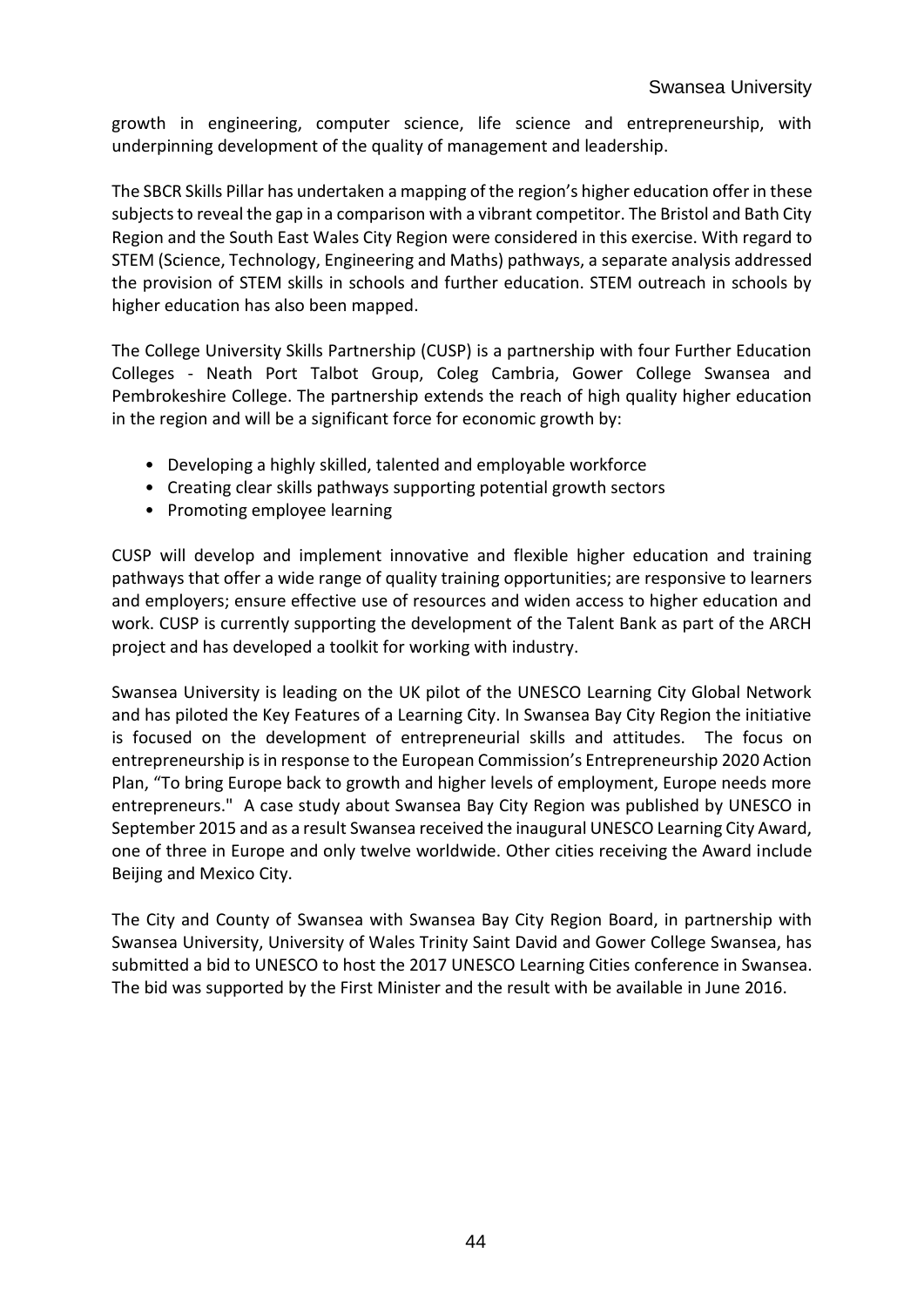growth in engineering, computer science, life science and entrepreneurship, with underpinning development of the quality of management and leadership.

The SBCR Skills Pillar has undertaken a mapping of the region's higher education offer in these subjects to reveal the gap in a comparison with a vibrant competitor. The Bristol and Bath City Region and the South East Wales City Region were considered in this exercise. With regard to STEM (Science, Technology, Engineering and Maths) pathways, a separate analysis addressed the provision of STEM skills in schools and further education. STEM outreach in schools by higher education has also been mapped.

The College University Skills Partnership (CUSP) is a partnership with four Further Education Colleges - Neath Port Talbot Group, Coleg Cambria, Gower College Swansea and Pembrokeshire College. The partnership extends the reach of high quality higher education in the region and will be a significant force for economic growth by:

- Developing a highly skilled, talented and employable workforce
- Creating clear skills pathways supporting potential growth sectors
- Promoting employee learning

CUSP will develop and implement innovative and flexible higher education and training pathways that offer a wide range of quality training opportunities; are responsive to learners and employers; ensure effective use of resources and widen access to higher education and work. CUSP is currently supporting the development of the Talent Bank as part of the ARCH project and has developed a toolkit for working with industry.

Swansea University is leading on the UK pilot of the UNESCO Learning City Global Network and has piloted the Key Features of a Learning City. In Swansea Bay City Region the initiative is focused on the development of entrepreneurial skills and attitudes. The focus on entrepreneurship is in response to the European Commission's Entrepreneurship 2020 Action Plan, "To bring Europe back to growth and higher levels of employment, Europe needs more entrepreneurs." A case study about Swansea Bay City Region was published by UNESCO in September 2015 and as a result Swansea received the inaugural UNESCO Learning City Award, one of three in Europe and only twelve worldwide. Other cities receiving the Award include Beijing and Mexico City.

The City and County of Swansea with Swansea Bay City Region Board, in partnership with Swansea University, University of Wales Trinity Saint David and Gower College Swansea, has submitted a bid to UNESCO to host the 2017 UNESCO Learning Cities conference in Swansea. The bid was supported by the First Minister and the result with be available in June 2016.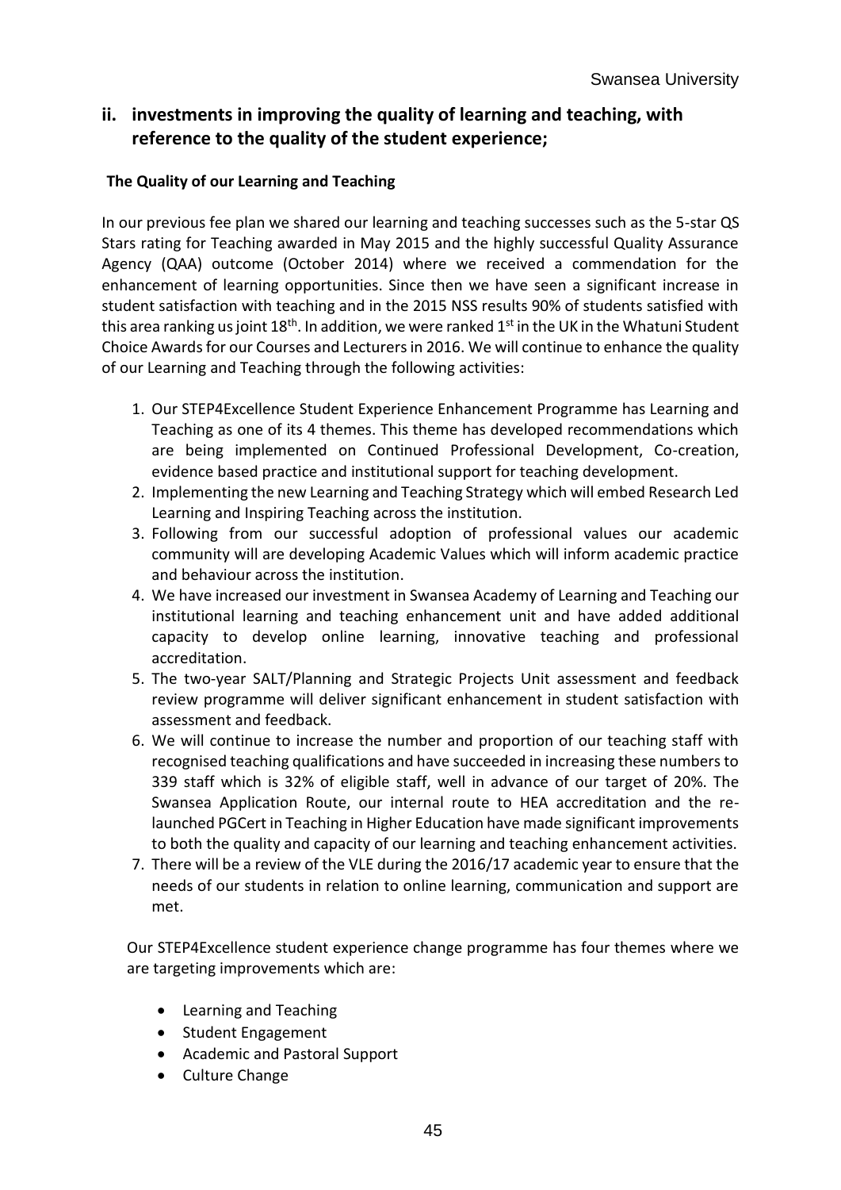## ii. investments in improving the quality of learning and teaching, with reference to the quality of the student experience;

**The Quality of our Learning and Teaching**

In our previous fee plan we shared our learning and teaching successes such as the 5-star QS Stars rating for Teaching awarded in May 2015 and the highly successful Quality Assurance Agency (QAA) outcome (October 2014) where we received a commendation for the enhancement of learning opportunities. Since then we have seen a significant increase in student satisfaction with teaching and in the 2015 NSS results 90% of students satisfied with this area ranking us joint 18th. In addition, we were ranked 1st in the UK in the Whatuni Student Choice Awards for our Courses and Lecturers in 2016. We will continue to enhance the quality of our Learning and Teaching through the following activities:

1. Our STEP4Excellence Student Experience Enhancement Programme has Learning and Teaching as one of its 4 themes. This theme has developed recommendations which are being implemented on Continued Professional Development, Co-creation, evidence based practice and institutional support for teaching development.
2. Implementing the new Learning and Teaching Strategy which will embed Research Led Learning and Inspiring Teaching across the institution.
3. Following from our successful adoption of professional values our academic community will are developing Academic Values which will inform academic practice and behaviour across the institution.
4. We have increased our investment in Swansea Academy of Learning and Teaching our institutional learning and teaching enhancement unit and have added additional capacity to develop online learning, innovative teaching and professional accreditation.
5. The two-year SALT/Planning and Strategic Projects Unit assessment and feedback review programme will deliver significant enhancement in student satisfaction with assessment and feedback.
6. We will continue to increase the number and proportion of our teaching staff with recognised teaching qualifications and have succeeded in increasing these numbers to 339 staff which is 32% of eligible staff, well in advance of our target of 20%. The Swansea Application Route, our internal route to HEA accreditation and the re-launched PGCert in Teaching in Higher Education have made significant improvements to both the quality and capacity of our learning and teaching enhancement activities.
7. There will be a review of the VLE during the 2016/17 academic year to ensure that the needs of our students in relation to online learning, communication and support are met.

Our STEP4Excellence student experience change programme has four themes where we are targeting improvements which are:

- Learning and Teaching
- Student Engagement
- Academic and Pastoral Support
- Culture Change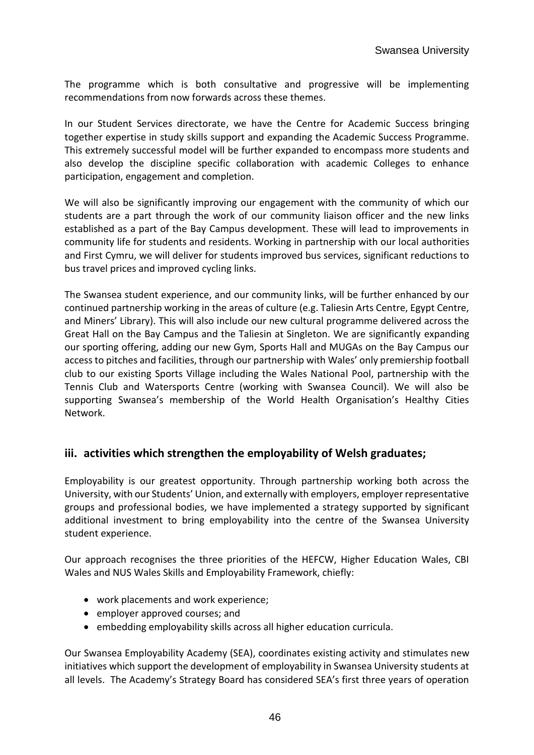The programme which is both consultative and progressive will be implementing recommendations from now forwards across these themes.

In our Student Services directorate, we have the Centre for Academic Success bringing together expertise in study skills support and expanding the Academic Success Programme. This extremely successful model will be further expanded to encompass more students and also develop the discipline specific collaboration with academic Colleges to enhance participation, engagement and completion.

We will also be significantly improving our engagement with the community of which our students are a part through the work of our community liaison officer and the new links established as a part of the Bay Campus development. These will lead to improvements in community life for students and residents. Working in partnership with our local authorities and First Cymru, we will deliver for students improved bus services, significant reductions to bus travel prices and improved cycling links.

The Swansea student experience, and our community links, will be further enhanced by our continued partnership working in the areas of culture (e.g. Taliesin Arts Centre, Egypt Centre, and Miners' Library). This will also include our new cultural programme delivered across the Great Hall on the Bay Campus and the Taliesin at Singleton. We are significantly expanding our sporting offering, adding our new Gym, Sports Hall and MUGAs on the Bay Campus our access to pitches and facilities, through our partnership with Wales' only premiership football club to our existing Sports Village including the Wales National Pool, partnership with the Tennis Club and Watersports Centre (working with Swansea Council). We will also be supporting Swansea's membership of the World Health Organisation's Healthy Cities Network.

## iii. activities which strengthen the employability of Welsh graduates;

Employability is our greatest opportunity. Through partnership working both across the University, with our Students' Union, and externally with employers, employer representative groups and professional bodies, we have implemented a strategy supported by significant additional investment to bring employability into the centre of the Swansea University student experience.

Our approach recognises the three priorities of the HEFCW, Higher Education Wales, CBI Wales and NUS Wales Skills and Employability Framework, chiefly:

- work placements and work experience;
- employer approved courses; and
- embedding employability skills across all higher education curricula.

Our Swansea Employability Academy (SEA), coordinates existing activity and stimulates new initiatives which support the development of employability in Swansea University students at all levels. The Academy's Strategy Board has considered SEA's first three years of operation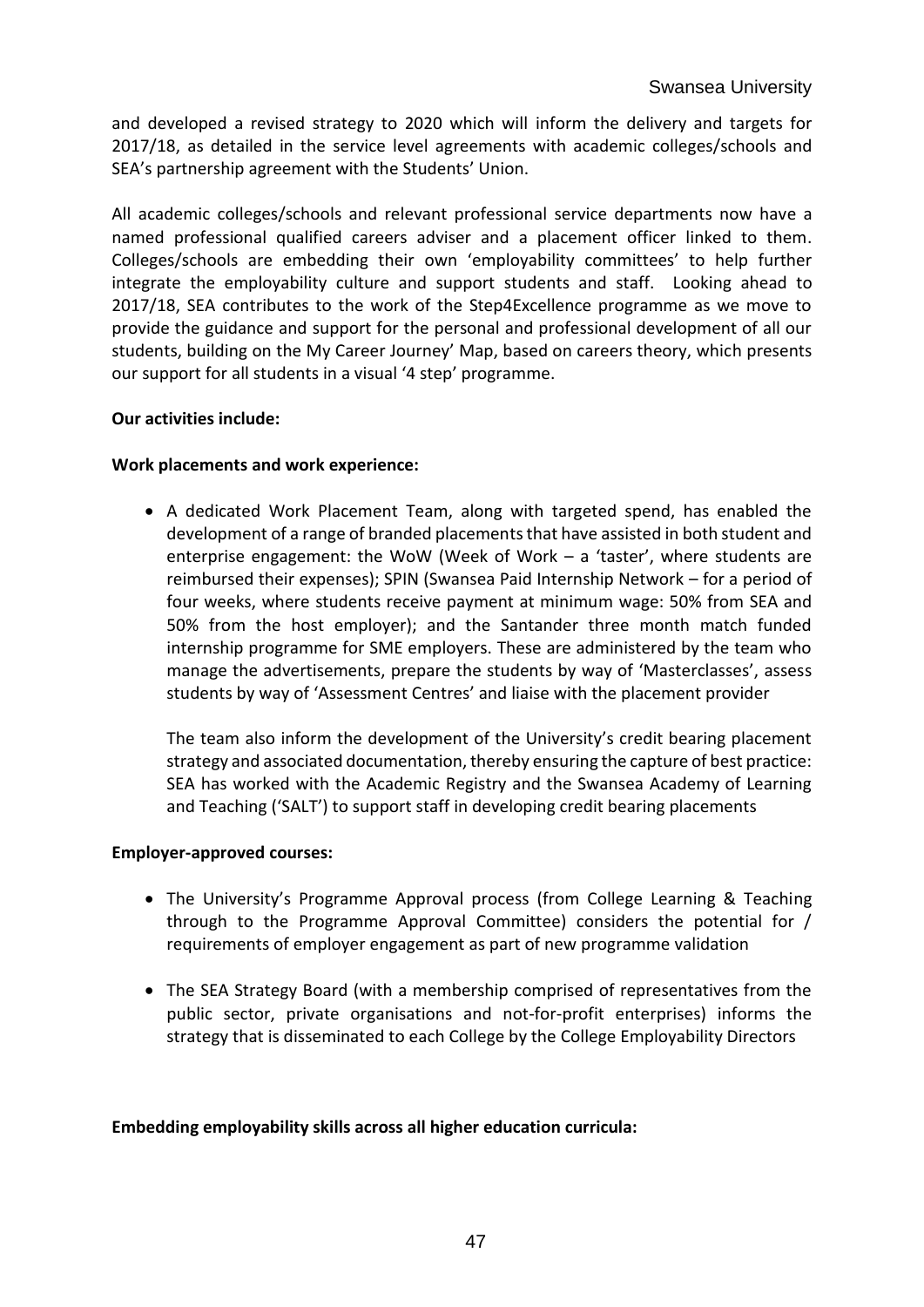and developed a revised strategy to 2020 which will inform the delivery and targets for 2017/18, as detailed in the service level agreements with academic colleges/schools and SEA's partnership agreement with the Students' Union.

All academic colleges/schools and relevant professional service departments now have a named professional qualified careers adviser and a placement officer linked to them. Colleges/schools are embedding their own 'employability committees' to help further integrate the employability culture and support students and staff. Looking ahead to 2017/18, SEA contributes to the work of the Step4Excellence programme as we move to provide the guidance and support for the personal and professional development of all our students, building on the My Career Journey' Map, based on careers theory, which presents our support for all students in a visual '4 step' programme.

**Our activities include:**

**Work placements and work experience:**

- A dedicated Work Placement Team, along with targeted spend, has enabled the development of a range of branded placements that have assisted in both student and enterprise engagement: the WoW (Week of Work – a 'taster', where students are reimbursed their expenses); SPIN (Swansea Paid Internship Network – for a period of four weeks, where students receive payment at minimum wage: 50% from SEA and 50% from the host employer); and the Santander three month match funded internship programme for SME employers. These are administered by the team who manage the advertisements, prepare the students by way of 'Masterclasses', assess students by way of 'Assessment Centres' and liaise with the placement provider

  The team also inform the development of the University's credit bearing placement strategy and associated documentation, thereby ensuring the capture of best practice: SEA has worked with the Academic Registry and the Swansea Academy of Learning and Teaching ('SALT') to support staff in developing credit bearing placements

**Employer-approved courses:**

- The University's Programme Approval process (from College Learning & Teaching through to the Programme Approval Committee) considers the potential for / requirements of employer engagement as part of new programme validation

- The SEA Strategy Board (with a membership comprised of representatives from the public sector, private organisations and not-for-profit enterprises) informs the strategy that is disseminated to each College by the College Employability Directors

**Embedding employability skills across all higher education curricula:**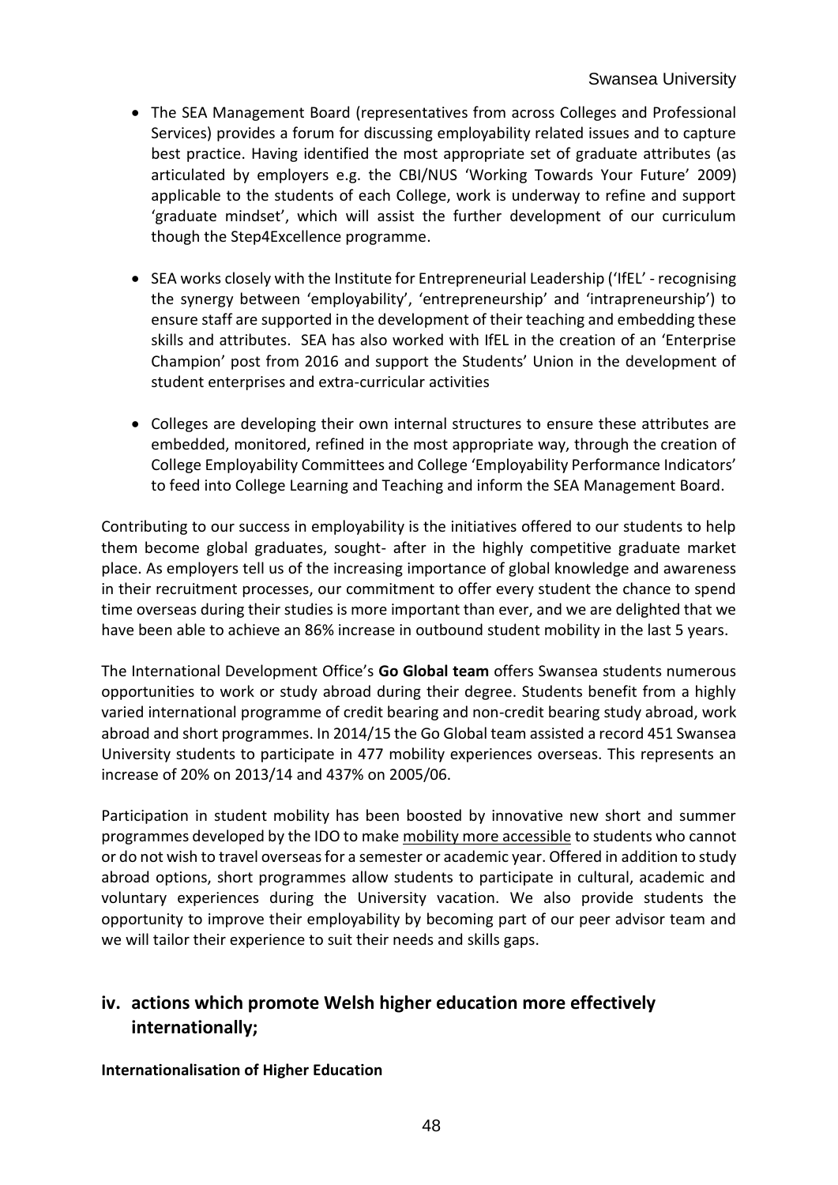- The SEA Management Board (representatives from across Colleges and Professional Services) provides a forum for discussing employability related issues and to capture best practice. Having identified the most appropriate set of graduate attributes (as articulated by employers e.g. the CBI/NUS 'Working Towards Your Future' 2009) applicable to the students of each College, work is underway to refine and support 'graduate mindset', which will assist the further development of our curriculum though the Step4Excellence programme.

- SEA works closely with the Institute for Entrepreneurial Leadership ('IfEL' - recognising the synergy between 'employability', 'entrepreneurship' and 'intrapreneurship') to ensure staff are supported in the development of their teaching and embedding these skills and attributes. SEA has also worked with IfEL in the creation of an 'Enterprise Champion' post from 2016 and support the Students' Union in the development of student enterprises and extra-curricular activities

- Colleges are developing their own internal structures to ensure these attributes are embedded, monitored, refined in the most appropriate way, through the creation of College Employability Committees and College 'Employability Performance Indicators' to feed into College Learning and Teaching and inform the SEA Management Board.

Contributing to our success in employability is the initiatives offered to our students to help them become global graduates, sought- after in the highly competitive graduate market place. As employers tell us of the increasing importance of global knowledge and awareness in their recruitment processes, our commitment to offer every student the chance to spend time overseas during their studies is more important than ever, and we are delighted that we have been able to achieve an 86% increase in outbound student mobility in the last 5 years.

The International Development Office's **Go Global team** offers Swansea students numerous opportunities to work or study abroad during their degree. Students benefit from a highly varied international programme of credit bearing and non-credit bearing study abroad, work abroad and short programmes. In 2014/15 the Go Global team assisted a record 451 Swansea University students to participate in 477 mobility experiences overseas. This represents an increase of 20% on 2013/14 and 437% on 2005/06.

Participation in student mobility has been boosted by innovative new short and summer programmes developed by the IDO to make mobility more accessible to students who cannot or do not wish to travel overseas for a semester or academic year. Offered in addition to study abroad options, short programmes allow students to participate in cultural, academic and voluntary experiences during the University vacation. We also provide students the opportunity to improve their employability by becoming part of our peer advisor team and we will tailor their experience to suit their needs and skills gaps.

## iv. actions which promote Welsh higher education more effectively internationally;

**Internationalisation of Higher Education**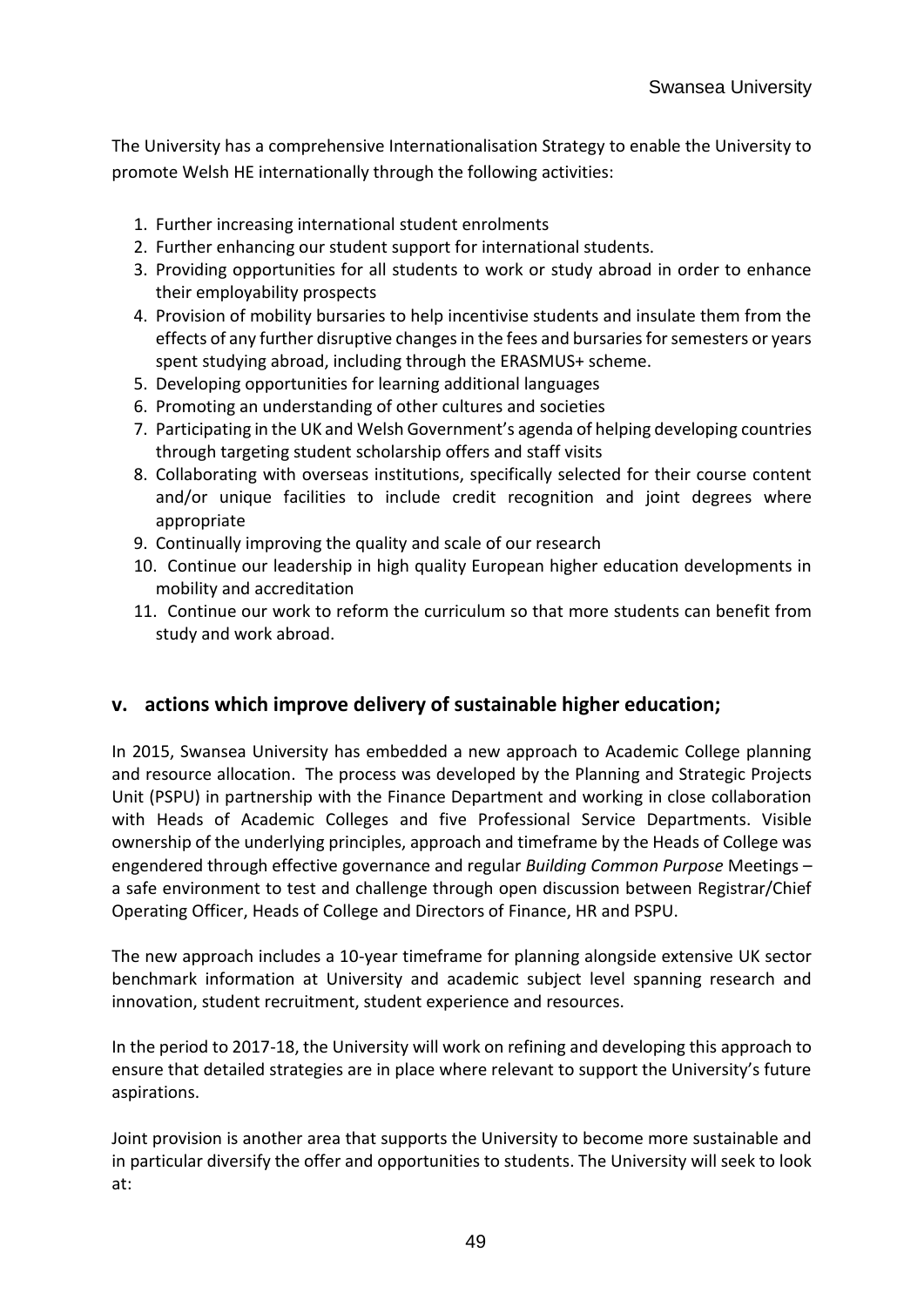The University has a comprehensive Internationalisation Strategy to enable the University to promote Welsh HE internationally through the following activities:

1. Further increasing international student enrolments
2. Further enhancing our student support for international students.
3. Providing opportunities for all students to work or study abroad in order to enhance their employability prospects
4. Provision of mobility bursaries to help incentivise students and insulate them from the effects of any further disruptive changes in the fees and bursaries for semesters or years spent studying abroad, including through the ERASMUS+ scheme.
5. Developing opportunities for learning additional languages
6. Promoting an understanding of other cultures and societies
7. Participating in the UK and Welsh Government's agenda of helping developing countries through targeting student scholarship offers and staff visits
8. Collaborating with overseas institutions, specifically selected for their course content and/or unique facilities to include credit recognition and joint degrees where appropriate
9. Continually improving the quality and scale of our research
10. Continue our leadership in high quality European higher education developments in mobility and accreditation
11. Continue our work to reform the curriculum so that more students can benefit from study and work abroad.

## v. actions which improve delivery of sustainable higher education;

In 2015, Swansea University has embedded a new approach to Academic College planning and resource allocation. The process was developed by the Planning and Strategic Projects Unit (PSPU) in partnership with the Finance Department and working in close collaboration with Heads of Academic Colleges and five Professional Service Departments. Visible ownership of the underlying principles, approach and timeframe by the Heads of College was engendered through effective governance and regular *Building Common Purpose* Meetings – a safe environment to test and challenge through open discussion between Registrar/Chief Operating Officer, Heads of College and Directors of Finance, HR and PSPU.

The new approach includes a 10-year timeframe for planning alongside extensive UK sector benchmark information at University and academic subject level spanning research and innovation, student recruitment, student experience and resources.

In the period to 2017-18, the University will work on refining and developing this approach to ensure that detailed strategies are in place where relevant to support the University's future aspirations.

Joint provision is another area that supports the University to become more sustainable and in particular diversify the offer and opportunities to students. The University will seek to look at: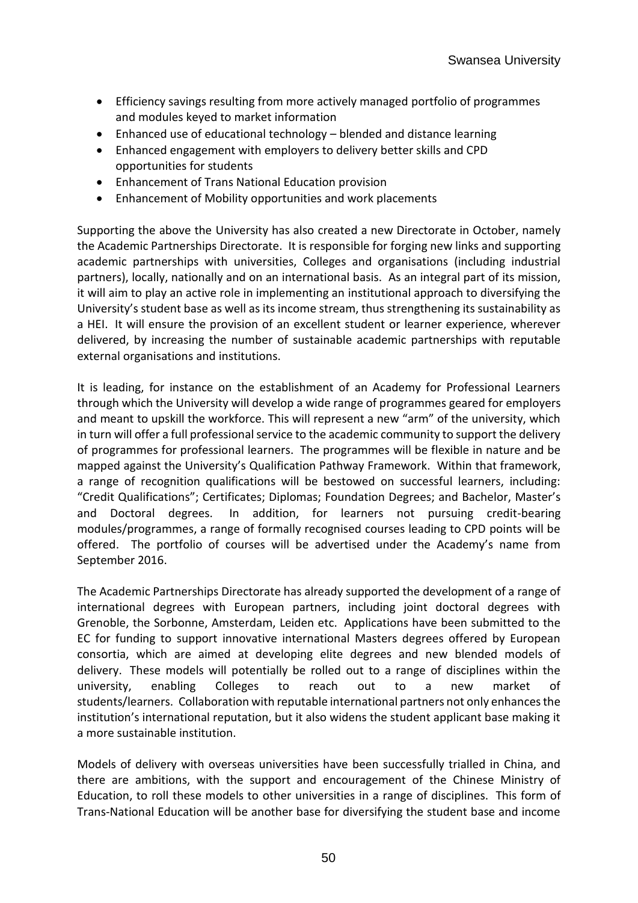- Efficiency savings resulting from more actively managed portfolio of programmes and modules keyed to market information
- Enhanced use of educational technology – blended and distance learning
- Enhanced engagement with employers to delivery better skills and CPD opportunities for students
- Enhancement of Trans National Education provision
- Enhancement of Mobility opportunities and work placements

Supporting the above the University has also created a new Directorate in October, namely the Academic Partnerships Directorate. It is responsible for forging new links and supporting academic partnerships with universities, Colleges and organisations (including industrial partners), locally, nationally and on an international basis. As an integral part of its mission, it will aim to play an active role in implementing an institutional approach to diversifying the University's student base as well as its income stream, thus strengthening its sustainability as a HEI. It will ensure the provision of an excellent student or learner experience, wherever delivered, by increasing the number of sustainable academic partnerships with reputable external organisations and institutions.

It is leading, for instance on the establishment of an Academy for Professional Learners through which the University will develop a wide range of programmes geared for employers and meant to upskill the workforce. This will represent a new "arm" of the university, which in turn will offer a full professional service to the academic community to support the delivery of programmes for professional learners. The programmes will be flexible in nature and be mapped against the University's Qualification Pathway Framework. Within that framework, a range of recognition qualifications will be bestowed on successful learners, including: "Credit Qualifications"; Certificates; Diplomas; Foundation Degrees; and Bachelor, Master's and Doctoral degrees. In addition, for learners not pursuing credit-bearing modules/programmes, a range of formally recognised courses leading to CPD points will be offered. The portfolio of courses will be advertised under the Academy's name from September 2016.

The Academic Partnerships Directorate has already supported the development of a range of international degrees with European partners, including joint doctoral degrees with Grenoble, the Sorbonne, Amsterdam, Leiden etc. Applications have been submitted to the EC for funding to support innovative international Masters degrees offered by European consortia, which are aimed at developing elite degrees and new blended models of delivery. These models will potentially be rolled out to a range of disciplines within the university, enabling Colleges to reach out to a new market of students/learners. Collaboration with reputable international partners not only enhances the institution's international reputation, but it also widens the student applicant base making it a more sustainable institution.

Models of delivery with overseas universities have been successfully trialled in China, and there are ambitions, with the support and encouragement of the Chinese Ministry of Education, to roll these models to other universities in a range of disciplines. This form of Trans-National Education will be another base for diversifying the student base and income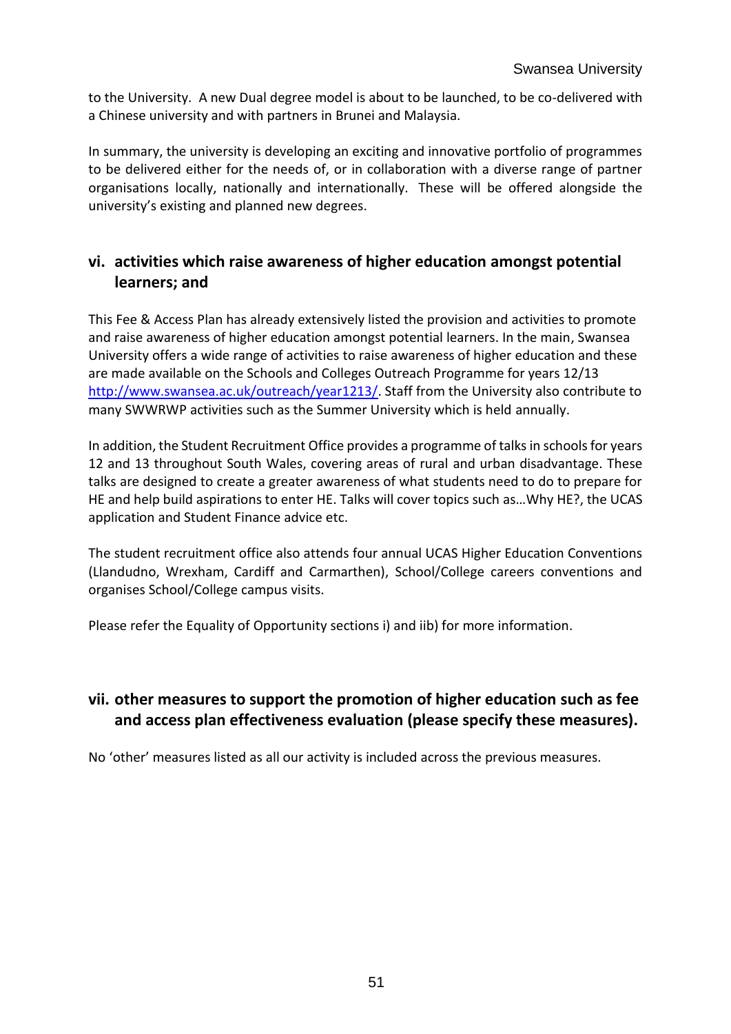to the University. A new Dual degree model is about to be launched, to be co-delivered with a Chinese university and with partners in Brunei and Malaysia.

In summary, the university is developing an exciting and innovative portfolio of programmes to be delivered either for the needs of, or in collaboration with a diverse range of partner organisations locally, nationally and internationally. These will be offered alongside the university's existing and planned new degrees.

## vi. activities which raise awareness of higher education amongst potential learners; and

This Fee & Access Plan has already extensively listed the provision and activities to promote and raise awareness of higher education amongst potential learners. In the main, Swansea University offers a wide range of activities to raise awareness of higher education and these are made available on the Schools and Colleges Outreach Programme for years 12/13 http://www.swansea.ac.uk/outreach/year1213/. Staff from the University also contribute to many SWWRWP activities such as the Summer University which is held annually.

In addition, the Student Recruitment Office provides a programme of talks in schools for years 12 and 13 throughout South Wales, covering areas of rural and urban disadvantage. These talks are designed to create a greater awareness of what students need to do to prepare for HE and help build aspirations to enter HE. Talks will cover topics such as…Why HE?, the UCAS application and Student Finance advice etc.

The student recruitment office also attends four annual UCAS Higher Education Conventions (Llandudno, Wrexham, Cardiff and Carmarthen), School/College careers conventions and organises School/College campus visits.

Please refer the Equality of Opportunity sections i) and iib) for more information.

## vii. other measures to support the promotion of higher education such as fee and access plan effectiveness evaluation (please specify these measures).

No 'other' measures listed as all our activity is included across the previous measures.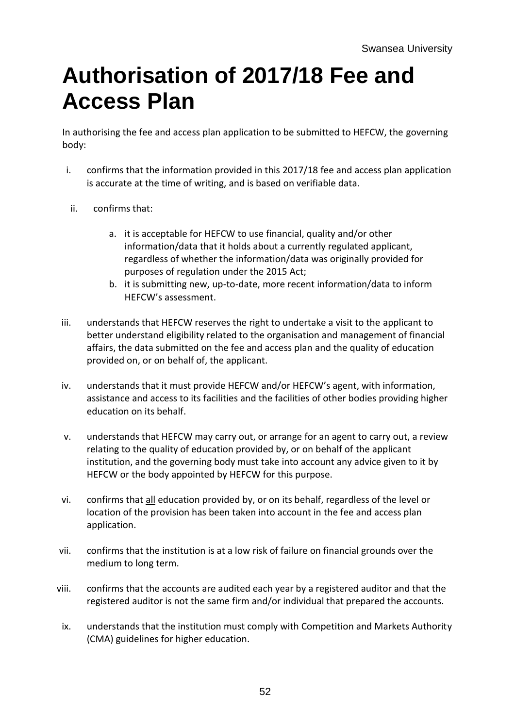# Authorisation of 2017/18 Fee and Access Plan

In authorising the fee and access plan application to be submitted to HEFCW, the governing body:

i. confirms that the information provided in this 2017/18 fee and access plan application is accurate at the time of writing, and is based on verifiable data.

ii. confirms that:

   a. it is acceptable for HEFCW to use financial, quality and/or other information/data that it holds about a currently regulated applicant, regardless of whether the information/data was originally provided for purposes of regulation under the 2015 Act;
   b. it is submitting new, up-to-date, more recent information/data to inform HEFCW's assessment.

iii. understands that HEFCW reserves the right to undertake a visit to the applicant to better understand eligibility related to the organisation and management of financial affairs, the data submitted on the fee and access plan and the quality of education provided on, or on behalf of, the applicant.

iv. understands that it must provide HEFCW and/or HEFCW's agent, with information, assistance and access to its facilities and the facilities of other bodies providing higher education on its behalf.

v. understands that HEFCW may carry out, or arrange for an agent to carry out, a review relating to the quality of education provided by, or on behalf of the applicant institution, and the governing body must take into account any advice given to it by HEFCW or the body appointed by HEFCW for this purpose.

vi. confirms that all education provided by, or on its behalf, regardless of the level or location of the provision has been taken into account in the fee and access plan application.

vii. confirms that the institution is at a low risk of failure on financial grounds over the medium to long term.

viii. confirms that the accounts are audited each year by a registered auditor and that the registered auditor is not the same firm and/or individual that prepared the accounts.

ix. understands that the institution must comply with Competition and Markets Authority (CMA) guidelines for higher education.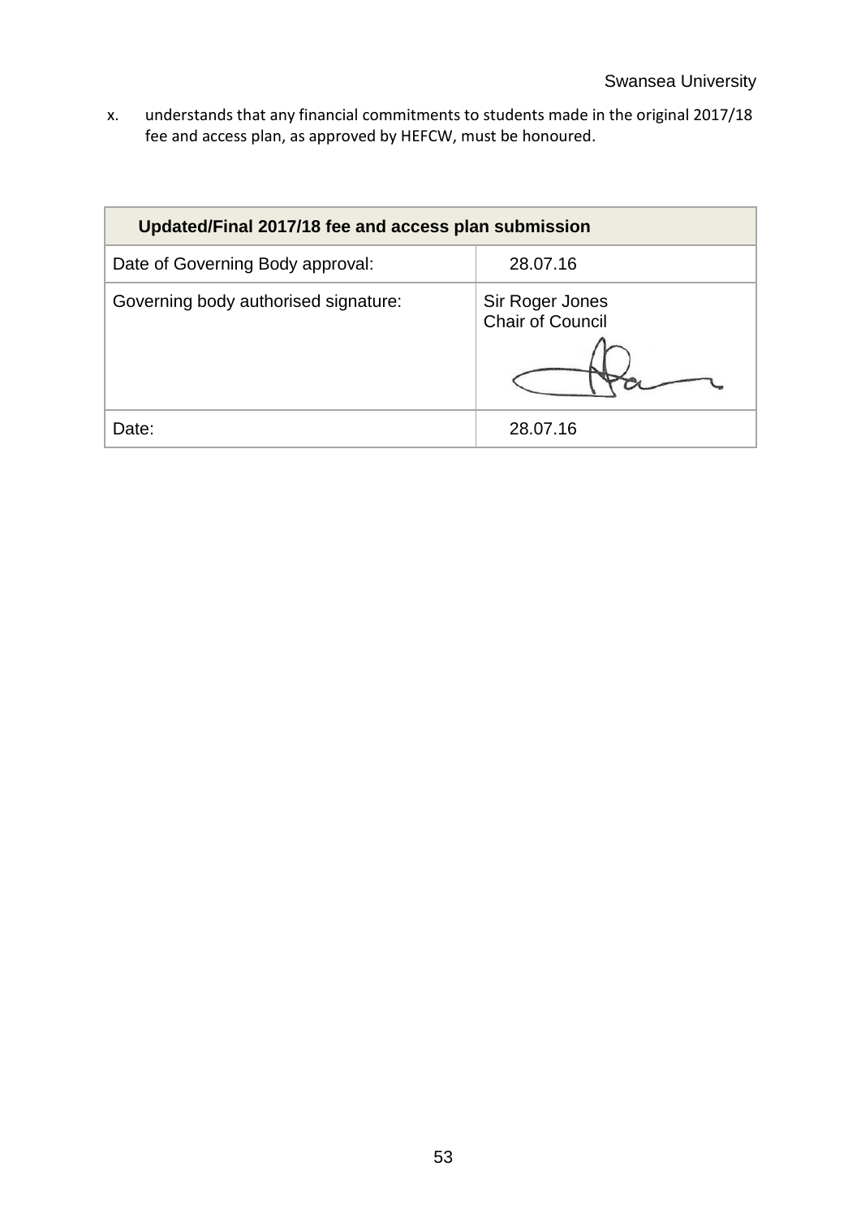x. understands that any financial commitments to students made in the original 2017/18 fee and access plan, as approved by HEFCW, must be honoured.

| Updated/Final 2017/18 fee and access plan submission | |
|---|---|
| Date of Governing Body approval: | 28.07.16 |
| Governing body authorised signature: | Sir Roger Jones<br>Chair of Council |
| Date: | 28.07.16 |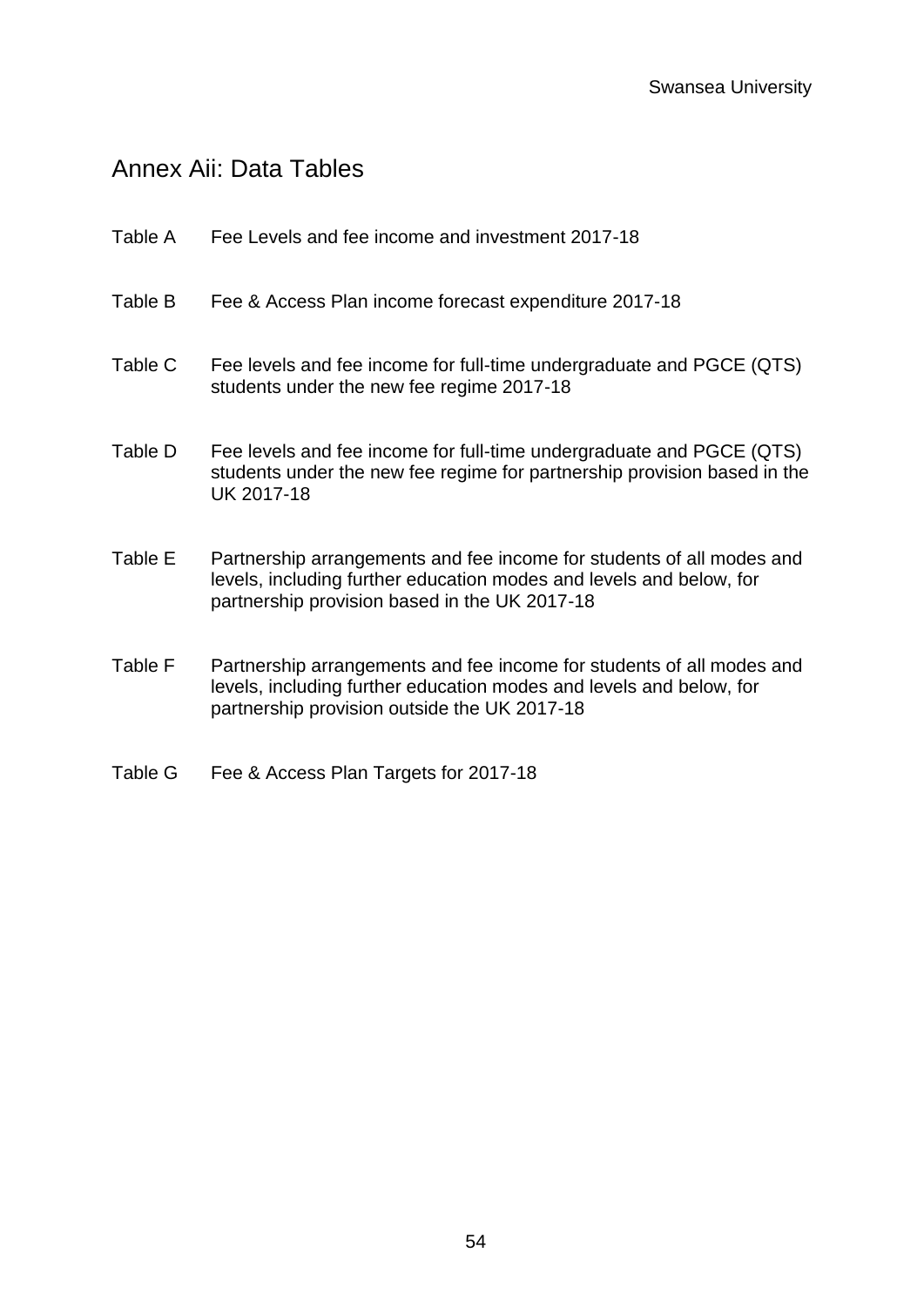# Annex Aii: Data Tables

| | |
|---|---|
| Table A | Fee Levels and fee income and investment 2017-18 |
| Table B | Fee & Access Plan income forecast expenditure 2017-18 |
| Table C | Fee levels and fee income for full-time undergraduate and PGCE (QTS) students under the new fee regime 2017-18 |
| Table D | Fee levels and fee income for full-time undergraduate and PGCE (QTS) students under the new fee regime for partnership provision based in the UK 2017-18 |
| Table E | Partnership arrangements and fee income for students of all modes and levels, including further education modes and levels and below, for partnership provision based in the UK 2017-18 |
| Table F | Partnership arrangements and fee income for students of all modes and levels, including further education modes and levels and below, for partnership provision outside the UK 2017-18 |
| Table G | Fee & Access Plan Targets for 2017-18 |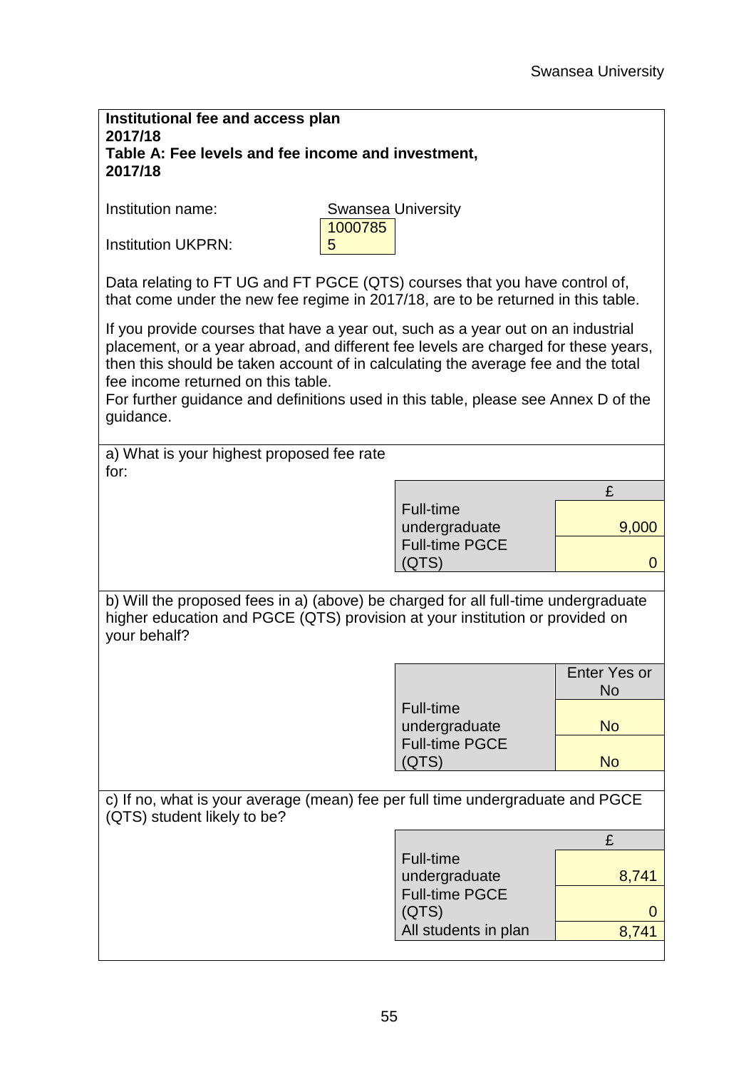**Institutional fee and access plan 2017/18**
**Table A: Fee levels and fee income and investment, 2017/18**

Institution name: Swansea University

Institution UKPRN: 10007855

Data relating to FT UG and FT PGCE (QTS) courses that you have control of, that come under the new fee regime in 2017/18, are to be returned in this table.

If you provide courses that have a year out, such as a year out on an industrial placement, or a year abroad, and different fee levels are charged for these years, then this should be taken account of in calculating the average fee and the total fee income returned on this table.
For further guidance and definitions used in this table, please see Annex D of the guidance.

a) What is your highest proposed fee rate for:

| | £ |
|---|---|
| Full-time undergraduate | 9,000 |
| Full-time PGCE (QTS) | 0 |

b) Will the proposed fees in a) (above) be charged for all full-time undergraduate higher education and PGCE (QTS) provision at your institution or provided on your behalf?

| | Enter Yes or No |
|---|---|
| Full-time undergraduate | No |
| Full-time PGCE (QTS) | No |

c) If no, what is your average (mean) fee per full time undergraduate and PGCE (QTS) student likely to be?

| | £ |
|---|---|
| Full-time undergraduate | 8,741 |
| Full-time PGCE (QTS) | 0 |
| All students in plan | 8,741 |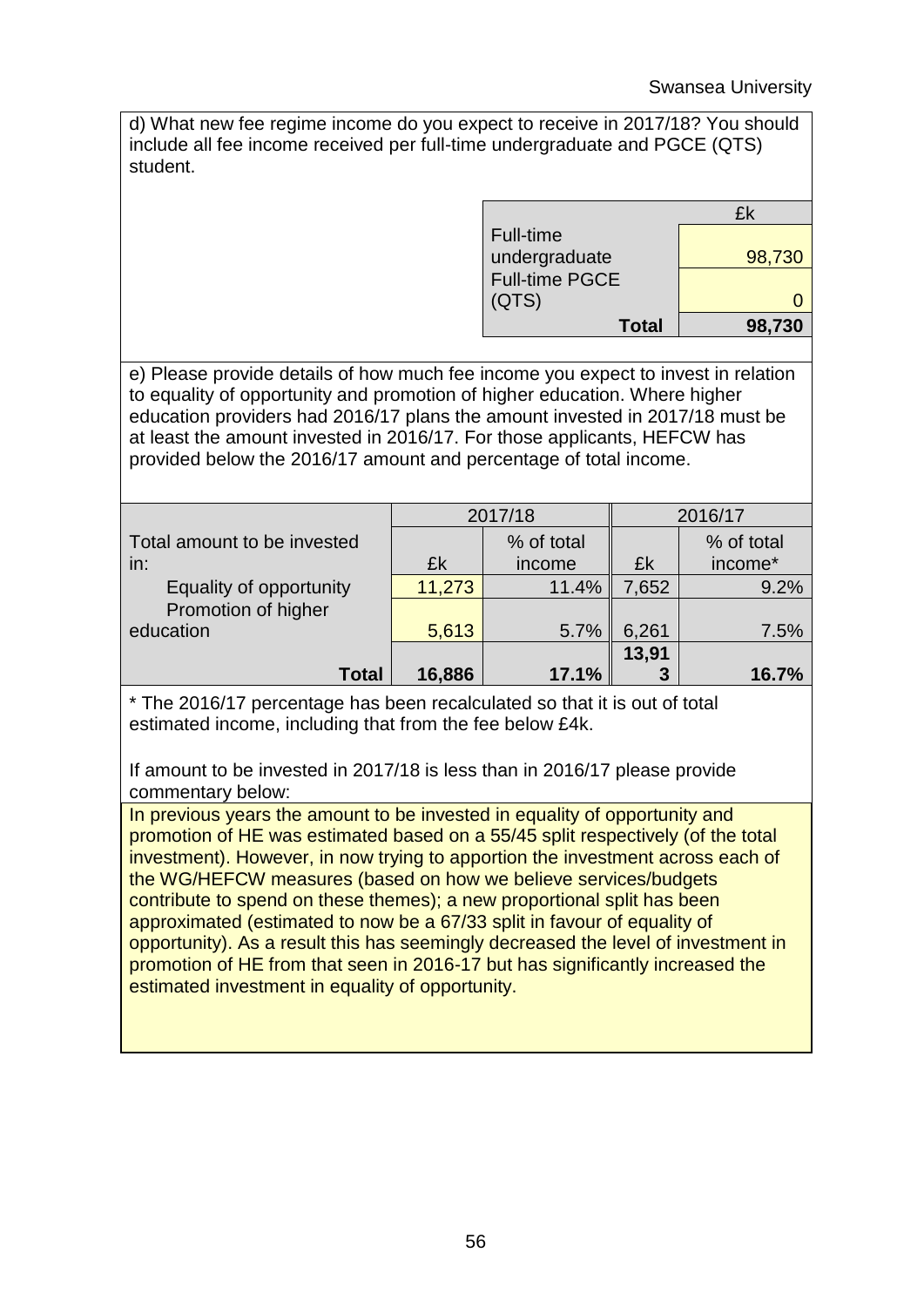d) What new fee regime income do you expect to receive in 2017/18? You should include all fee income received per full-time undergraduate and PGCE (QTS) student.

| | £k |
|---|---|
| Full-time undergraduate | 98,730 |
| Full-time PGCE (QTS) | 0 |
| **Total** | **98,730** |

e) Please provide details of how much fee income you expect to invest in relation to equality of opportunity and promotion of higher education. Where higher education providers had 2016/17 plans the amount invested in 2017/18 must be at least the amount invested in 2016/17. For those applicants, HEFCW has provided below the 2016/17 amount and percentage of total income.

| | 2017/18 | | 2016/17 | |
|---|---|---|---|---|
| Total amount to be invested in: | £k | % of total income | £k | % of total income* |
| Equality of opportunity | 11,273 | 11.4% | 7,652 | 9.2% |
| Promotion of higher education | 5,613 | 5.7% | 6,261 | 7.5% |
| **Total** | **16,886** | **17.1%** | **13,913** | **16.7%** |

\* The 2016/17 percentage has been recalculated so that it is out of total estimated income, including that from the fee below £4k.

If amount to be invested in 2017/18 is less than in 2016/17 please provide commentary below:

In previous years the amount to be invested in equality of opportunity and promotion of HE was estimated based on a 55/45 split respectively (of the total investment). However, in now trying to apportion the investment across each of the WG/HEFCW measures (based on how we believe services/budgets contribute to spend on these themes); a new proportional split has been approximated (estimated to now be a 67/33 split in favour of equality of opportunity). As a result this has seemingly decreased the level of investment in promotion of HE from that seen in 2016-17 but has significantly increased the estimated investment in equality of opportunity.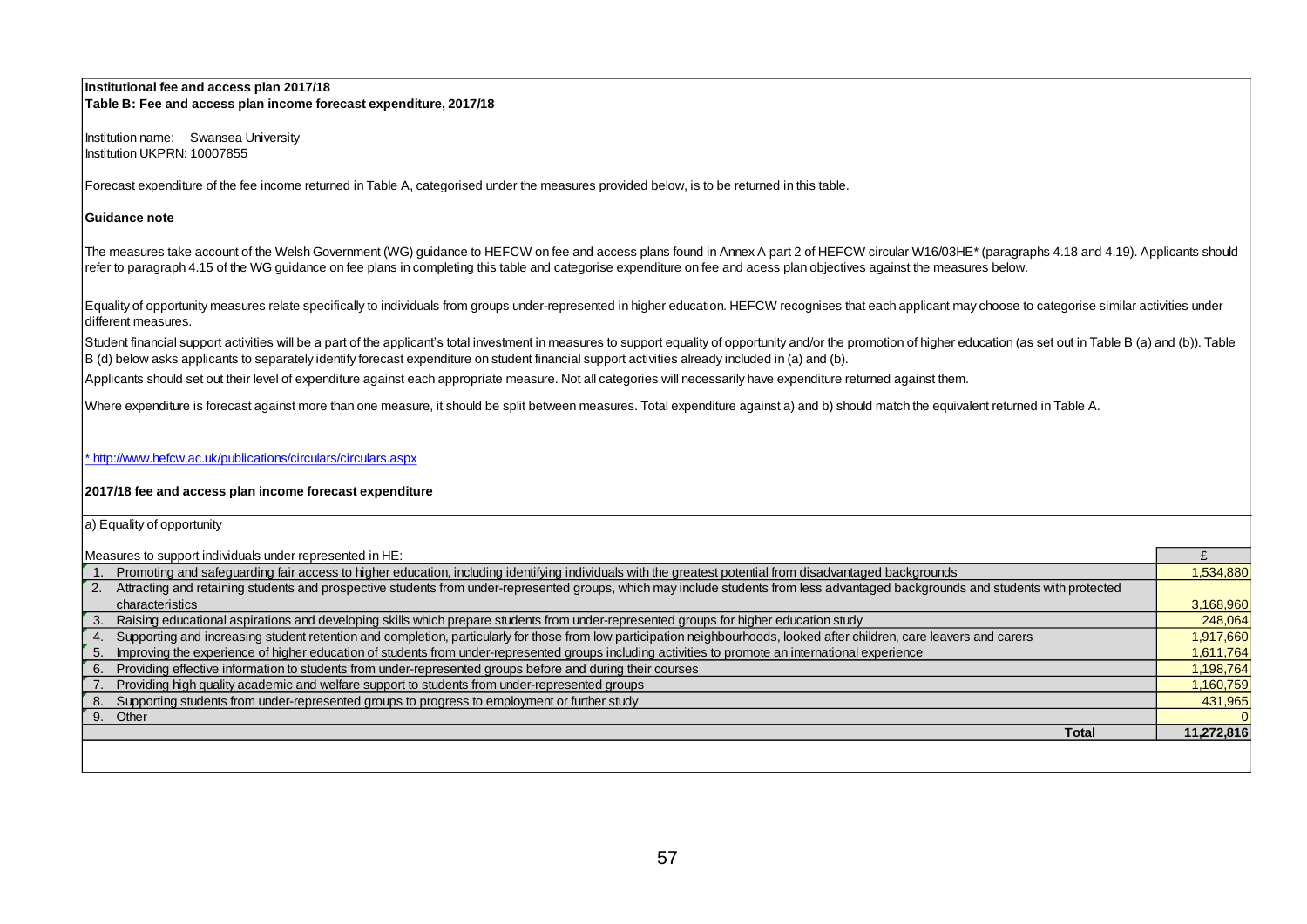**Institutional fee and access plan 2017/18**
**Table B: Fee and access plan income forecast expenditure, 2017/18**

Institution name: Swansea University
Institution UKPRN: 10007855

Forecast expenditure of the fee income returned in Table A, categorised under the measures provided below, is to be returned in this table.

**Guidance note**

The measures take account of the Welsh Government (WG) guidance to HEFCW on fee and access plans found in Annex A part 2 of HEFCW circular W16/03HE* (paragraphs 4.18 and 4.19). Applicants should refer to paragraph 4.15 of the WG guidance on fee plans in completing this table and categorise expenditure on fee and acess plan objectives against the measures below.

Equality of opportunity measures relate specifically to individuals from groups under-represented in higher education. HEFCW recognises that each applicant may choose to categorise similar activities under different measures.

Student financial support activities will be a part of the applicant's total investment in measures to support equality of opportunity and/or the promotion of higher education (as set out in Table B (a) and (b)). Table B (d) below asks applicants to separately identify forecast expenditure on student financial support activities already included in (a) and (b).

Applicants should set out their level of expenditure against each appropriate measure. Not all categories will necessarily have expenditure returned against them.

Where expenditure is forecast against more than one measure, it should be split between measures. Total expenditure against a) and b) should match the equivalent returned in Table A.

* http://www.hefcw.ac.uk/publications/circulars/circulars.aspx

**2017/18 fee and access plan income forecast expenditure**

a) Equality of opportunity

| Measures to support individuals under represented in HE: | £ |
|---|---|
| 1. Promoting and safeguarding fair access to higher education, including identifying individuals with the greatest potential from disadvantaged backgrounds | 1,534,880 |
| 2. Attracting and retaining students and prospective students from under-represented groups, which may include students from less advantaged backgrounds and students with protected characteristics | 3,168,960 |
| 3. Raising educational aspirations and developing skills which prepare students from under-represented groups for higher education study | 248,064 |
| 4. Supporting and increasing student retention and completion, particularly for those from low participation neighbourhoods, looked after children, care leavers and carers | 1,917,660 |
| 5. Improving the experience of higher education of students from under-represented groups including activities to promote an international experience | 1,611,764 |
| 6. Providing effective information to students from under-represented groups before and during their courses | 1,198,764 |
| 7. Providing high quality academic and welfare support to students from under-represented groups | 1,160,759 |
| 8. Supporting students from under-represented groups to progress to employment or further study | 431,965 |
| 9. Other | 0 |
| **Total** | **11,272,816** |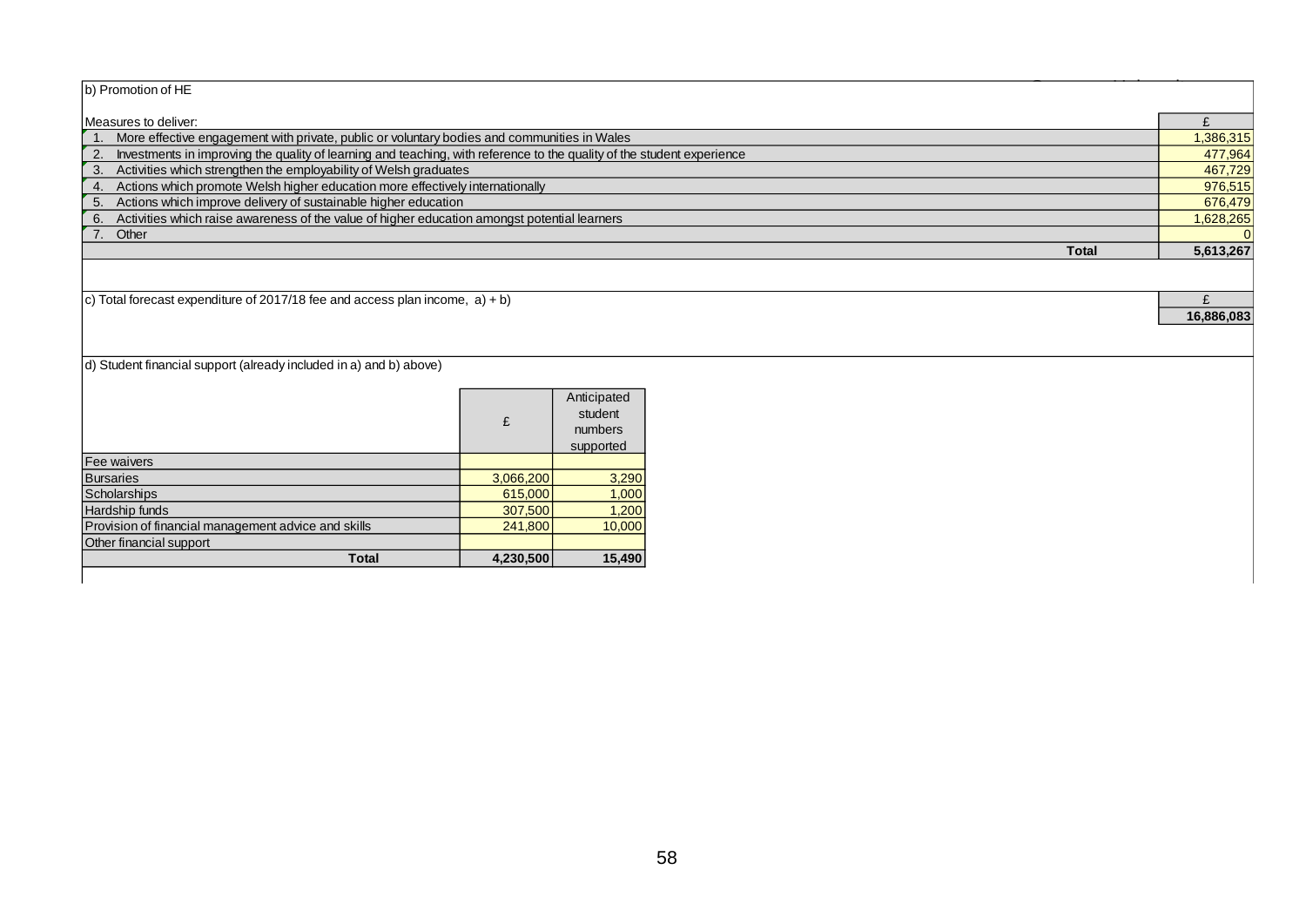b) Promotion of HE

| Measures to deliver: | £ |
|---|---|
| 1. More effective engagement with private, public or voluntary bodies and communities in Wales | 1,386,315 |
| 2. Investments in improving the quality of learning and teaching, with reference to the quality of the student experience | 477,964 |
| 3. Activities which strengthen the employability of Welsh graduates | 467,729 |
| 4. Actions which promote Welsh higher education more effectively internationally | 976,515 |
| 5. Actions which improve delivery of sustainable higher education | 676,479 |
| 6. Activities which raise awareness of the value of higher education amongst potential learners | 1,628,265 |
| 7. Other | 0 |
| **Total** | **5,613,267** |

| c) Total forecast expenditure of 2017/18 fee and access plan income, a) + b) | £ |
|---|---|
| | **16,886,083** |

d) Student financial support (already included in a) and b) above)

| | £ | Anticipated student numbers supported |
|---|---|---|
| Fee waivers | | |
| Bursaries | 3,066,200 | 3,290 |
| Scholarships | 615,000 | 1,000 |
| Hardship funds | 307,500 | 1,200 |
| Provision of financial management advice and skills | 241,800 | 10,000 |
| Other financial support | | |
| **Total** | **4,230,500** | **15,490** |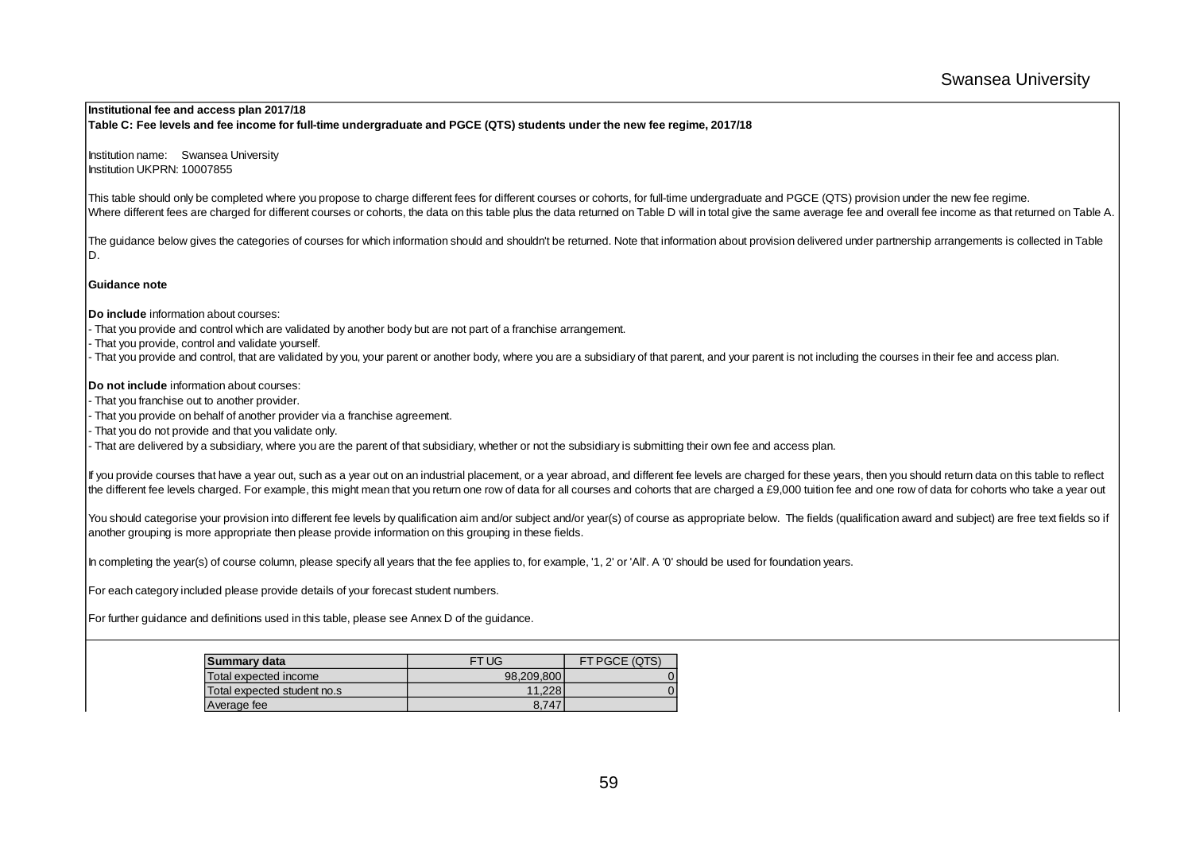Swansea University

**Institutional fee and access plan 2017/18**
**Table C: Fee levels and fee income for full-time undergraduate and PGCE (QTS) students under the new fee regime, 2017/18**

Institution name: Swansea University
Institution UKPRN: 10007855

This table should only be completed where you propose to charge different fees for different courses or cohorts, for full-time undergraduate and PGCE (QTS) provision under the new fee regime.
Where different fees are charged for different courses or cohorts, the data on this table plus the data returned on Table D will in total give the same average fee and overall fee income as that returned on Table A.

The guidance below gives the categories of courses for which information should and shouldn't be returned. Note that information about provision delivered under partnership arrangements is collected in Table D.

**Guidance note**

**Do include** information about courses:
- That you provide and control which are validated by another body but are not part of a franchise arrangement.
- That you provide, control and validate yourself.
- That you provide and control, that are validated by you, your parent or another body, where you are a subsidiary of that parent, and your parent is not including the courses in their fee and access plan.

**Do not include** information about courses:
- That you franchise out to another provider.
- That you provide on behalf of another provider via a franchise agreement.
- That you do not provide and that you validate only.
- That are delivered by a subsidiary, where you are the parent of that subsidiary, whether or not the subsidiary is submitting their own fee and access plan.

If you provide courses that have a year out, such as a year out on an industrial placement, or a year abroad, and different fee levels are charged for these years, then you should return data on this table to reflect the different fee levels charged. For example, this might mean that you return one row of data for all courses and cohorts that are charged a £9,000 tuition fee and one row of data for cohorts who take a year out

You should categorise your provision into different fee levels by qualification aim and/or subject and/or year(s) of course as appropriate below. The fields (qualification award and subject) are free text fields so if another grouping is more appropriate then please provide information on this grouping in these fields.

In completing the year(s) of course column, please specify all years that the fee applies to, for example, '1, 2' or 'All'. A '0' should be used for foundation years.

For each category included please provide details of your forecast student numbers.

For further guidance and definitions used in this table, please see Annex D of the guidance.

| **Summary data** | FT UG | FT PGCE (QTS) |
|---|---|---|
| Total expected income | 98,209,800 | 0 |
| Total expected student no.s | 11,228 | 0 |
| Average fee | 8,747 | |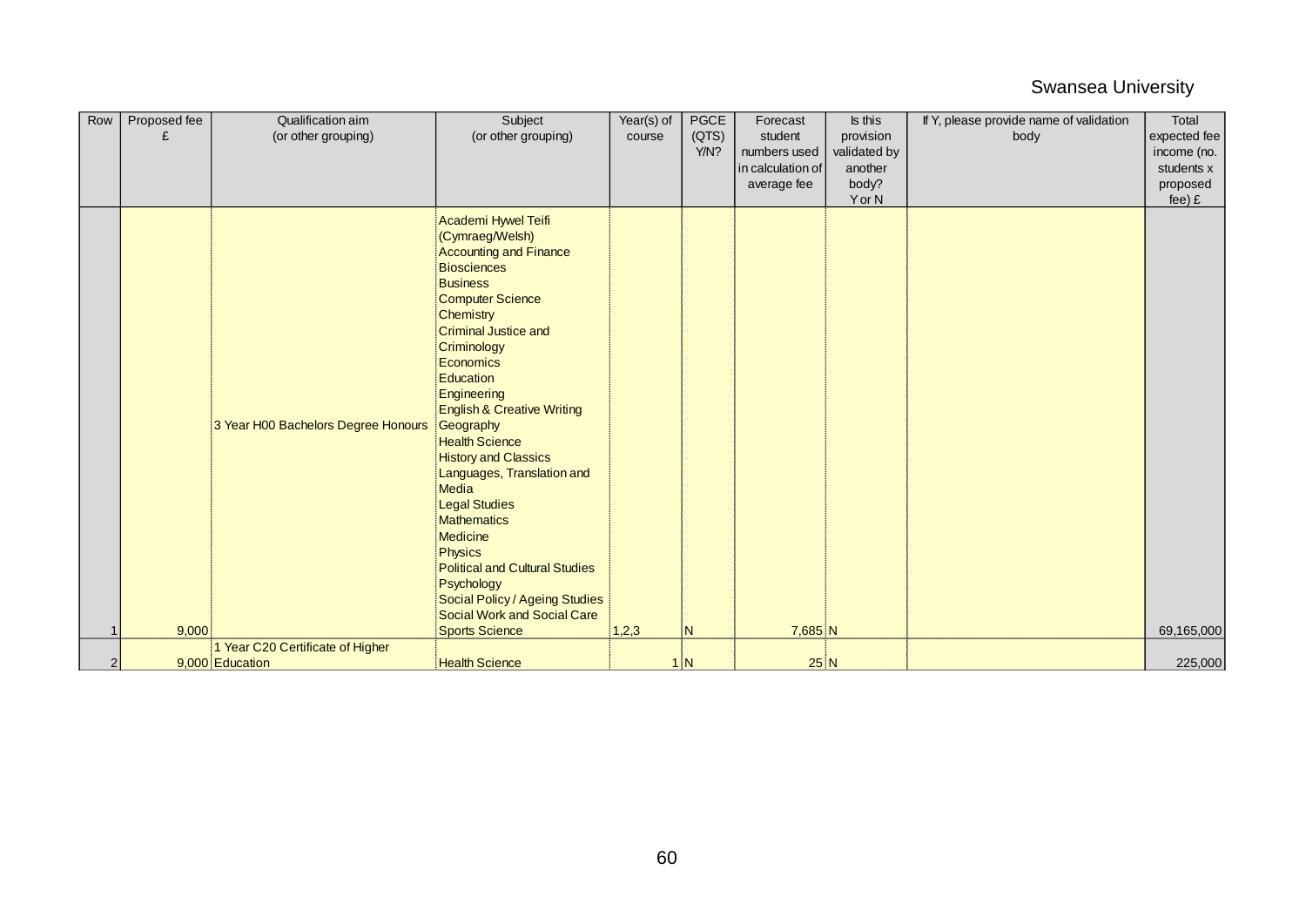Swansea University

| Row | Proposed fee £ | Qualification aim (or other grouping) | Subject (or other grouping) | Year(s) of course | PGCE (QTS) Y/N? | Forecast student numbers used in calculation of average fee | Is this provision validated by another body? Y or N | If Y, please provide name of validation body | Total expected fee income (no. students x proposed fee) £ |
|---|---|---|---|---|---|---|---|---|---|
| 1 | 9,000 | 3 Year H00 Bachelors Degree Honours | Academi Hywel Teifi (Cymraeg/Welsh)<br>Accounting and Finance<br>Biosciences<br>Business<br>Computer Science<br>Chemistry<br>Criminal Justice and Criminology<br>Economics<br>Education<br>Engineering<br>English & Creative Writing<br>Geography<br>Health Science<br>History and Classics<br>Languages, Translation and Media<br>Legal Studies<br>Mathematics<br>Medicine<br>Physics<br>Political and Cultural Studies<br>Psychology<br>Social Policy / Ageing Studies<br>Social Work and Social Care<br>Sports Science | 1,2,3 | N | 7,685 | N | | 69,165,000 |
| 2 | 9,000 | 1 Year C20 Certificate of Higher Education | Health Science | 1 | N | 25 | N | | 225,000 |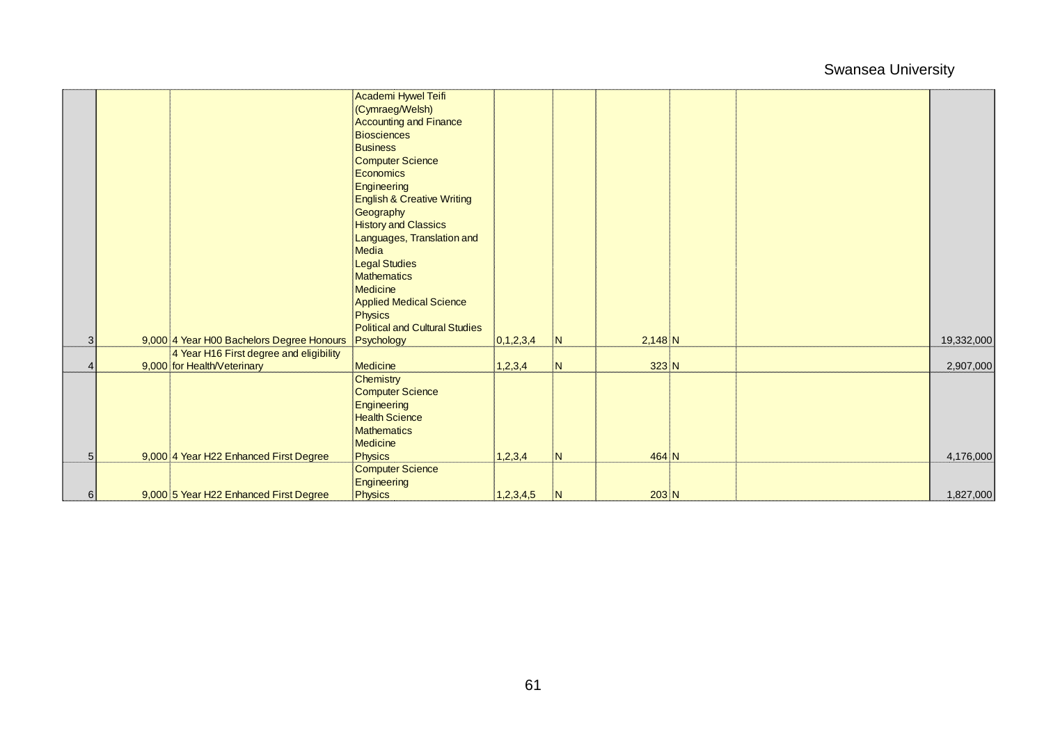| | | | | | | | | | | |
|---|---|---|---|---|---|---|---|---|---|---|
| 3 | | 9,000 | 4 Year H00 Bachelors Degree Honours | Academi Hywel Teifi (Cymraeg/Welsh)<br>Accounting and Finance<br>Biosciences<br>Business<br>Computer Science<br>Economics<br>Engineering<br>English & Creative Writing<br>Geography<br>History and Classics<br>Languages, Translation and Media<br>Legal Studies<br>Mathematics<br>Medicine<br>Applied Medical Science<br>Physics<br>Political and Cultural Studies<br>Psychology | 0,1,2,3,4 | N | 2,148 | N | | 19,332,000 |
| 4 | | 9,000 | 4 Year H16 First degree and eligibility for Health/Veterinary | Medicine | 1,2,3,4 | N | 323 | N | | 2,907,000 |
| 5 | | 9,000 | 4 Year H22 Enhanced First Degree | Chemistry<br>Computer Science<br>Engineering<br>Health Science<br>Mathematics<br>Medicine<br>Physics | 1,2,3,4 | N | 464 | N | | 4,176,000 |
| 6 | | 9,000 | 5 Year H22 Enhanced First Degree | Computer Science<br>Engineering<br>Physics | 1,2,3,4,5 | N | 203 | N | | 1,827,000 |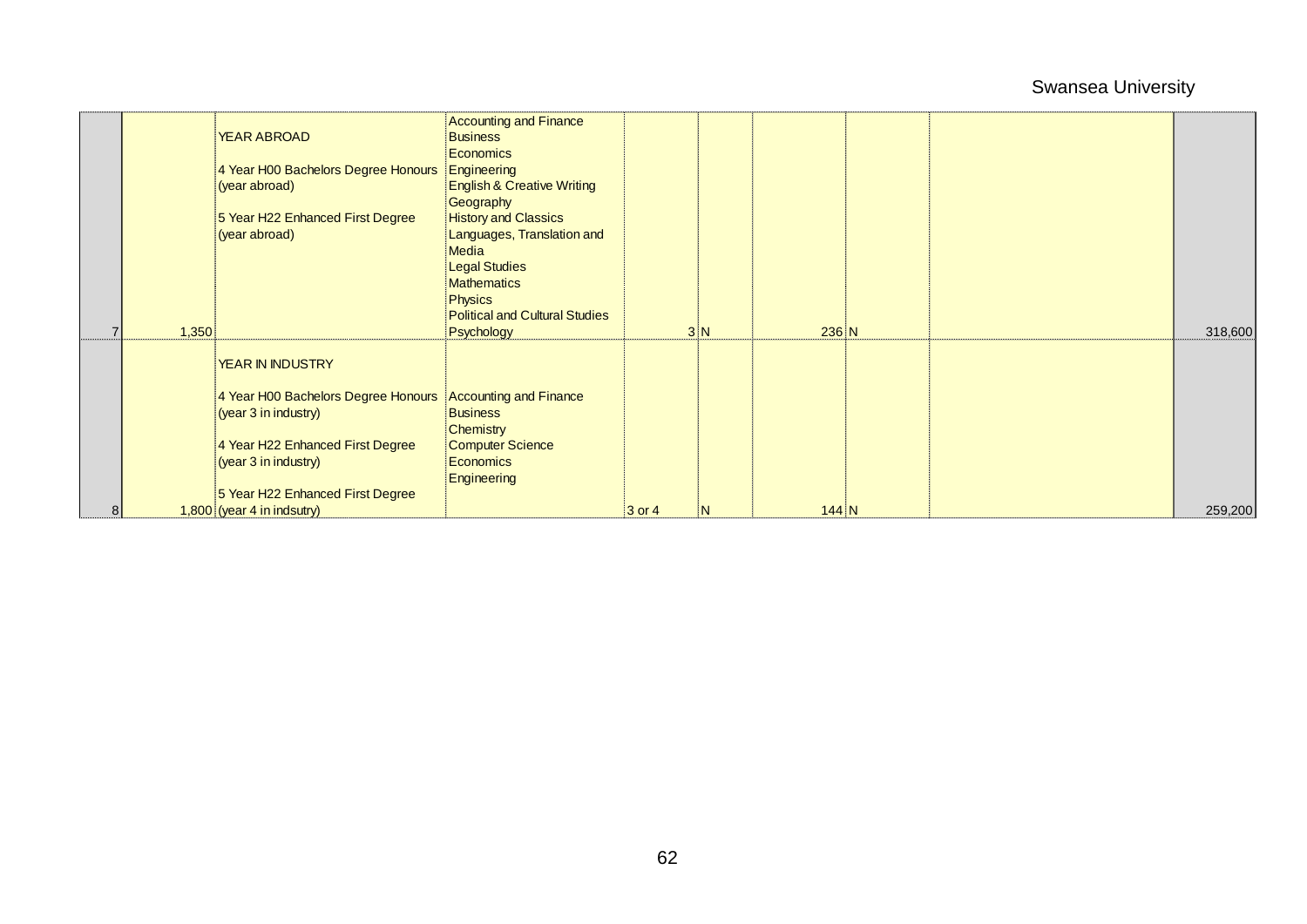| | | | | | | | | | |
|---|---|---|---|---|---|---|---|---|---|
| 7 | 1,350 | YEAR ABROAD<br><br>4 Year H00 Bachelors Degree Honours (year abroad)<br><br>5 Year H22 Enhanced First Degree (year abroad) | Accounting and Finance<br>Business<br>Economics<br>Engineering<br>English & Creative Writing<br>Geography<br>History and Classics<br>Languages, Translation and Media<br>Legal Studies<br>Mathematics<br>Physics<br>Political and Cultural Studies<br>Psychology | 3 | N | 236 | N | | 318,600 |
| 8 | 1,800 | YEAR IN INDUSTRY<br><br>4 Year H00 Bachelors Degree Honours (year 3 in industry)<br><br>4 Year H22 Enhanced First Degree (year 3 in industry)<br><br>5 Year H22 Enhanced First Degree (year 4 in indsutry) | Accounting and Finance<br>Business<br>Chemistry<br>Computer Science<br>Economics<br>Engineering | 3 or 4 | N | 144 | N | | 259,200 |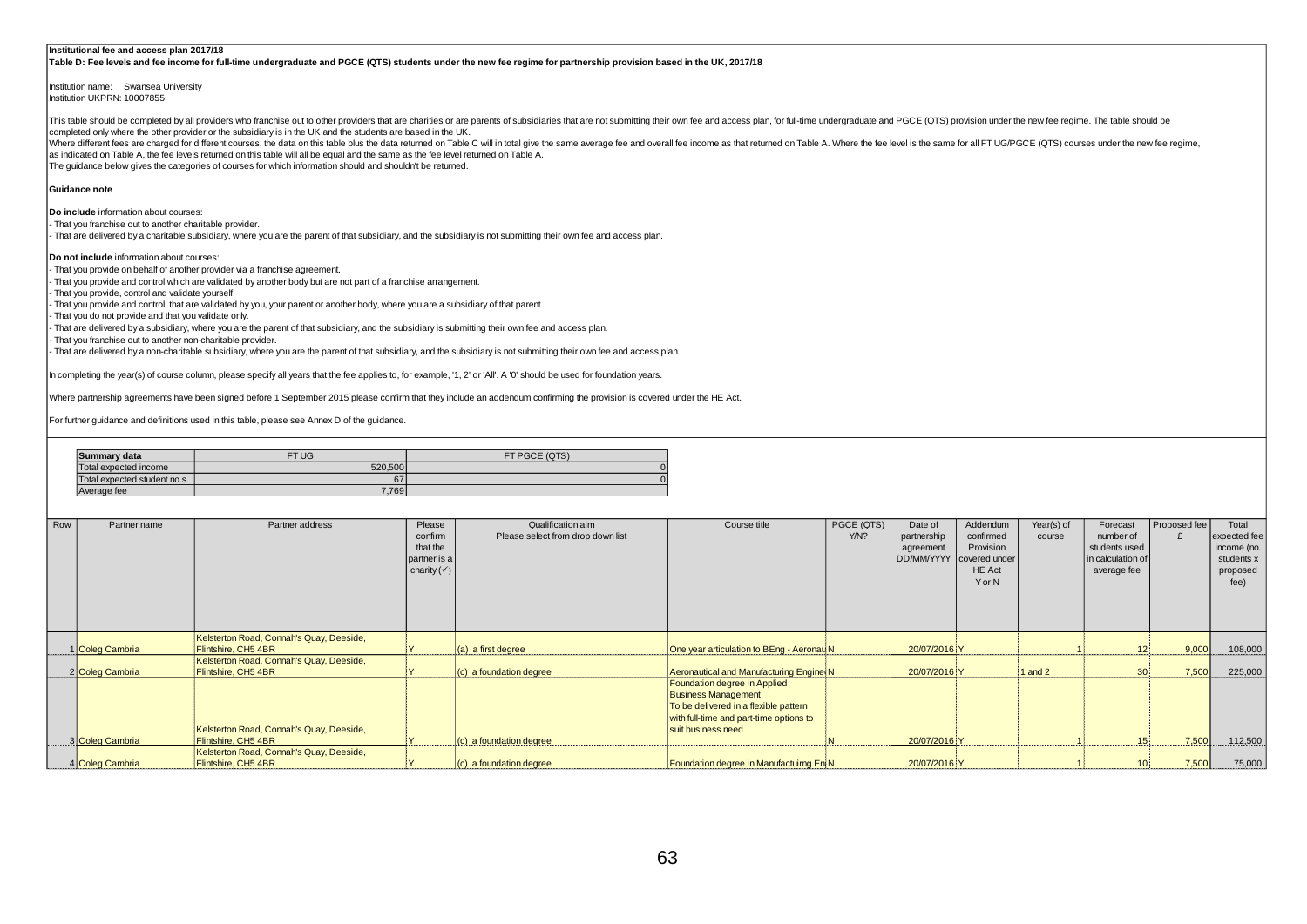**Institutional fee and access plan 2017/18**

**Table D: Fee levels and fee income for full-time undergraduate and PGCE (QTS) students under the new fee regime for partnership provision based in the UK, 2017/18**

Institution name: Swansea University
Institution UKPRN: 10007855

This table should be completed by all providers who franchise out to other providers that are charities or are parents of subsidiaries that are not submitting their own fee and access plan, for full-time undergraduate and PGCE (QTS) provision under the new fee regime. The table should be completed only where the other provider or the subsidiary is in the UK and the students are based in the UK.
Where different fees are charged for different courses, the data on this table plus the data returned on Table C will in total give the same average fee and overall fee income as that returned on Table A. Where the fee level is the same for all FT UG/PGCE (QTS) courses under the new fee regime, as indicated on Table A, the fee levels returned on this table will all be equal and the same as the fee level returned on Table A.
The guidance below gives the categories of courses for which information should and shouldn't be returned.

**Guidance note**

**Do include** information about courses:
- That you franchise out to another charitable provider.
- That are delivered by a charitable subsidiary, where you are the parent of that subsidiary, and the subsidiary is not submitting their own fee and access plan.

**Do not include** information about courses:
- That you provide on behalf of another provider via a franchise agreement.
- That you provide and control which are validated by another body but are not part of a franchise arrangement.
- That you provide, control and validate yourself.
- That you provide and control, that are validated by you, your parent or another body, where you are a subsidiary of that parent.
- That you do not provide and that you validate only.
- That are delivered by a subsidiary, where you are the parent of that subsidiary, and the subsidiary is submitting their own fee and access plan.
- That you franchise out to another non-charitable provider.
- That are delivered by a non-charitable subsidiary, where you are the parent of that subsidiary, and the subsidiary is not submitting their own fee and access plan.

In completing the year(s) of course column, please specify all years that the fee applies to, for example, '1, 2' or 'All'. A '0' should be used for foundation years.

Where partnership agreements have been signed before 1 September 2015 please confirm that they include an addendum confirming the provision is covered under the HE Act.

For further guidance and definitions used in this table, please see Annex D of the guidance.

| Summary data | FT UG | FT PGCE (QTS) |
|---|---|---|
| Total expected income | 520,500 | 0 |
| Total expected student no.s | 67 | 0 |
| Average fee | 7,769 | |

| Row | Partner name | Partner address | Please confirm that the partner is a charity (✓) | Qualification aim Please select from drop down list | Course title | PGCE (QTS) Y/N? | Date of partnership agreement DD/MM/YYYY | Addendum confirmed Provision covered under HE Act Y or N | Year(s) of course | Forecast number of students used in calculation of average fee | Proposed fee £ | Total expected fee income (no. students x proposed fee) |
|---|---|---|---|---|---|---|---|---|---|---|---|---|
| 1 | Coleg Cambria | Kelsterton Road, Connah's Quay, Deeside, Flintshire, CH5 4BR | Y | (a) a first degree | One year articulation to BEng - Aeronau | N | 20/07/2016 | Y | 1 | 12 | 9,000 | 108,000 |
| 2 | Coleg Cambria | Kelsterton Road, Connah's Quay, Deeside, Flintshire, CH5 4BR | Y | (c) a foundation degree | Aeronautical and Manufacturing Engine | N | 20/07/2016 | Y | 1 and 2 | 30 | 7,500 | 225,000 |
| 3 | Coleg Cambria | Kelsterton Road, Connah's Quay, Deeside, Flintshire, CH5 4BR | Y | (c) a foundation degree | Foundation degree in Applied Business Management To be delivered in a flexible pattern with full-time and part-time options to suit business need | N | 20/07/2016 | Y | 1 | 15 | 7,500 | 112,500 |
| 4 | Coleg Cambria | Kelsterton Road, Connah's Quay, Deeside, Flintshire, CH5 4BR | Y | (c) a foundation degree | Foundation degree in Manufactuirng En | N | 20/07/2016 | Y | 1 | 10 | 7,500 | 75,000 |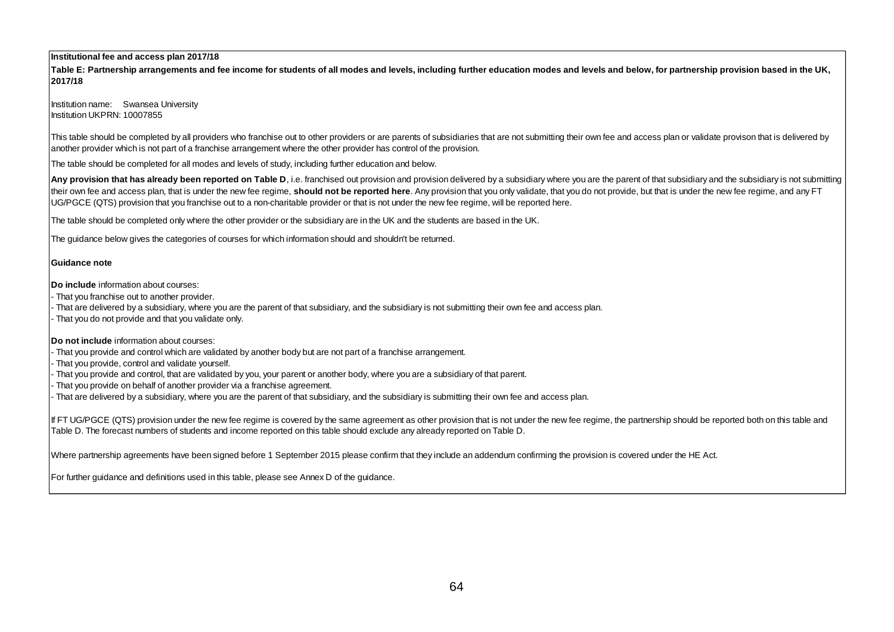**Institutional fee and access plan 2017/18**

**Table E: Partnership arrangements and fee income for students of all modes and levels, including further education modes and levels and below, for partnership provision based in the UK, 2017/18**

Institution name: Swansea University
Institution UKPRN: 10007855

This table should be completed by all providers who franchise out to other providers or are parents of subsidiaries that are not submitting their own fee and access plan or validate provison that is delivered by another provider which is not part of a franchise arrangement where the other provider has control of the provision.

The table should be completed for all modes and levels of study, including further education and below.

**Any provision that has already been reported on Table D**, i.e. franchised out provision and provision delivered by a subsidiary where you are the parent of that subsidiary and the subsidiary is not submitting their own fee and access plan, that is under the new fee regime, **should not be reported here**. Any provision that you only validate, that you do not provide, but that is under the new fee regime, and any FT UG/PGCE (QTS) provision that you franchise out to a non-charitable provider or that is not under the new fee regime, will be reported here.

The table should be completed only where the other provider or the subsidiary are in the UK and the students are based in the UK.

The guidance below gives the categories of courses for which information should and shouldn't be returned.

**Guidance note**

**Do include** information about courses:

- That you franchise out to another provider.
- That are delivered by a subsidiary, where you are the parent of that subsidiary, and the subsidiary is not submitting their own fee and access plan.
- That you do not provide and that you validate only.

**Do not include** information about courses:

- That you provide and control which are validated by another body but are not part of a franchise arrangement.
- That you provide, control and validate yourself.
- That you provide and control, that are validated by you, your parent or another body, where you are a subsidiary of that parent.
- That you provide on behalf of another provider via a franchise agreement.
- That are delivered by a subsidiary, where you are the parent of that subsidiary, and the subsidiary is submitting their own fee and access plan.

If FT UG/PGCE (QTS) provision under the new fee regime is covered by the same agreement as other provision that is not under the new fee regime, the partnership should be reported both on this table and Table D. The forecast numbers of students and income reported on this table should exclude any already reported on Table D.

Where partnership agreements have been signed before 1 September 2015 please confirm that they include an addendum confirming the provision is covered under the HE Act.

For further guidance and definitions used in this table, please see Annex D of the guidance.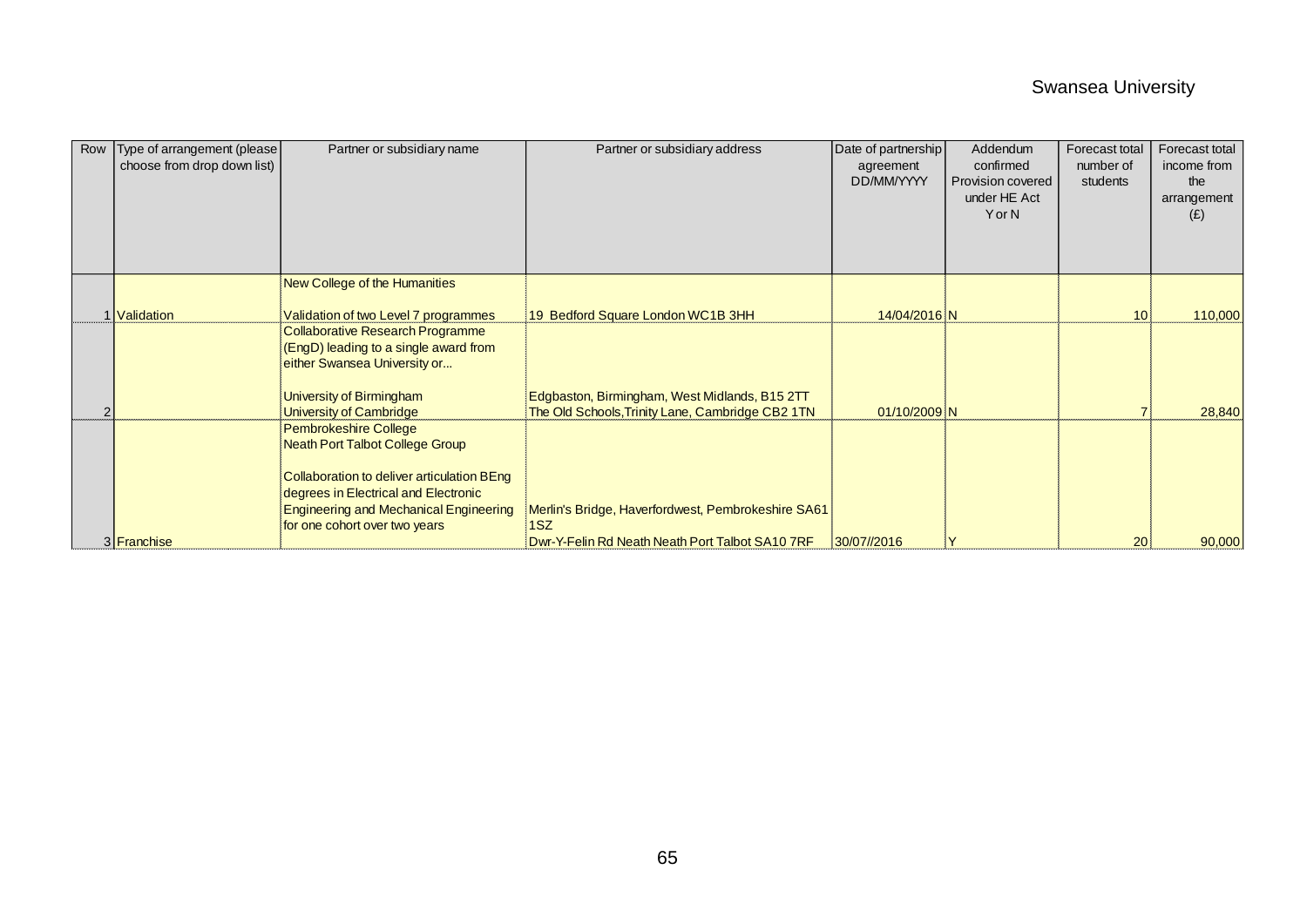Swansea University

| Row | Type of arrangement (please choose from drop down list) | Partner or subsidiary name | Partner or subsidiary address | Date of partnership agreement DD/MM/YYYY | Addendum confirmed Provision covered under HE Act Y or N | Forecast total number of students | Forecast total income from the arrangement (£) |
|---|---|---|---|---|---|---|---|
| 1 | Validation | New College of the Humanities<br><br>Validation of two Level 7 programmes | 19 Bedford Square London WC1B 3HH | 14/04/2016 | N | 10 | 110,000 |
| 2 | | Collaborative Research Programme (EngD) leading to a single award from either Swansea University or...<br><br>University of Birmingham<br>University of Cambridge | Edgbaston, Birmingham, West Midlands, B15 2TT<br>The Old Schools,Trinity Lane, Cambridge CB2 1TN | 01/10/2009 | N | 7 | 28,840 |
| 3 | Franchise | Pembrokeshire College<br>Neath Port Talbot College Group<br><br>Collaboration to deliver articulation BEng degrees in Electrical and Electronic Engineering and Mechanical Engineering for one cohort over two years | Merlin's Bridge, Haverfordwest, Pembrokeshire SA61 1SZ<br>Dwr-Y-Felin Rd Neath Neath Port Talbot SA10 7RF | 30/07//2016 | Y | 20 | 90,000 |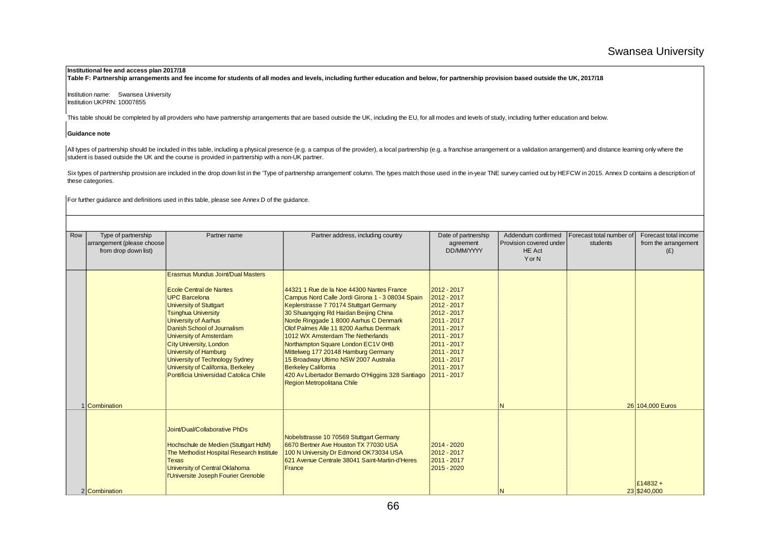Swansea University

**Institutional fee and access plan 2017/18**

**Table F: Partnership arrangements and fee income for students of all modes and levels, including further education and below, for partnership provision based outside the UK, 2017/18**

Institution name: Swansea University
Institution UKPRN: 10007855

This table should be completed by all providers who have partnership arrangements that are based outside the UK, including the EU, for all modes and levels of study, including further education and below.

**Guidance note**

All types of partnership should be included in this table, including a physical presence (e.g. a campus of the provider), a local partnership (e.g. a franchise arrangement or a validation arrangement) and distance learning only where the student is based outside the UK and the course is provided in partnership with a non-UK partner.

Six types of partnership provision are included in the drop down list in the 'Type of partnership arrangement' column. The types match those used in the in-year TNE survey carried out by HEFCW in 2015. Annex D contains a description of these categories.

For further guidance and definitions used in this table, please see Annex D of the guidance.

| Row | Type of partnership arrangement (please choose from drop down list) | Partner name | Partner address, including country | Date of partnership agreement DD/MM/YYYY | Addendum confirmed Provision covered under HE Act Y or N | Forecast total number of students | Forecast total income from the arrangement (£) |
|---|---|---|---|---|---|---|---|
| 1 | Combination | Erasmus Mundus Joint/Dual Masters<br><br>Ecole Central de Nantes<br>UPC Barcelona<br>University of Stuttgart<br>Tsinghua University<br>University of Aarhus<br>Danish School of Journalism<br>University of Amsterdam<br>City University, London<br>University of Hamburg<br>University of Technology Sydney<br>University of California, Berkeley<br>Pontificia Universidad Catolica Chile | 44321 1 Rue de la Noe 44300 Nantes France<br>Campus Nord Calle Jordi Girona 1 - 3 08034 Spain<br>Keplerstrasse 7 70174 Stuttgart Germany<br>30 Shuangqing Rd Haidan Beijing China<br>Norde Ringgade 1 8000 Aarhus C Denmark<br>Olof Palmes Alle 11 8200 Aarhus Denmark<br>1012 WX Amsterdam The Netherlands<br>Northampton Square London EC1V 0HB<br>Mittelweg 177 20148 Hamburg Germany<br>15 Broadway Ultimo NSW 2007 Australia<br>Berkeley California<br>420 Av Libertador Bernardo O'Higgins 328 Santiago Region Metropolitana Chile | 2012 - 2017<br>2012 - 2017<br>2012 - 2017<br>2012 - 2017<br>2011 - 2017<br>2011 - 2017<br>2011 - 2017<br>2011 - 2017<br>2011 - 2017<br>2011 - 2017<br>2011 - 2017<br>2011 - 2017 | N | 26 | 104,000 Euros |
| 2 | Combination | Joint/Dual/Collaborative PhDs<br><br>Hochschule de Medien (Stuttgart HdM)<br>The Methodist Hospital Research Institute Texas<br>University of Central Oklahoma<br>l'Universite Joseph Fourier Grenoble | Nobelsttrasse 10 70569 Stuttgart Germany<br>6670 Bertner Ave Houston TX 77030 USA<br>100 N University Dr Edmond OK73034 USA<br>621 Avenue Centrale 38041 Saint-Martin-d'Heres France | 2014 - 2020<br>2012 - 2017<br>2011 - 2017<br>2015 - 2020 | N | 23 | £14832 + $240,000 |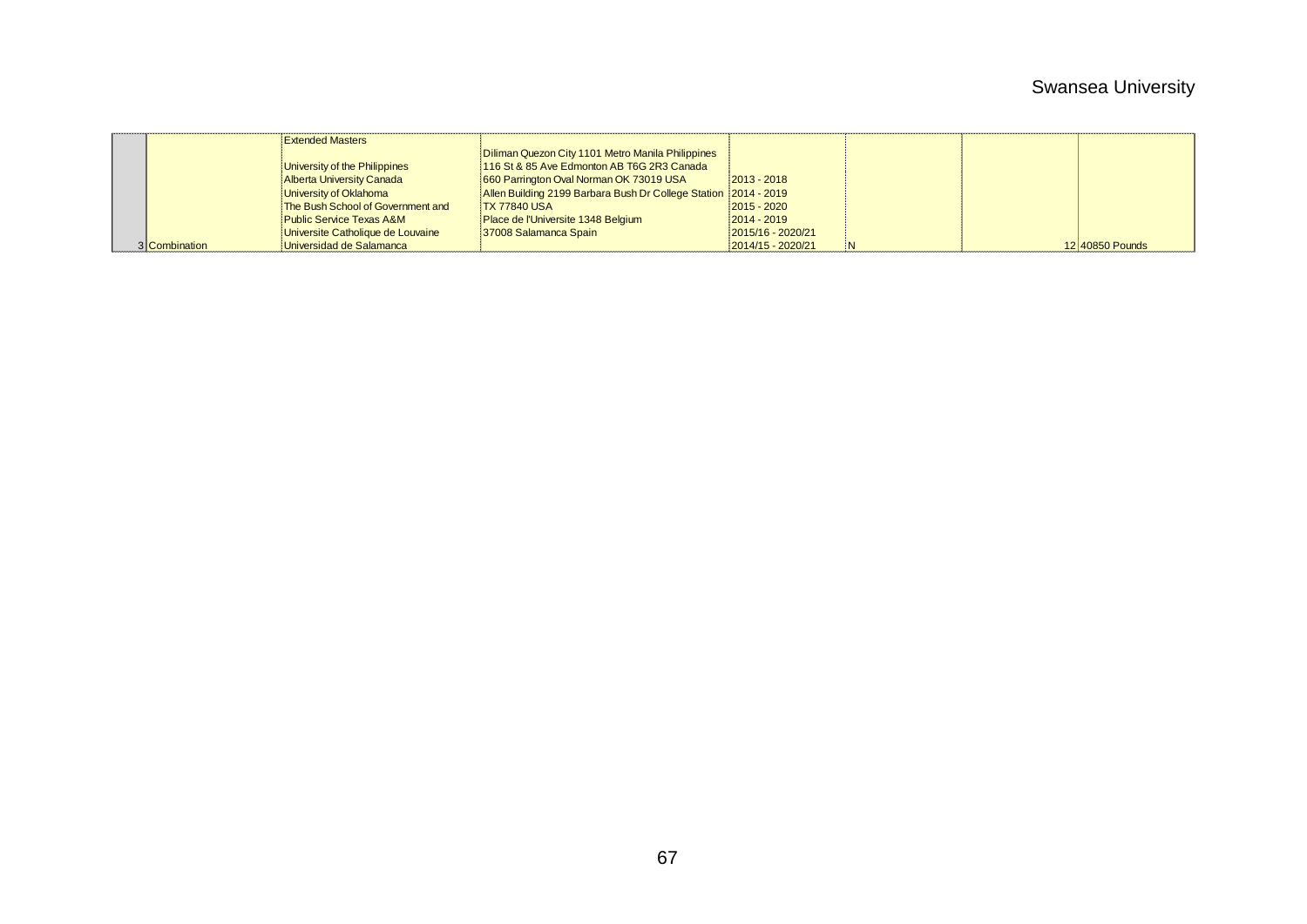| | | | | | | | | |
|---|---|---|---|---|---|---|---|---|
| | | Extended Masters<br><br>University of the Philippines<br>Alberta University Canada<br>University of Oklahoma<br>The Bush School of Government and Public Service Texas A&M<br>Universite Catholique de Louvaine<br>Universidad de Salamanca | Diliman Quezon City 1101 Metro Manila Philippines<br>116 St & 85 Ave Edmonton AB T6G 2R3 Canada<br>660 Parrington Oval Norman OK 73019 USA<br>Allen Building 2199 Barbara Bush Dr College Station TX 77840 USA<br>Place de l'Universite 1348 Belgium<br>37008 Salamanca Spain | 2013 - 2018<br>2014 - 2019<br>2015 - 2020<br>2014 - 2019<br>2015/16 - 2020/21<br>2014/15 - 2020/21 | N | | 12 | 40850 Pounds |
| 3 | Combination | | | | | | | |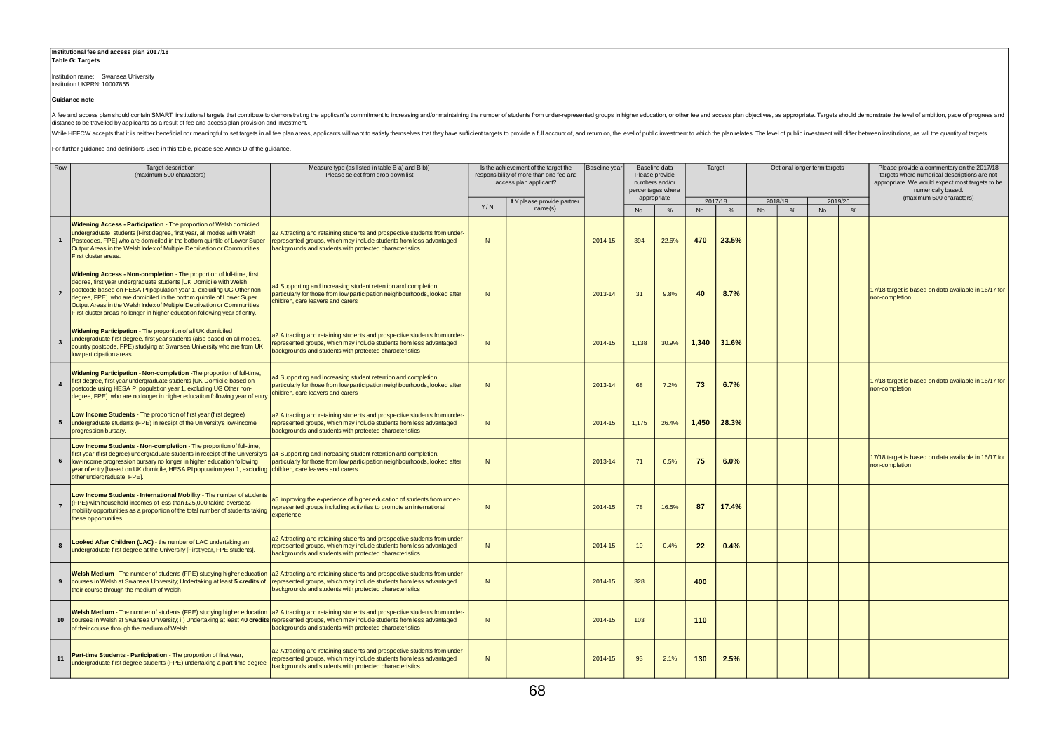**Institutional fee and access plan 2017/18**
**Table G: Targets**

Institution name: Swansea University
Institution UKPRN: 10007855

**Guidance note**

A fee and access plan should contain SMART institutional targets that contribute to demonstrating the applicant's commitment to increasing and/or maintaining the number of students from under-represented groups in higher education, or other fee and access plan objectives, as appropriate. Targets should demonstrate the level of ambition, pace of progress and distance to be travelled by applicants as a result of fee and access plan provision and investment.

While HEFCW accepts that it is neither beneficial nor meaningful to set targets in all fee plan areas, applicants will want to satisfy themselves that they have sufficient targets to provide a full account of, and return on, the level of public investment to which the plan relates. The level of public investment will differ between institutions, as will the quantity of targets.

For further guidance and definitions used in this table, please see Annex D of the guidance.

| Row | Target description (maximum 500 characters) | Measure type (as listed in table B a) and B b)) Please select from drop down list | Is the achievement of the target the responsibility of more than one fee and access plan applicant? | | Baseline year | Baseline data Please provide numbers and/or percentages where appropriate | | Target 2017/18 | | Optional longer term targets 2018/19 | | Optional longer term targets 2019/20 | | Please provide a commentary on the 2017/18 targets where numerical descriptions are not appropriate. We would expect most targets to be numerically based. (maximum 500 characters) |
|---|---|---|---|---|---|---|---|---|---|---|---|---|---|---|
| | | | Y / N | If Y please provide partner name(s) | | No. | % | No. | % | No. | % | No. | % | |
| 1 | **Widening Access - Participation** - The proportion of Welsh domiciled undergraduate students [First degree, first year, all modes with Welsh Postcodes, FPE] who are domiciled in the bottom quintile of Lower Super Output Areas in the Welsh Index of Multiple Deprivation or Communities First cluster areas. | a2 Attracting and retaining students and prospective students from under-represented groups, which may include students from less advantaged backgrounds and students with protected characteristics | N | | 2014-15 | 394 | 22.6% | 470 | 23.5% | | | | | |
| 2 | **Widening Access - Non-completion** - The proportion of full-time, first degree, first year undergraduate students [UK Domicile with Welsh postcode based on HESA PI population year 1, excluding UG Other non-degree, FPE] who are domiciled in the bottom quintile of Lower Super Output Areas in the Welsh Index of Multiple Deprivation or Communities First cluster areas no longer in higher education following year of entry. | a4 Supporting and increasing student retention and completion, particularly for those from low participation neighbourhoods, looked after children, care leavers and carers | N | | 2013-14 | 31 | 9.8% | 40 | 8.7% | | | | | 17/18 target is based on data available in 16/17 for non-completion |
| 3 | **Widening Participation** - The proportion of all UK domiciled undergraduate first degree, first year students (also based on all modes, country postcode, FPE) studying at Swansea University who are from UK low participation areas. | a2 Attracting and retaining students and prospective students from under-represented groups, which may include students from less advantaged backgrounds and students with protected characteristics | N | | 2014-15 | 1,138 | 30.9% | 1,340 | 31.6% | | | | | |
| 4 | **Widening Participation - Non-completion** -The proportion of full-time, first degree, first year undergraduate students [UK Domicile based on postcode using HESA PI population year 1, excluding UG Other non-degree, FPE] who are no longer in higher education following year of entry. | a4 Supporting and increasing student retention and completion, particularly for those from low participation neighbourhoods, looked after children, care leavers and carers | N | | 2013-14 | 68 | 7.2% | 73 | 6.7% | | | | | 17/18 target is based on data available in 16/17 for non-completion |
| 5 | **Low Income Students** - The proportion of first year (first degree) undergraduate students (FPE) in receipt of the University's low-income progression bursary. | a2 Attracting and retaining students and prospective students from under-represented groups, which may include students from less advantaged backgrounds and students with protected characteristics | N | | 2014-15 | 1,175 | 26.4% | 1,450 | 28.3% | | | | | |
| 6 | **Low Income Students - Non-completion** - The proportion of full-time, first year (first degree) undergraduate students in receipt of the University's low-income progression bursary no longer in higher education following year of entry [based on UK domicile, HESA PI population year 1, excluding other undergraduate, FPE]. | a4 Supporting and increasing student retention and completion, particularly for those from low participation neighbourhoods, looked after children, care leavers and carers | N | | 2013-14 | 71 | 6.5% | 75 | 6.0% | | | | | 17/18 target is based on data available in 16/17 for non-completion |
| 7 | **Low Income Students - International Mobility** - The number of students (FPE) with household incomes of less than £25,000 taking overseas mobility opportunities as a proportion of the total number of students taking these opportunities. | a5 Improving the experience of higher education of students from under-represented groups including activities to promote an international experience | N | | 2014-15 | 78 | 16.5% | 87 | 17.4% | | | | | |
| 8 | **Looked After Children (LAC)** - the number of LAC undertaking an undergraduate first degree at the University [First year, FPE students]. | a2 Attracting and retaining students and prospective students from under-represented groups, which may include students from less advantaged backgrounds and students with protected characteristics | N | | 2014-15 | 19 | 0.4% | 22 | 0.4% | | | | | |
| 9 | **Welsh Medium** - The number of students (FPE) studying higher education courses in Welsh at Swansea University; Undertaking at least **5 credits** of their course through the medium of Welsh | a2 Attracting and retaining students and prospective students from under-represented groups, which may include students from less advantaged backgrounds and students with protected characteristics | N | | 2014-15 | 328 | | 400 | | | | | | |
| 10 | **Welsh Medium** - The number of students (FPE) studying higher education courses in Welsh at Swansea University; ii) Undertaking at least **40 credits** of their course through the medium of Welsh | a2 Attracting and retaining students and prospective students from under-represented groups, which may include students from less advantaged backgrounds and students with protected characteristics | N | | 2014-15 | 103 | | 110 | | | | | | |
| 11 | **Part-time Students - Participation** - The proportion of first year, undergraduate first degree students (FPE) undertaking a part-time degree | a2 Attracting and retaining students and prospective students from under-represented groups, which may include students from less advantaged backgrounds and students with protected characteristics | N | | 2014-15 | 93 | 2.1% | 130 | 2.5% | | | | | |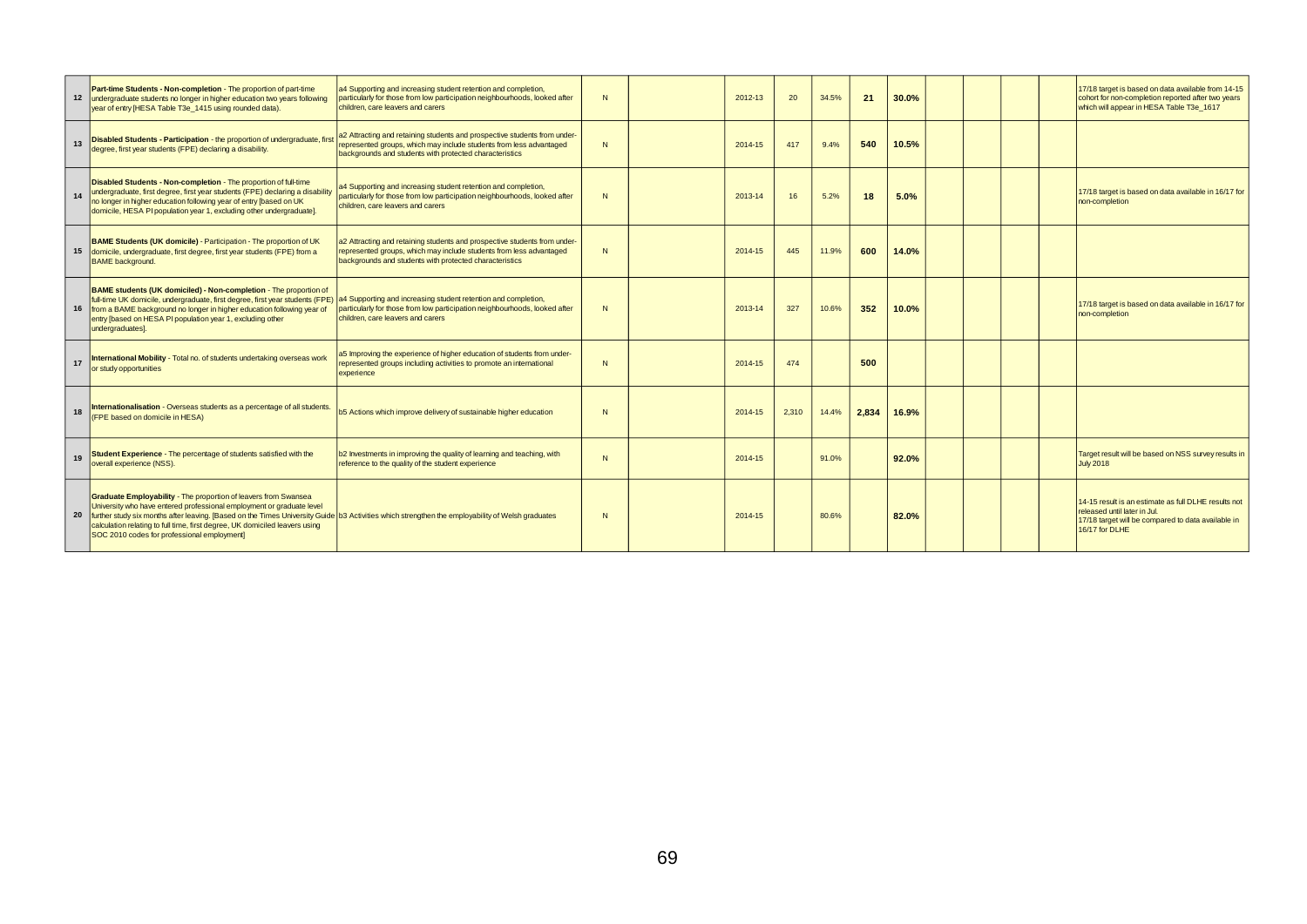| | | | | | | | | | | | | | | | |
|---|---|---|---|---|---|---|---|---|---|---|---|---|---|---|---|
| 12 | **Part-time Students - Non-completion** - The proportion of part-time undergraduate students no longer in higher education two years following year of entry [HESA Table T3e_1415 using rounded data). | a4 Supporting and increasing student retention and completion, particularly for those from low participation neighbourhoods, looked after children, care leavers and carers | N | | 2012-13 | 20 | 34.5% | **21** | **30.0%** | | | | | 17/18 target is based on data available from 14-15 cohort for non-completion reported after two years which will appear in HESA Table T3e_1617 |
| 13 | **Disabled Students - Participation** - the proportion of undergraduate, first degree, first year students (FPE) declaring a disability. | a2 Attracting and retaining students and prospective students from under-represented groups, which may include students from less advantaged backgrounds and students with protected characteristics | N | | 2014-15 | 417 | 9.4% | **540** | **10.5%** | | | | | |
| 14 | **Disabled Students - Non-completion** - The proportion of full-time undergraduate, first degree, first year students (FPE) declaring a disability no longer in higher education following year of entry [based on UK domicile, HESA PI population year 1, excluding other undergraduate]. | a4 Supporting and increasing student retention and completion, particularly for those from low participation neighbourhoods, looked after children, care leavers and carers | N | | 2013-14 | 16 | 5.2% | **18** | **5.0%** | | | | | 17/18 target is based on data available in 16/17 for non-completion |
| 15 | **BAME Students (UK domicile)** - Participation - The proportion of UK domicile, undergraduate, first degree, first year students (FPE) from a BAME background. | a2 Attracting and retaining students and prospective students from under-represented groups, which may include students from less advantaged backgrounds and students with protected characteristics | N | | 2014-15 | 445 | 11.9% | **600** | **14.0%** | | | | | |
| 16 | **BAME students (UK domiciled) - Non-completion** - The proportion of full-time UK domicile, undergraduate, first degree, first year students (FPE) from a BAME background no longer in higher education following year of entry [based on HESA PI population year 1, excluding other undergraduates]. | a4 Supporting and increasing student retention and completion, particularly for those from low participation neighbourhoods, looked after children, care leavers and carers | N | | 2013-14 | 327 | 10.6% | **352** | **10.0%** | | | | | 17/18 target is based on data available in 16/17 for non-completion |
| 17 | **International Mobility** - Total no. of students undertaking overseas work or study opportunities | a5 Improving the experience of higher education of students from under-represented groups including activities to promote an international experience | N | | 2014-15 | 474 | | **500** | | | | | | |
| 18 | **Internationalisation** - Overseas students as a percentage of all students. (FPE based on domicile in HESA) | b5 Actions which improve delivery of sustainable higher education | N | | 2014-15 | 2,310 | 14.4% | **2,834** | **16.9%** | | | | | |
| 19 | **Student Experience** - The percentage of students satisfied with the overall experience (NSS). | b2 Investments in improving the quality of learning and teaching, with reference to the quality of the student experience | N | | 2014-15 | | 91.0% | | **92.0%** | | | | | Target result will be based on NSS survey results in July 2018 |
| 20 | **Graduate Employability** - The proportion of leavers from Swansea University who have entered professional employment or graduate level further study six months after leaving. [Based on the Times University Guide calculation relating to full time, first degree, UK domiciled leavers using SOC 2010 codes for professional employment] | b3 Activities which strengthen the employability of Welsh graduates | N | | 2014-15 | | 80.6% | | **82.0%** | | | | | 14-15 result is an estimate as full DLHE results not released until later in Jul. 17/18 target will be compared to data available in 16/17 for DLHE |